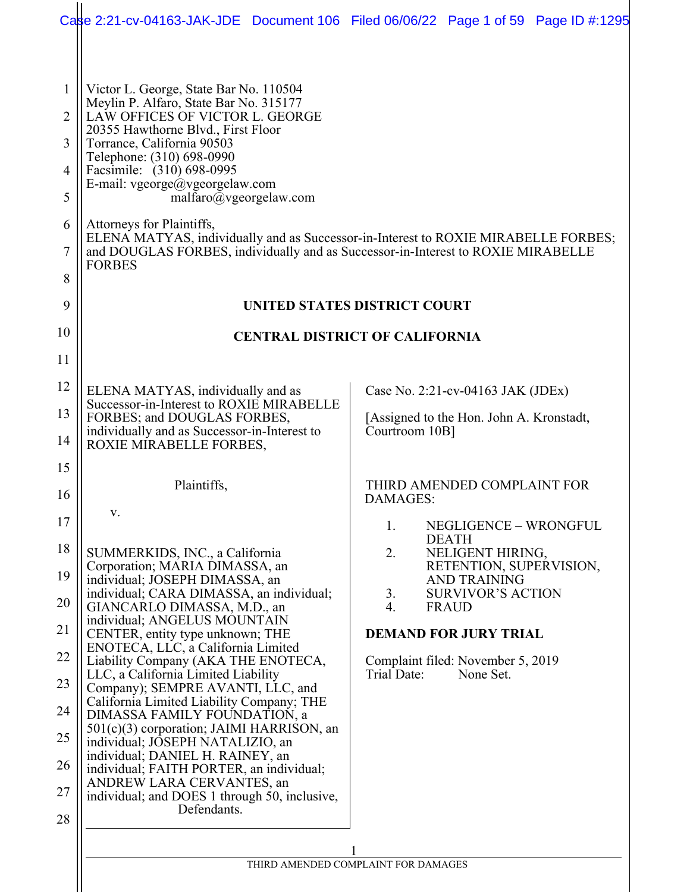Victor L. George, State Bar No. 110504
Meylin P. Alfaro, State Bar No. 315177
LAW OFFICES OF VICTOR L. GEORGE
20355 Hawthorne Blvd., First Floor
Torrance, California 90503
Telephone: (310) 698-0990
Facsimile: (310) 698-0995
E-mail: vgeorge@vgeorgelaw.com
malfaro@vgeorgelaw.com

Attorneys for Plaintiffs,
ELENA MATYAS, individually and as Successor-in-Interest to ROXIE MIRABELLE FORBES; and DOUGLAS FORBES, individually and as Successor-in-Interest to ROXIE MIRABELLE FORBES

**UNITED STATES DISTRICT COURT**

**CENTRAL DISTRICT OF CALIFORNIA**

ELENA MATYAS, individually and as Successor-in-Interest to ROXIE MIRABELLE FORBES; and DOUGLAS FORBES, individually and as Successor-in-Interest to ROXIE MIRABELLE FORBES,

Plaintiffs,

v.

SUMMERKIDS, INC., a California Corporation; MARIA DIMASSA, an individual; JOSEPH DIMASSA, an individual; CARA DIMASSA, an individual; GIANCARLO DIMASSA, M.D., an individual; ANGELUS MOUNTAIN CENTER, entity type unknown; THE ENOTECA, LLC, a California Limited Liability Company (AKA THE ENOTECA, LLC, a California Limited Liability Company); SEMPRE AVANTI, LLC, and California Limited Liability Company; THE DIMASSA FAMILY FOUNDATION, a 501(c)(3) corporation; JAIMI HARRISON, an individual; JOSEPH NATALIZIO, an individual; DANIEL H. RAINEY, an individual; FAITH PORTER, an individual; ANDREW LARA CERVANTES, an individual; and DOES 1 through 50, inclusive,

Defendants.

Case No. 2:21-cv-04163 JAK (JDEx)

[Assigned to the Hon. John A. Kronstadt, Courtroom 10B]

THIRD AMENDED COMPLAINT FOR DAMAGES:

1. NEGLIGENCE – WRONGFUL DEATH
2. NELIGENT HIRING, RETENTION, SUPERVISION, AND TRAINING
3. SURVIVOR'S ACTION
4. FRAUD

**DEMAND FOR JURY TRIAL**

Complaint filed: November 5, 2019
Trial Date: None Set.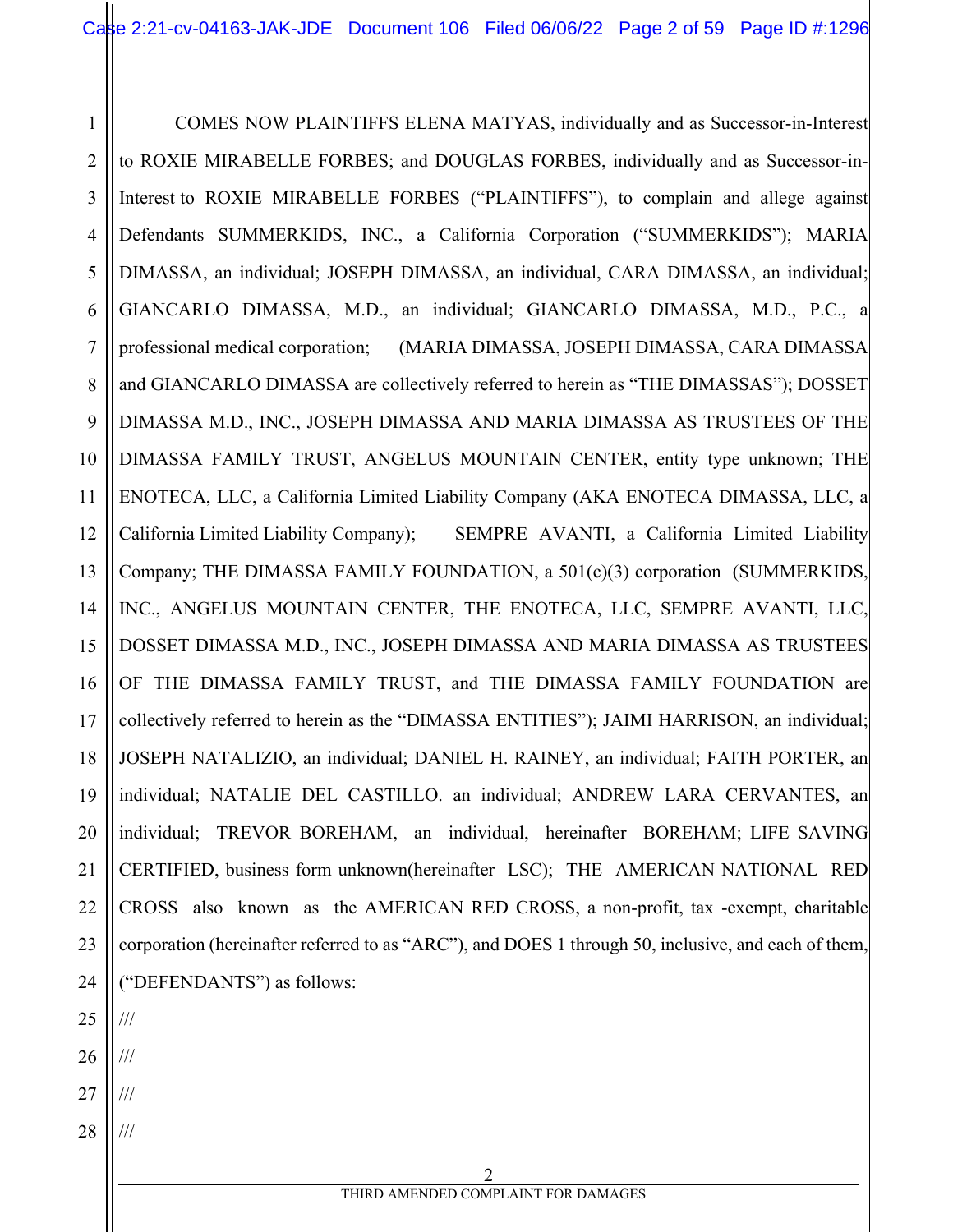COMES NOW PLAINTIFFS ELENA MATYAS, individually and as Successor-in-Interest to ROXIE MIRABELLE FORBES; and DOUGLAS FORBES, individually and as Successor-in-Interest to ROXIE MIRABELLE FORBES ("PLAINTIFFS"), to complain and allege against Defendants SUMMERKIDS, INC., a California Corporation ("SUMMERKIDS"); MARIA DIMASSA, an individual; JOSEPH DIMASSA, an individual, CARA DIMASSA, an individual; GIANCARLO DIMASSA, M.D., an individual; GIANCARLO DIMASSA, M.D., P.C., a professional medical corporation; (MARIA DIMASSA, JOSEPH DIMASSA, CARA DIMASSA and GIANCARLO DIMASSA are collectively referred to herein as "THE DIMASSAS"); DOSSET DIMASSA M.D., INC., JOSEPH DIMASSA AND MARIA DIMASSA AS TRUSTEES OF THE DIMASSA FAMILY TRUST, ANGELUS MOUNTAIN CENTER, entity type unknown; THE ENOTECA, LLC, a California Limited Liability Company (AKA ENOTECA DIMASSA, LLC, a California Limited Liability Company); SEMPRE AVANTI, a California Limited Liability Company; THE DIMASSA FAMILY FOUNDATION, a 501(c)(3) corporation (SUMMERKIDS, INC., ANGELUS MOUNTAIN CENTER, THE ENOTECA, LLC, SEMPRE AVANTI, LLC, DOSSET DIMASSA M.D., INC., JOSEPH DIMASSA AND MARIA DIMASSA AS TRUSTEES OF THE DIMASSA FAMILY TRUST, and THE DIMASSA FAMILY FOUNDATION are collectively referred to herein as the "DIMASSA ENTITIES"); JAIMI HARRISON, an individual; JOSEPH NATALIZIO, an individual; DANIEL H. RAINEY, an individual; FAITH PORTER, an individual; NATALIE DEL CASTILLO. an individual; ANDREW LARA CERVANTES, an individual; TREVOR BOREHAM, an individual, hereinafter BOREHAM; LIFE SAVING CERTIFIED, business form unknown(hereinafter LSC); THE AMERICAN NATIONAL RED CROSS also known as the AMERICAN RED CROSS, a non-profit, tax -exempt, charitable corporation (hereinafter referred to as "ARC"), and DOES 1 through 50, inclusive, and each of them, ("DEFENDANTS") as follows:

///

///

///

///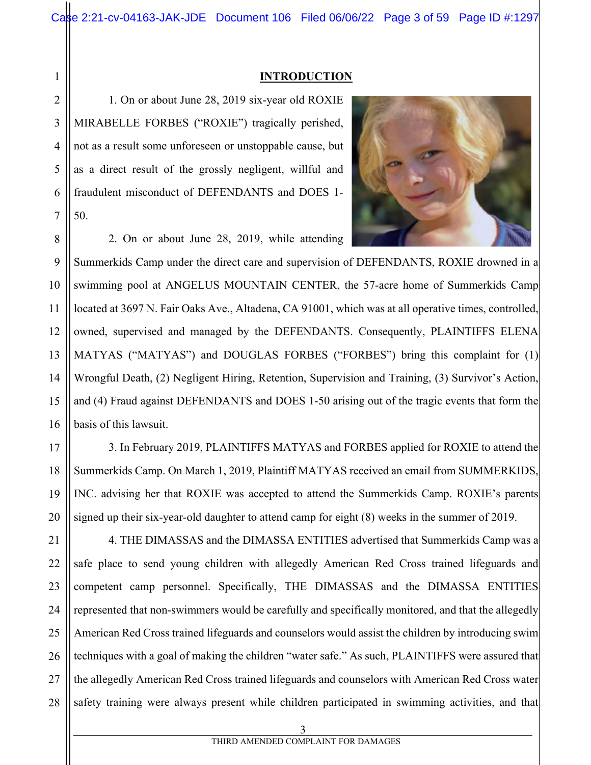## INTRODUCTION

1. On or about June 28, 2019 six-year old ROXIE MIRABELLE FORBES ("ROXIE") tragically perished, not as a result some unforeseen or unstoppable cause, but as a direct result of the grossly negligent, willful and fraudulent misconduct of DEFENDANTS and DOES 1-50.

2. On or about June 28, 2019, while attending Summerkids Camp under the direct care and supervision of DEFENDANTS, ROXIE drowned in a swimming pool at ANGELUS MOUNTAIN CENTER, the 57-acre home of Summerkids Camp located at 3697 N. Fair Oaks Ave., Altadena, CA 91001, which was at all operative times, controlled, owned, supervised and managed by the DEFENDANTS. Consequently, PLAINTIFFS ELENA MATYAS ("MATYAS") and DOUGLAS FORBES ("FORBES") bring this complaint for (1) Wrongful Death, (2) Negligent Hiring, Retention, Supervision and Training, (3) Survivor's Action, and (4) Fraud against DEFENDANTS and DOES 1-50 arising out of the tragic events that form the basis of this lawsuit.

3. In February 2019, PLAINTIFFS MATYAS and FORBES applied for ROXIE to attend the Summerkids Camp. On March 1, 2019, Plaintiff MATYAS received an email from SUMMERKIDS, INC. advising her that ROXIE was accepted to attend the Summerkids Camp. ROXIE's parents signed up their six-year-old daughter to attend camp for eight (8) weeks in the summer of 2019.

4. THE DIMASSAS and the DIMASSA ENTITIES advertised that Summerkids Camp was a safe place to send young children with allegedly American Red Cross trained lifeguards and competent camp personnel. Specifically, THE DIMASSAS and the DIMASSA ENTITIES represented that non-swimmers would be carefully and specifically monitored, and that the allegedly American Red Cross trained lifeguards and counselors would assist the children by introducing swim techniques with a goal of making the children "water safe." As such, PLAINTIFFS were assured that the allegedly American Red Cross trained lifeguards and counselors with American Red Cross water safety training were always present while children participated in swimming activities, and that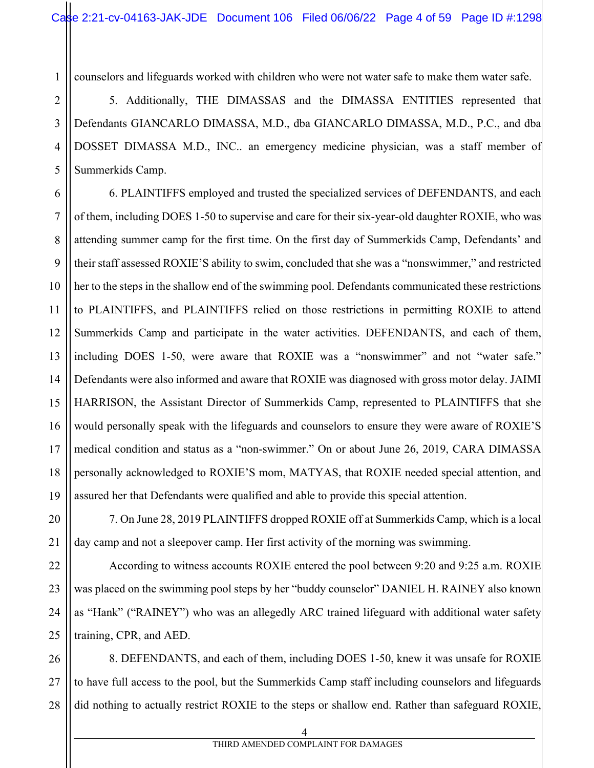counselors and lifeguards worked with children who were not water safe to make them water safe.

5. Additionally, THE DIMASSAS and the DIMASSA ENTITIES represented that Defendants GIANCARLO DIMASSA, M.D., dba GIANCARLO DIMASSA, M.D., P.C., and dba DOSSET DIMASSA M.D., INC.. an emergency medicine physician, was a staff member of Summerkids Camp.

6. PLAINTIFFS employed and trusted the specialized services of DEFENDANTS, and each of them, including DOES 1-50 to supervise and care for their six-year-old daughter ROXIE, who was attending summer camp for the first time. On the first day of Summerkids Camp, Defendants' and their staff assessed ROXIE'S ability to swim, concluded that she was a "nonswimmer," and restricted her to the steps in the shallow end of the swimming pool. Defendants communicated these restrictions to PLAINTIFFS, and PLAINTIFFS relied on those restrictions in permitting ROXIE to attend Summerkids Camp and participate in the water activities. DEFENDANTS, and each of them, including DOES 1-50, were aware that ROXIE was a "nonswimmer" and not "water safe." Defendants were also informed and aware that ROXIE was diagnosed with gross motor delay. JAIMI HARRISON, the Assistant Director of Summerkids Camp, represented to PLAINTIFFS that she would personally speak with the lifeguards and counselors to ensure they were aware of ROXIE'S medical condition and status as a "non-swimmer." On or about June 26, 2019, CARA DIMASSA personally acknowledged to ROXIE'S mom, MATYAS, that ROXIE needed special attention, and assured her that Defendants were qualified and able to provide this special attention.

7. On June 28, 2019 PLAINTIFFS dropped ROXIE off at Summerkids Camp, which is a local day camp and not a sleepover camp. Her first activity of the morning was swimming.

According to witness accounts ROXIE entered the pool between 9:20 and 9:25 a.m. ROXIE was placed on the swimming pool steps by her "buddy counselor" DANIEL H. RAINEY also known as "Hank" ("RAINEY") who was an allegedly ARC trained lifeguard with additional water safety training, CPR, and AED.

8. DEFENDANTS, and each of them, including DOES 1-50, knew it was unsafe for ROXIE to have full access to the pool, but the Summerkids Camp staff including counselors and lifeguards did nothing to actually restrict ROXIE to the steps or shallow end. Rather than safeguard ROXIE,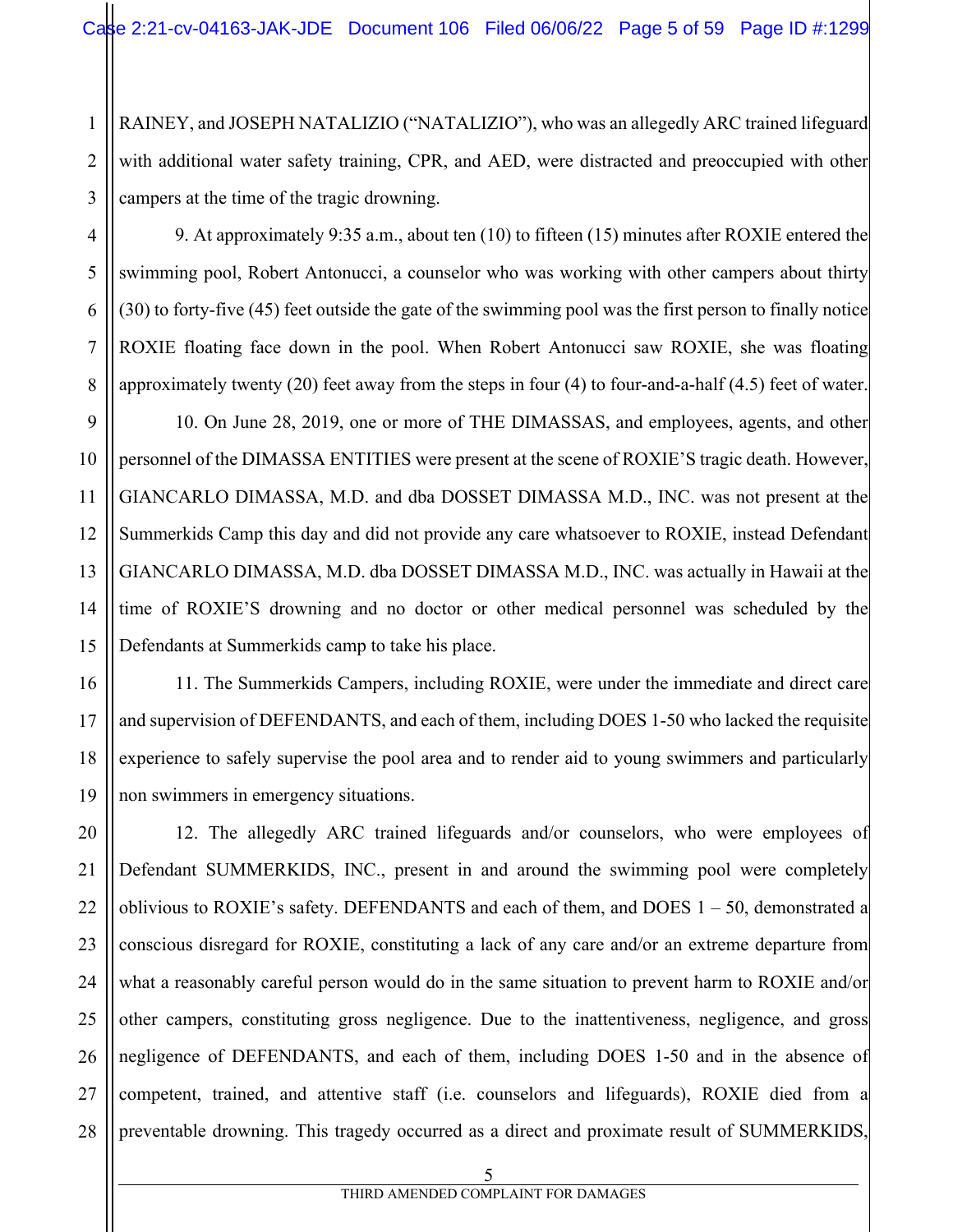RAINEY, and JOSEPH NATALIZIO ("NATALIZIO"), who was an allegedly ARC trained lifeguard with additional water safety training, CPR, and AED, were distracted and preoccupied with other campers at the time of the tragic drowning.

9. At approximately 9:35 a.m., about ten (10) to fifteen (15) minutes after ROXIE entered the swimming pool, Robert Antonucci, a counselor who was working with other campers about thirty (30) to forty-five (45) feet outside the gate of the swimming pool was the first person to finally notice ROXIE floating face down in the pool. When Robert Antonucci saw ROXIE, she was floating approximately twenty (20) feet away from the steps in four (4) to four-and-a-half (4.5) feet of water.

10. On June 28, 2019, one or more of THE DIMASSAS, and employees, agents, and other personnel of the DIMASSA ENTITIES were present at the scene of ROXIE'S tragic death. However, GIANCARLO DIMASSA, M.D. and dba DOSSET DIMASSA M.D., INC. was not present at the Summerkids Camp this day and did not provide any care whatsoever to ROXIE, instead Defendant GIANCARLO DIMASSA, M.D. dba DOSSET DIMASSA M.D., INC. was actually in Hawaii at the time of ROXIE'S drowning and no doctor or other medical personnel was scheduled by the Defendants at Summerkids camp to take his place.

11. The Summerkids Campers, including ROXIE, were under the immediate and direct care and supervision of DEFENDANTS, and each of them, including DOES 1-50 who lacked the requisite experience to safely supervise the pool area and to render aid to young swimmers and particularly non swimmers in emergency situations.

12. The allegedly ARC trained lifeguards and/or counselors, who were employees of Defendant SUMMERKIDS, INC., present in and around the swimming pool were completely oblivious to ROXIE's safety. DEFENDANTS and each of them, and DOES 1 – 50, demonstrated a conscious disregard for ROXIE, constituting a lack of any care and/or an extreme departure from what a reasonably careful person would do in the same situation to prevent harm to ROXIE and/or other campers, constituting gross negligence. Due to the inattentiveness, negligence, and gross negligence of DEFENDANTS, and each of them, including DOES 1-50 and in the absence of competent, trained, and attentive staff (i.e. counselors and lifeguards), ROXIE died from a preventable drowning. This tragedy occurred as a direct and proximate result of SUMMERKIDS,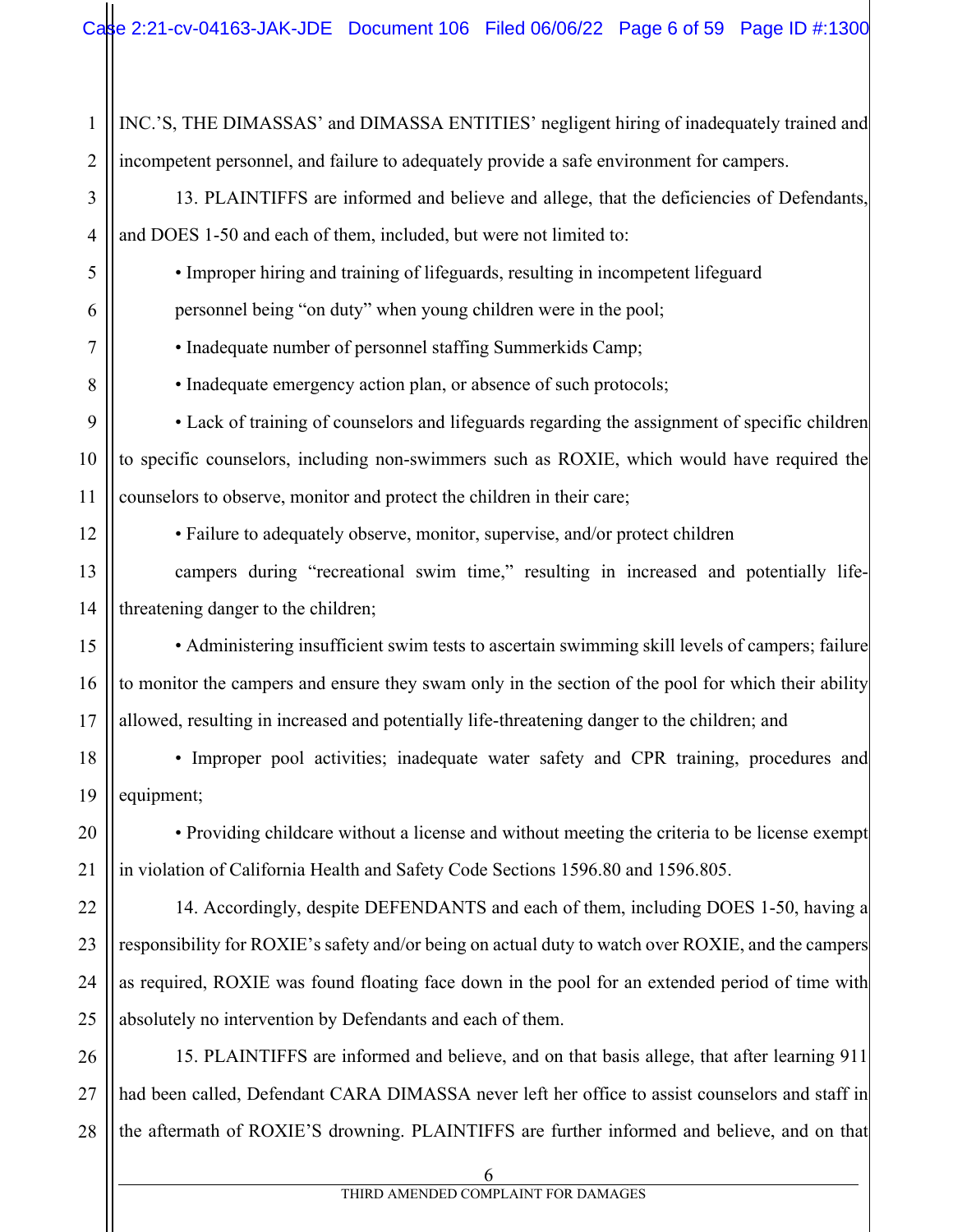INC.'S, THE DIMASSAS' and DIMASSA ENTITIES' negligent hiring of inadequately trained and incompetent personnel, and failure to adequately provide a safe environment for campers.

13. PLAINTIFFS are informed and believe and allege, that the deficiencies of Defendants, and DOES 1-50 and each of them, included, but were not limited to:

- Improper hiring and training of lifeguards, resulting in incompetent lifeguard personnel being "on duty" when young children were in the pool;
- Inadequate number of personnel staffing Summerkids Camp;
- Inadequate emergency action plan, or absence of such protocols;
- Lack of training of counselors and lifeguards regarding the assignment of specific children to specific counselors, including non-swimmers such as ROXIE, which would have required the counselors to observe, monitor and protect the children in their care;
- Failure to adequately observe, monitor, supervise, and/or protect children campers during "recreational swim time," resulting in increased and potentially life-threatening danger to the children;
- Administering insufficient swim tests to ascertain swimming skill levels of campers; failure to monitor the campers and ensure they swam only in the section of the pool for which their ability allowed, resulting in increased and potentially life-threatening danger to the children; and
- Improper pool activities; inadequate water safety and CPR training, procedures and equipment;
- Providing childcare without a license and without meeting the criteria to be license exempt in violation of California Health and Safety Code Sections 1596.80 and 1596.805.

14. Accordingly, despite DEFENDANTS and each of them, including DOES 1-50, having a responsibility for ROXIE's safety and/or being on actual duty to watch over ROXIE, and the campers as required, ROXIE was found floating face down in the pool for an extended period of time with absolutely no intervention by Defendants and each of them.

15. PLAINTIFFS are informed and believe, and on that basis allege, that after learning 911 had been called, Defendant CARA DIMASSA never left her office to assist counselors and staff in the aftermath of ROXIE'S drowning. PLAINTIFFS are further informed and believe, and on that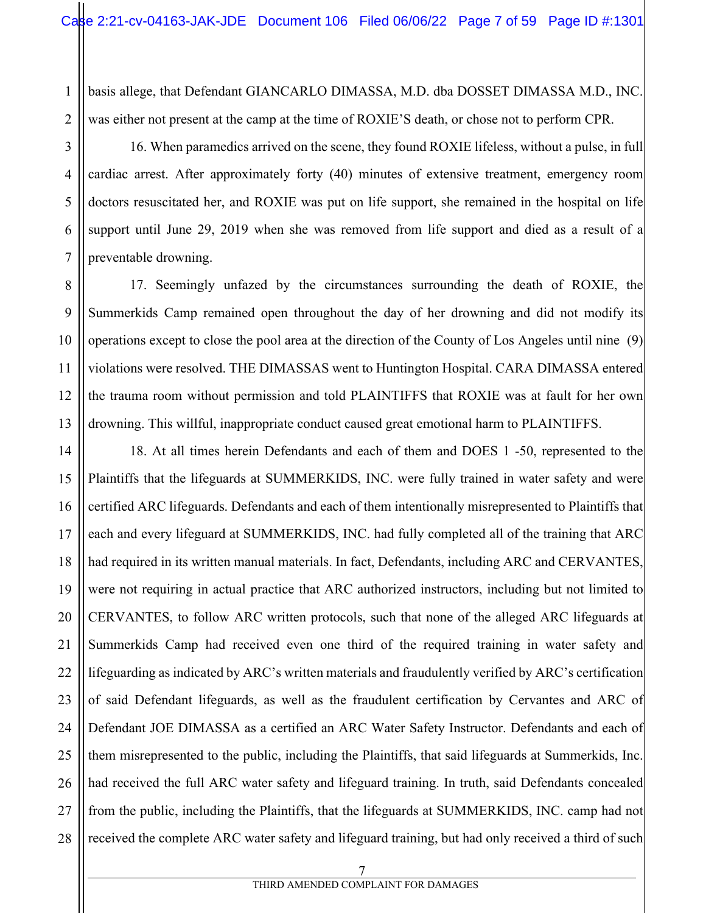basis allege, that Defendant GIANCARLO DIMASSA, M.D. dba DOSSET DIMASSA M.D., INC. was either not present at the camp at the time of ROXIE'S death, or chose not to perform CPR.

16. When paramedics arrived on the scene, they found ROXIE lifeless, without a pulse, in full cardiac arrest. After approximately forty (40) minutes of extensive treatment, emergency room doctors resuscitated her, and ROXIE was put on life support, she remained in the hospital on life support until June 29, 2019 when she was removed from life support and died as a result of a preventable drowning.

17. Seemingly unfazed by the circumstances surrounding the death of ROXIE, the Summerkids Camp remained open throughout the day of her drowning and did not modify its operations except to close the pool area at the direction of the County of Los Angeles until nine (9) violations were resolved. THE DIMASSAS went to Huntington Hospital. CARA DIMASSA entered the trauma room without permission and told PLAINTIFFS that ROXIE was at fault for her own drowning. This willful, inappropriate conduct caused great emotional harm to PLAINTIFFS.

18. At all times herein Defendants and each of them and DOES 1 -50, represented to the Plaintiffs that the lifeguards at SUMMERKIDS, INC. were fully trained in water safety and were certified ARC lifeguards. Defendants and each of them intentionally misrepresented to Plaintiffs that each and every lifeguard at SUMMERKIDS, INC. had fully completed all of the training that ARC had required in its written manual materials. In fact, Defendants, including ARC and CERVANTES, were not requiring in actual practice that ARC authorized instructors, including but not limited to CERVANTES, to follow ARC written protocols, such that none of the alleged ARC lifeguards at Summerkids Camp had received even one third of the required training in water safety and lifeguarding as indicated by ARC's written materials and fraudulently verified by ARC's certification of said Defendant lifeguards, as well as the fraudulent certification by Cervantes and ARC of Defendant JOE DIMASSA as a certified an ARC Water Safety Instructor. Defendants and each of them misrepresented to the public, including the Plaintiffs, that said lifeguards at Summerkids, Inc. had received the full ARC water safety and lifeguard training. In truth, said Defendants concealed from the public, including the Plaintiffs, that the lifeguards at SUMMERKIDS, INC. camp had not received the complete ARC water safety and lifeguard training, but had only received a third of such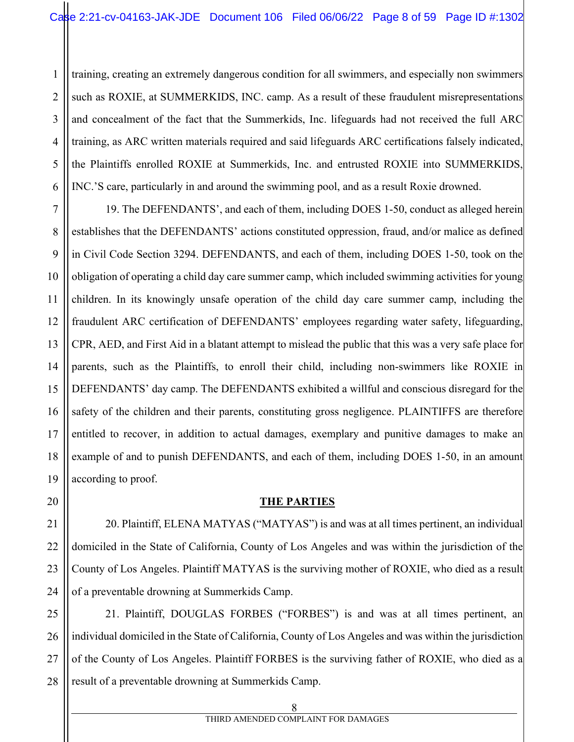training, creating an extremely dangerous condition for all swimmers, and especially non swimmers such as ROXIE, at SUMMERKIDS, INC. camp. As a result of these fraudulent misrepresentations and concealment of the fact that the Summerkids, Inc. lifeguards had not received the full ARC training, as ARC written materials required and said lifeguards ARC certifications falsely indicated, the Plaintiffs enrolled ROXIE at Summerkids, Inc. and entrusted ROXIE into SUMMERKIDS, INC.'S care, particularly in and around the swimming pool, and as a result Roxie drowned.

19. The DEFENDANTS', and each of them, including DOES 1-50, conduct as alleged herein establishes that the DEFENDANTS' actions constituted oppression, fraud, and/or malice as defined in Civil Code Section 3294. DEFENDANTS, and each of them, including DOES 1-50, took on the obligation of operating a child day care summer camp, which included swimming activities for young children. In its knowingly unsafe operation of the child day care summer camp, including the fraudulent ARC certification of DEFENDANTS' employees regarding water safety, lifeguarding, CPR, AED, and First Aid in a blatant attempt to mislead the public that this was a very safe place for parents, such as the Plaintiffs, to enroll their child, including non-swimmers like ROXIE in DEFENDANTS' day camp. The DEFENDANTS exhibited a willful and conscious disregard for the safety of the children and their parents, constituting gross negligence. PLAINTIFFS are therefore entitled to recover, in addition to actual damages, exemplary and punitive damages to make an example of and to punish DEFENDANTS, and each of them, including DOES 1-50, in an amount according to proof.

## THE PARTIES

20. Plaintiff, ELENA MATYAS ("MATYAS") is and was at all times pertinent, an individual domiciled in the State of California, County of Los Angeles and was within the jurisdiction of the County of Los Angeles. Plaintiff MATYAS is the surviving mother of ROXIE, who died as a result of a preventable drowning at Summerkids Camp.

21. Plaintiff, DOUGLAS FORBES ("FORBES") is and was at all times pertinent, an individual domiciled in the State of California, County of Los Angeles and was within the jurisdiction of the County of Los Angeles. Plaintiff FORBES is the surviving father of ROXIE, who died as a result of a preventable drowning at Summerkids Camp.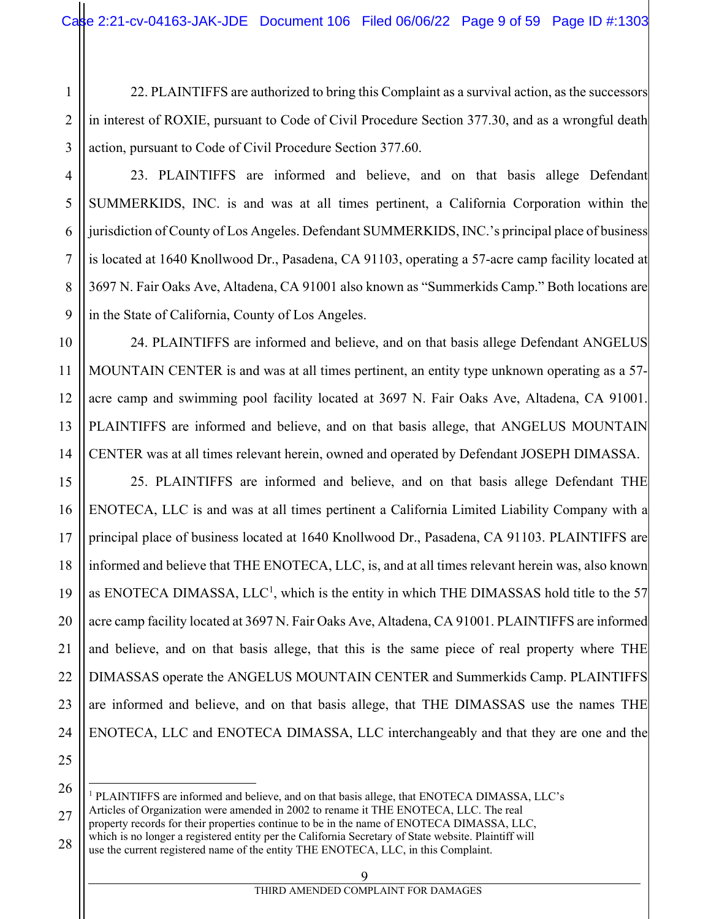22. PLAINTIFFS are authorized to bring this Complaint as a survival action, as the successors in interest of ROXIE, pursuant to Code of Civil Procedure Section 377.30, and as a wrongful death action, pursuant to Code of Civil Procedure Section 377.60.

23. PLAINTIFFS are informed and believe, and on that basis allege Defendant SUMMERKIDS, INC. is and was at all times pertinent, a California Corporation within the jurisdiction of County of Los Angeles. Defendant SUMMERKIDS, INC.'s principal place of business is located at 1640 Knollwood Dr., Pasadena, CA 91103, operating a 57-acre camp facility located at 3697 N. Fair Oaks Ave, Altadena, CA 91001 also known as "Summerkids Camp." Both locations are in the State of California, County of Los Angeles.

24. PLAINTIFFS are informed and believe, and on that basis allege Defendant ANGELUS MOUNTAIN CENTER is and was at all times pertinent, an entity type unknown operating as a 57-acre camp and swimming pool facility located at 3697 N. Fair Oaks Ave, Altadena, CA 91001. PLAINTIFFS are informed and believe, and on that basis allege, that ANGELUS MOUNTAIN CENTER was at all times relevant herein, owned and operated by Defendant JOSEPH DIMASSA.

25. PLAINTIFFS are informed and believe, and on that basis allege Defendant THE ENOTECA, LLC is and was at all times pertinent a California Limited Liability Company with a principal place of business located at 1640 Knollwood Dr., Pasadena, CA 91103. PLAINTIFFS are informed and believe that THE ENOTECA, LLC, is, and at all times relevant herein was, also known as ENOTECA DIMASSA, LLC[1], which is the entity in which THE DIMASSAS hold title to the 57 acre camp facility located at 3697 N. Fair Oaks Ave, Altadena, CA 91001. PLAINTIFFS are informed and believe, and on that basis allege, that this is the same piece of real property where THE DIMASSAS operate the ANGELUS MOUNTAIN CENTER and Summerkids Camp. PLAINTIFFS are informed and believe, and on that basis allege, that THE DIMASSAS use the names THE ENOTECA, LLC and ENOTECA DIMASSA, LLC interchangeably and that they are one and the

---

[1] PLAINTIFFS are informed and believe, and on that basis allege, that ENOTECA DIMASSA, LLC's Articles of Organization were amended in 2002 to rename it THE ENOTECA, LLC. The real property records for their properties continue to be in the name of ENOTECA DIMASSA, LLC, which is no longer a registered entity per the California Secretary of State website. Plaintiff will use the current registered name of the entity THE ENOTECA, LLC, in this Complaint.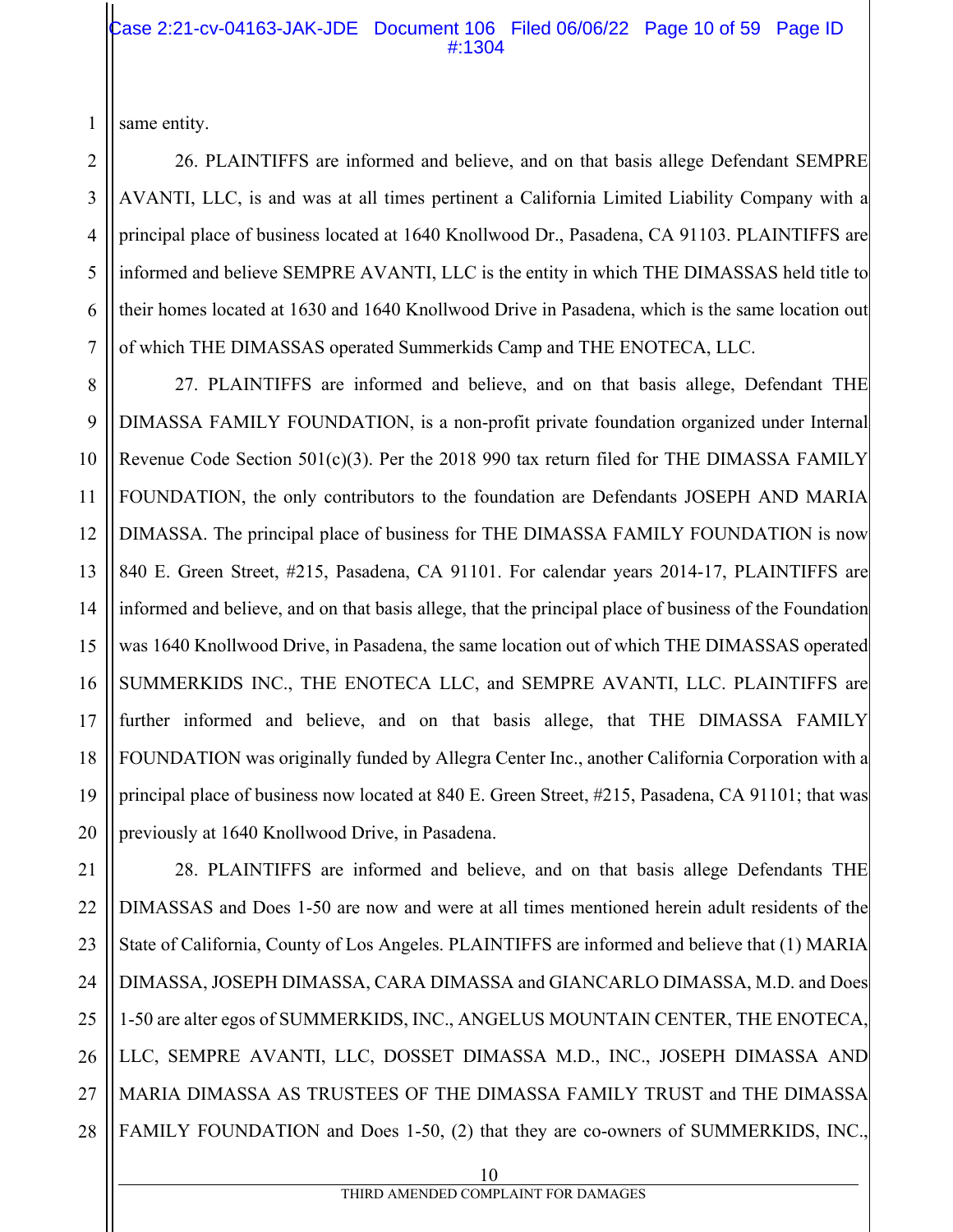same entity.

26. PLAINTIFFS are informed and believe, and on that basis allege Defendant SEMPRE AVANTI, LLC, is and was at all times pertinent a California Limited Liability Company with a principal place of business located at 1640 Knollwood Dr., Pasadena, CA 91103. PLAINTIFFS are informed and believe SEMPRE AVANTI, LLC is the entity in which THE DIMASSAS held title to their homes located at 1630 and 1640 Knollwood Drive in Pasadena, which is the same location out of which THE DIMASSAS operated Summerkids Camp and THE ENOTECA, LLC.

27. PLAINTIFFS are informed and believe, and on that basis allege, Defendant THE DIMASSA FAMILY FOUNDATION, is a non-profit private foundation organized under Internal Revenue Code Section 501(c)(3). Per the 2018 990 tax return filed for THE DIMASSA FAMILY FOUNDATION, the only contributors to the foundation are Defendants JOSEPH AND MARIA DIMASSA. The principal place of business for THE DIMASSA FAMILY FOUNDATION is now 840 E. Green Street, #215, Pasadena, CA 91101. For calendar years 2014-17, PLAINTIFFS are informed and believe, and on that basis allege, that the principal place of business of the Foundation was 1640 Knollwood Drive, in Pasadena, the same location out of which THE DIMASSAS operated SUMMERKIDS INC., THE ENOTECA LLC, and SEMPRE AVANTI, LLC. PLAINTIFFS are further informed and believe, and on that basis allege, that THE DIMASSA FAMILY FOUNDATION was originally funded by Allegra Center Inc., another California Corporation with a principal place of business now located at 840 E. Green Street, #215, Pasadena, CA 91101; that was previously at 1640 Knollwood Drive, in Pasadena.

28. PLAINTIFFS are informed and believe, and on that basis allege Defendants THE DIMASSAS and Does 1-50 are now and were at all times mentioned herein adult residents of the State of California, County of Los Angeles. PLAINTIFFS are informed and believe that (1) MARIA DIMASSA, JOSEPH DIMASSA, CARA DIMASSA and GIANCARLO DIMASSA, M.D. and Does 1-50 are alter egos of SUMMERKIDS, INC., ANGELUS MOUNTAIN CENTER, THE ENOTECA, LLC, SEMPRE AVANTI, LLC, DOSSET DIMASSA M.D., INC., JOSEPH DIMASSA AND MARIA DIMASSA AS TRUSTEES OF THE DIMASSA FAMILY TRUST and THE DIMASSA FAMILY FOUNDATION and Does 1-50, (2) that they are co-owners of SUMMERKIDS, INC.,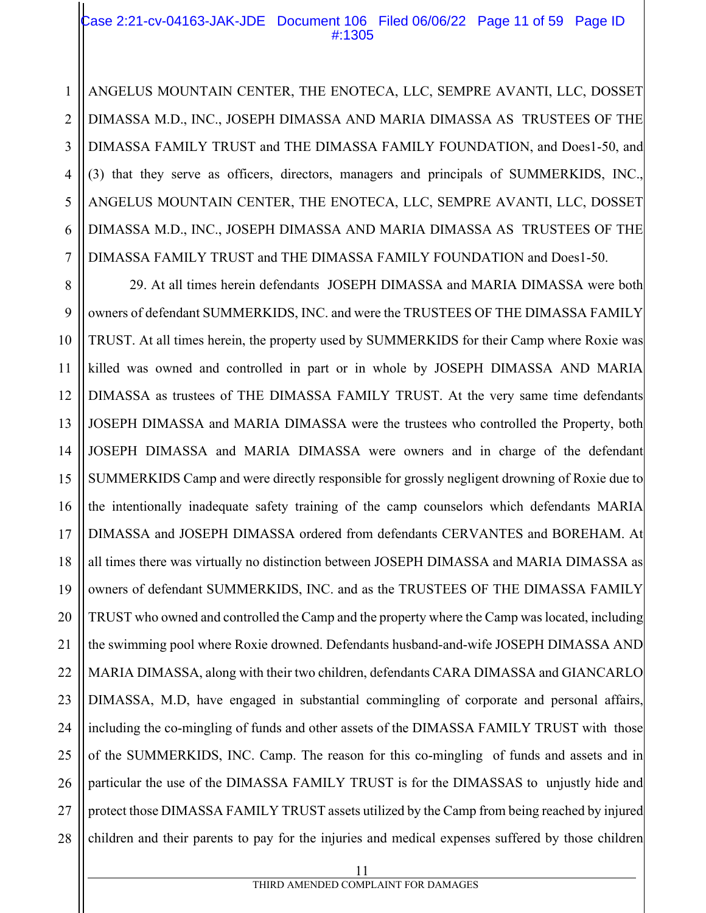ANGELUS MOUNTAIN CENTER, THE ENOTECA, LLC, SEMPRE AVANTI, LLC, DOSSET DIMASSA M.D., INC., JOSEPH DIMASSA AND MARIA DIMASSA AS TRUSTEES OF THE DIMASSA FAMILY TRUST and THE DIMASSA FAMILY FOUNDATION, and Does1-50, and (3) that they serve as officers, directors, managers and principals of SUMMERKIDS, INC., ANGELUS MOUNTAIN CENTER, THE ENOTECA, LLC, SEMPRE AVANTI, LLC, DOSSET DIMASSA M.D., INC., JOSEPH DIMASSA AND MARIA DIMASSA AS TRUSTEES OF THE DIMASSA FAMILY TRUST and THE DIMASSA FAMILY FOUNDATION and Does1-50.

29. At all times herein defendants JOSEPH DIMASSA and MARIA DIMASSA were both owners of defendant SUMMERKIDS, INC. and were the TRUSTEES OF THE DIMASSA FAMILY TRUST. At all times herein, the property used by SUMMERKIDS for their Camp where Roxie was killed was owned and controlled in part or in whole by JOSEPH DIMASSA AND MARIA DIMASSA as trustees of THE DIMASSA FAMILY TRUST. At the very same time defendants JOSEPH DIMASSA and MARIA DIMASSA were the trustees who controlled the Property, both JOSEPH DIMASSA and MARIA DIMASSA were owners and in charge of the defendant SUMMERKIDS Camp and were directly responsible for grossly negligent drowning of Roxie due to the intentionally inadequate safety training of the camp counselors which defendants MARIA DIMASSA and JOSEPH DIMASSA ordered from defendants CERVANTES and BOREHAM. At all times there was virtually no distinction between JOSEPH DIMASSA and MARIA DIMASSA as owners of defendant SUMMERKIDS, INC. and as the TRUSTEES OF THE DIMASSA FAMILY TRUST who owned and controlled the Camp and the property where the Camp was located, including the swimming pool where Roxie drowned. Defendants husband-and-wife JOSEPH DIMASSA AND MARIA DIMASSA, along with their two children, defendants CARA DIMASSA and GIANCARLO DIMASSA, M.D, have engaged in substantial commingling of corporate and personal affairs, including the co-mingling of funds and other assets of the DIMASSA FAMILY TRUST with those of the SUMMERKIDS, INC. Camp. The reason for this co-mingling of funds and assets and in particular the use of the DIMASSA FAMILY TRUST is for the DIMASSAS to unjustly hide and protect those DIMASSA FAMILY TRUST assets utilized by the Camp from being reached by injured children and their parents to pay for the injuries and medical expenses suffered by those children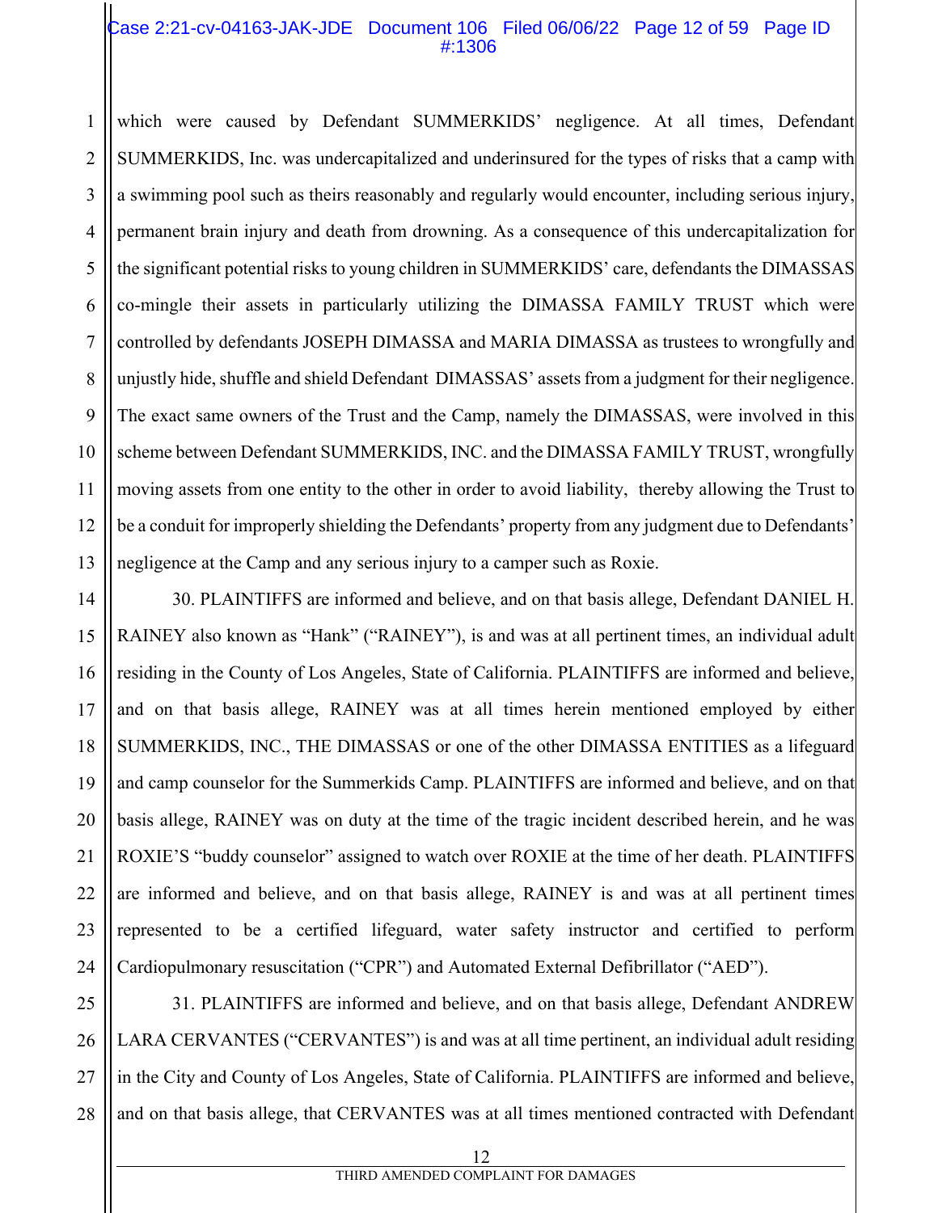which were caused by Defendant SUMMERKIDS' negligence. At all times, Defendant SUMMERKIDS, Inc. was undercapitalized and underinsured for the types of risks that a camp with a swimming pool such as theirs reasonably and regularly would encounter, including serious injury, permanent brain injury and death from drowning. As a consequence of this undercapitalization for the significant potential risks to young children in SUMMERKIDS' care, defendants the DIMASSAS co-mingle their assets in particularly utilizing the DIMASSA FAMILY TRUST which were controlled by defendants JOSEPH DIMASSA and MARIA DIMASSA as trustees to wrongfully and unjustly hide, shuffle and shield Defendant DIMASSAS' assets from a judgment for their negligence. The exact same owners of the Trust and the Camp, namely the DIMASSAS, were involved in this scheme between Defendant SUMMERKIDS, INC. and the DIMASSA FAMILY TRUST, wrongfully moving assets from one entity to the other in order to avoid liability, thereby allowing the Trust to be a conduit for improperly shielding the Defendants' property from any judgment due to Defendants' negligence at the Camp and any serious injury to a camper such as Roxie.

30. PLAINTIFFS are informed and believe, and on that basis allege, Defendant DANIEL H. RAINEY also known as "Hank" ("RAINEY"), is and was at all pertinent times, an individual adult residing in the County of Los Angeles, State of California. PLAINTIFFS are informed and believe, and on that basis allege, RAINEY was at all times herein mentioned employed by either SUMMERKIDS, INC., THE DIMASSAS or one of the other DIMASSA ENTITIES as a lifeguard and camp counselor for the Summerkids Camp. PLAINTIFFS are informed and believe, and on that basis allege, RAINEY was on duty at the time of the tragic incident described herein, and he was ROXIE'S "buddy counselor" assigned to watch over ROXIE at the time of her death. PLAINTIFFS are informed and believe, and on that basis allege, RAINEY is and was at all pertinent times represented to be a certified lifeguard, water safety instructor and certified to perform Cardiopulmonary resuscitation ("CPR") and Automated External Defibrillator ("AED").

31. PLAINTIFFS are informed and believe, and on that basis allege, Defendant ANDREW LARA CERVANTES ("CERVANTES") is and was at all time pertinent, an individual adult residing in the City and County of Los Angeles, State of California. PLAINTIFFS are informed and believe, and on that basis allege, that CERVANTES was at all times mentioned contracted with Defendant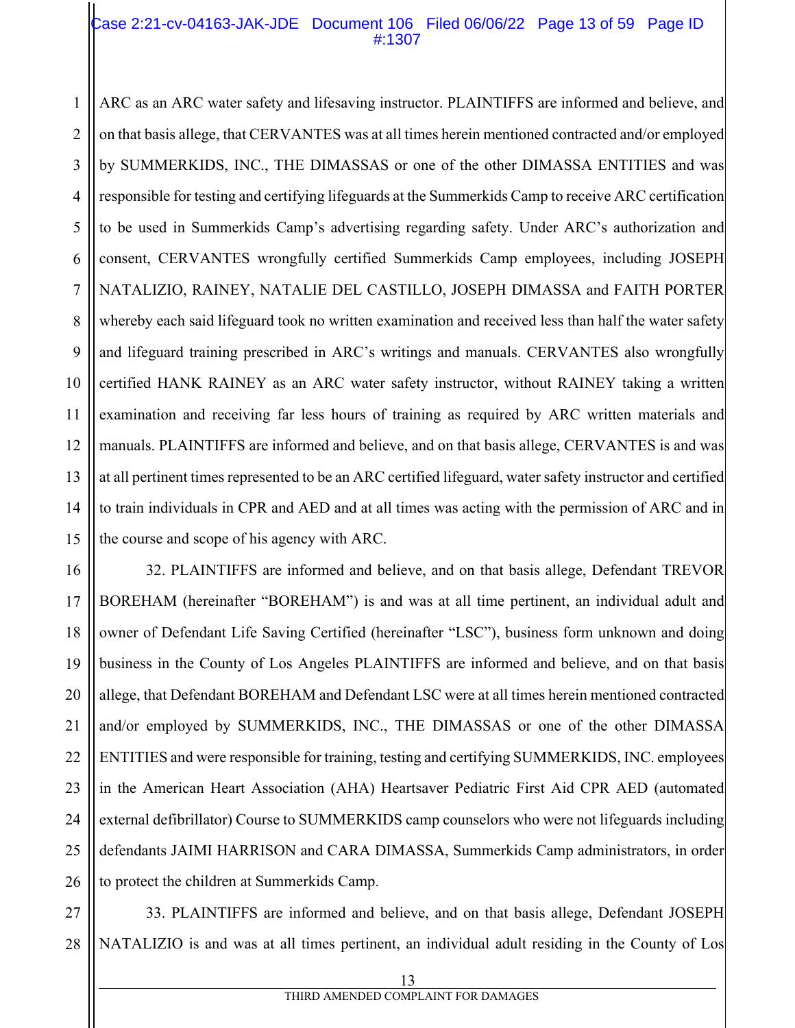ARC as an ARC water safety and lifesaving instructor. PLAINTIFFS are informed and believe, and on that basis allege, that CERVANTES was at all times herein mentioned contracted and/or employed by SUMMERKIDS, INC., THE DIMASSAS or one of the other DIMASSA ENTITIES and was responsible for testing and certifying lifeguards at the Summerkids Camp to receive ARC certification to be used in Summerkids Camp's advertising regarding safety. Under ARC's authorization and consent, CERVANTES wrongfully certified Summerkids Camp employees, including JOSEPH NATALIZIO, RAINEY, NATALIE DEL CASTILLO, JOSEPH DIMASSA and FAITH PORTER whereby each said lifeguard took no written examination and received less than half the water safety and lifeguard training prescribed in ARC's writings and manuals. CERVANTES also wrongfully certified HANK RAINEY as an ARC water safety instructor, without RAINEY taking a written examination and receiving far less hours of training as required by ARC written materials and manuals. PLAINTIFFS are informed and believe, and on that basis allege, CERVANTES is and was at all pertinent times represented to be an ARC certified lifeguard, water safety instructor and certified to train individuals in CPR and AED and at all times was acting with the permission of ARC and in the course and scope of his agency with ARC.

32. PLAINTIFFS are informed and believe, and on that basis allege, Defendant TREVOR BOREHAM (hereinafter "BOREHAM") is and was at all time pertinent, an individual adult and owner of Defendant Life Saving Certified (hereinafter "LSC"), business form unknown and doing business in the County of Los Angeles PLAINTIFFS are informed and believe, and on that basis allege, that Defendant BOREHAM and Defendant LSC were at all times herein mentioned contracted and/or employed by SUMMERKIDS, INC., THE DIMASSAS or one of the other DIMASSA ENTITIES and were responsible for training, testing and certifying SUMMERKIDS, INC. employees in the American Heart Association (AHA) Heartsaver Pediatric First Aid CPR AED (automated external defibrillator) Course to SUMMERKIDS camp counselors who were not lifeguards including defendants JAIMI HARRISON and CARA DIMASSA, Summerkids Camp administrators, in order to protect the children at Summerkids Camp.

33. PLAINTIFFS are informed and believe, and on that basis allege, Defendant JOSEPH NATALIZIO is and was at all times pertinent, an individual adult residing in the County of Los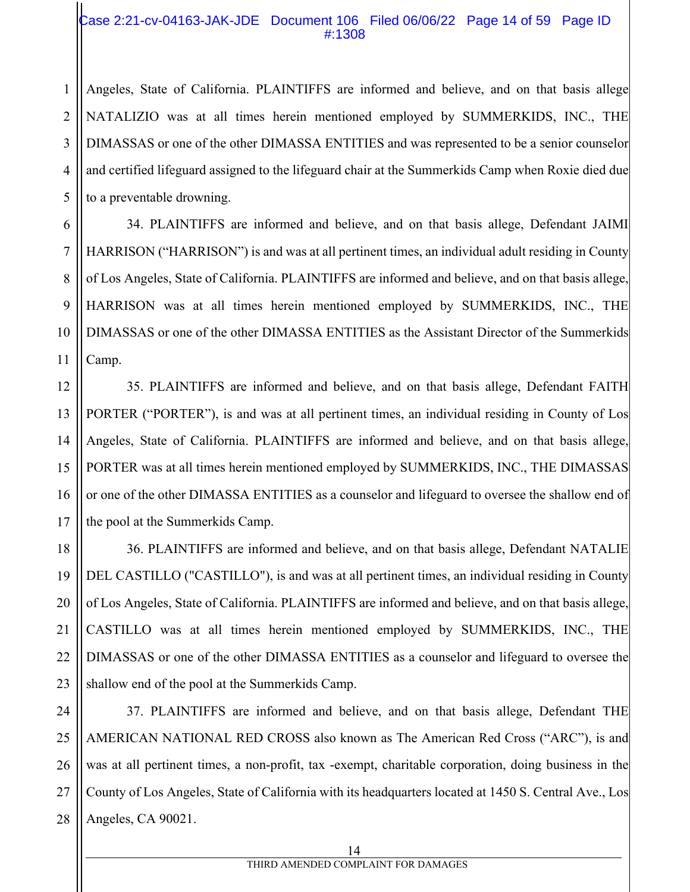Angeles, State of California. PLAINTIFFS are informed and believe, and on that basis allege NATALIZIO was at all times herein mentioned employed by SUMMERKIDS, INC., THE DIMASSAS or one of the other DIMASSA ENTITIES and was represented to be a senior counselor and certified lifeguard assigned to the lifeguard chair at the Summerkids Camp when Roxie died due to a preventable drowning.

34. PLAINTIFFS are informed and believe, and on that basis allege, Defendant JAIMI HARRISON ("HARRISON") is and was at all pertinent times, an individual adult residing in County of Los Angeles, State of California. PLAINTIFFS are informed and believe, and on that basis allege, HARRISON was at all times herein mentioned employed by SUMMERKIDS, INC., THE DIMASSAS or one of the other DIMASSA ENTITIES as the Assistant Director of the Summerkids Camp.

35. PLAINTIFFS are informed and believe, and on that basis allege, Defendant FAITH PORTER ("PORTER"), is and was at all pertinent times, an individual residing in County of Los Angeles, State of California. PLAINTIFFS are informed and believe, and on that basis allege, PORTER was at all times herein mentioned employed by SUMMERKIDS, INC., THE DIMASSAS or one of the other DIMASSA ENTITIES as a counselor and lifeguard to oversee the shallow end of the pool at the Summerkids Camp.

36. PLAINTIFFS are informed and believe, and on that basis allege, Defendant NATALIE DEL CASTILLO ("CASTILLO"), is and was at all pertinent times, an individual residing in County of Los Angeles, State of California. PLAINTIFFS are informed and believe, and on that basis allege, CASTILLO was at all times herein mentioned employed by SUMMERKIDS, INC., THE DIMASSAS or one of the other DIMASSA ENTITIES as a counselor and lifeguard to oversee the shallow end of the pool at the Summerkids Camp.

37. PLAINTIFFS are informed and believe, and on that basis allege, Defendant THE AMERICAN NATIONAL RED CROSS also known as The American Red Cross ("ARC"), is and was at all pertinent times, a non-profit, tax -exempt, charitable corporation, doing business in the County of Los Angeles, State of California with its headquarters located at 1450 S. Central Ave., Los Angeles, CA 90021.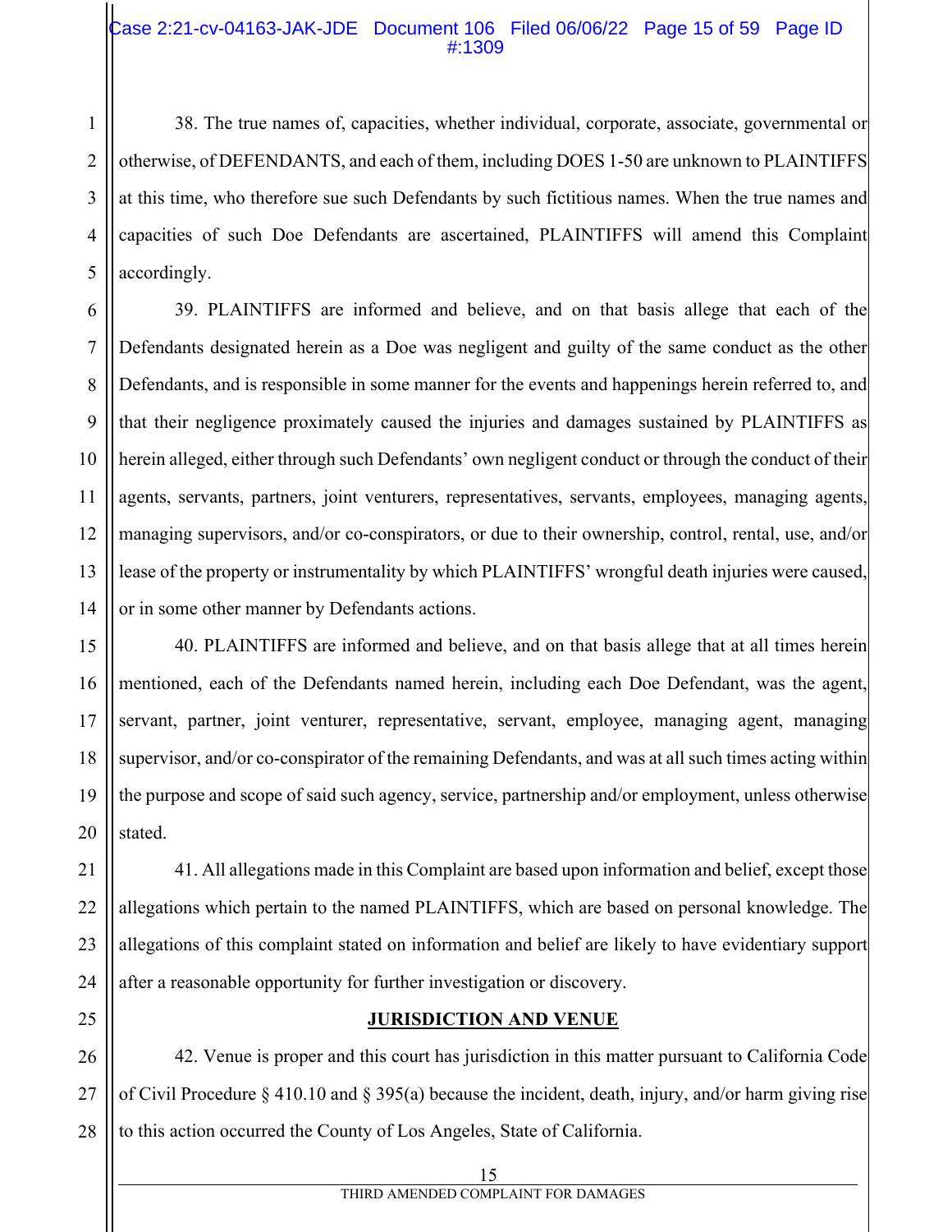38. The true names of, capacities, whether individual, corporate, associate, governmental or otherwise, of DEFENDANTS, and each of them, including DOES 1-50 are unknown to PLAINTIFFS at this time, who therefore sue such Defendants by such fictitious names. When the true names and capacities of such Doe Defendants are ascertained, PLAINTIFFS will amend this Complaint accordingly.

39. PLAINTIFFS are informed and believe, and on that basis allege that each of the Defendants designated herein as a Doe was negligent and guilty of the same conduct as the other Defendants, and is responsible in some manner for the events and happenings herein referred to, and that their negligence proximately caused the injuries and damages sustained by PLAINTIFFS as herein alleged, either through such Defendants' own negligent conduct or through the conduct of their agents, servants, partners, joint venturers, representatives, servants, employees, managing agents, managing supervisors, and/or co-conspirators, or due to their ownership, control, rental, use, and/or lease of the property or instrumentality by which PLAINTIFFS' wrongful death injuries were caused, or in some other manner by Defendants actions.

40. PLAINTIFFS are informed and believe, and on that basis allege that at all times herein mentioned, each of the Defendants named herein, including each Doe Defendant, was the agent, servant, partner, joint venturer, representative, servant, employee, managing agent, managing supervisor, and/or co-conspirator of the remaining Defendants, and was at all such times acting within the purpose and scope of said such agency, service, partnership and/or employment, unless otherwise stated.

41. All allegations made in this Complaint are based upon information and belief, except those allegations which pertain to the named PLAINTIFFS, which are based on personal knowledge. The allegations of this complaint stated on information and belief are likely to have evidentiary support after a reasonable opportunity for further investigation or discovery.

## **JURISDICTION AND VENUE**

42. Venue is proper and this court has jurisdiction in this matter pursuant to California Code of Civil Procedure § 410.10 and § 395(a) because the incident, death, injury, and/or harm giving rise to this action occurred the County of Los Angeles, State of California.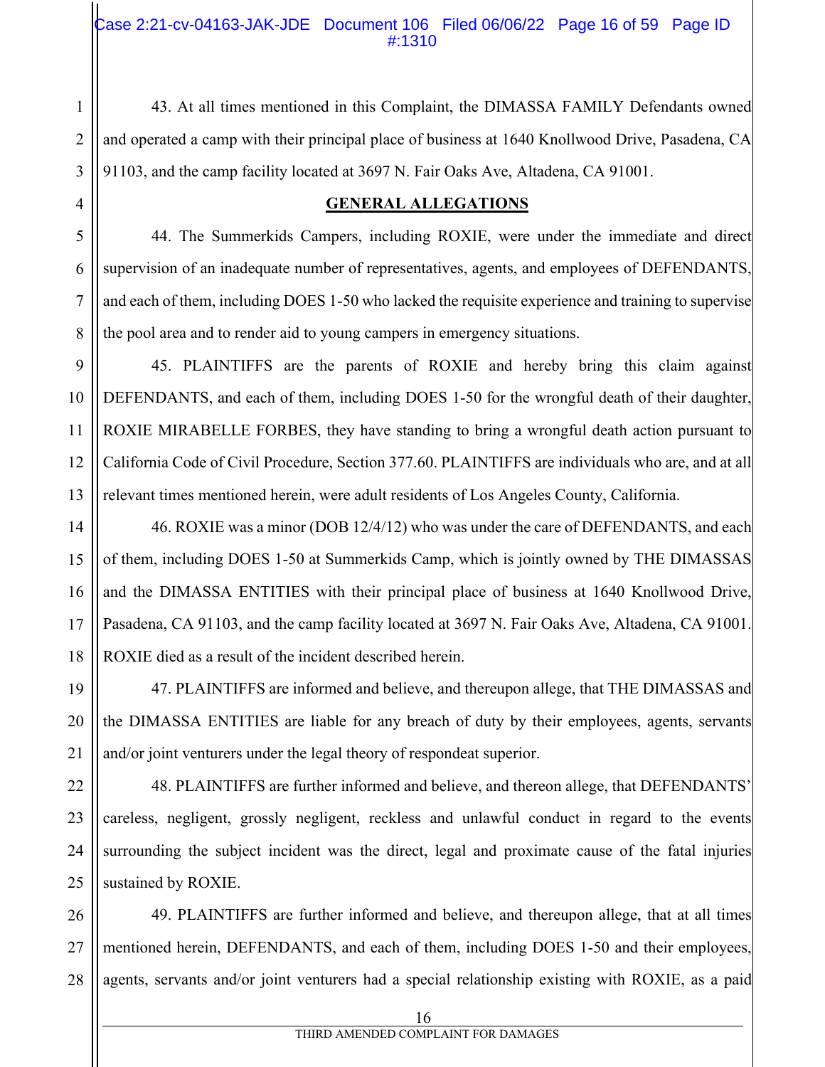43. At all times mentioned in this Complaint, the DIMASSA FAMILY Defendants owned and operated a camp with their principal place of business at 1640 Knollwood Drive, Pasadena, CA 91103, and the camp facility located at 3697 N. Fair Oaks Ave, Altadena, CA 91001.

## GENERAL ALLEGATIONS

44. The Summerkids Campers, including ROXIE, were under the immediate and direct supervision of an inadequate number of representatives, agents, and employees of DEFENDANTS, and each of them, including DOES 1-50 who lacked the requisite experience and training to supervise the pool area and to render aid to young campers in emergency situations.

45. PLAINTIFFS are the parents of ROXIE and hereby bring this claim against DEFENDANTS, and each of them, including DOES 1-50 for the wrongful death of their daughter, ROXIE MIRABELLE FORBES, they have standing to bring a wrongful death action pursuant to California Code of Civil Procedure, Section 377.60. PLAINTIFFS are individuals who are, and at all relevant times mentioned herein, were adult residents of Los Angeles County, California.

46. ROXIE was a minor (DOB 12/4/12) who was under the care of DEFENDANTS, and each of them, including DOES 1-50 at Summerkids Camp, which is jointly owned by THE DIMASSAS and the DIMASSA ENTITIES with their principal place of business at 1640 Knollwood Drive, Pasadena, CA 91103, and the camp facility located at 3697 N. Fair Oaks Ave, Altadena, CA 91001. ROXIE died as a result of the incident described herein.

47. PLAINTIFFS are informed and believe, and thereupon allege, that THE DIMASSAS and the DIMASSA ENTITIES are liable for any breach of duty by their employees, agents, servants and/or joint venturers under the legal theory of respondeat superior.

48. PLAINTIFFS are further informed and believe, and thereon allege, that DEFENDANTS' careless, negligent, grossly negligent, reckless and unlawful conduct in regard to the events surrounding the subject incident was the direct, legal and proximate cause of the fatal injuries sustained by ROXIE.

49. PLAINTIFFS are further informed and believe, and thereupon allege, that at all times mentioned herein, DEFENDANTS, and each of them, including DOES 1-50 and their employees, agents, servants and/or joint venturers had a special relationship existing with ROXIE, as a paid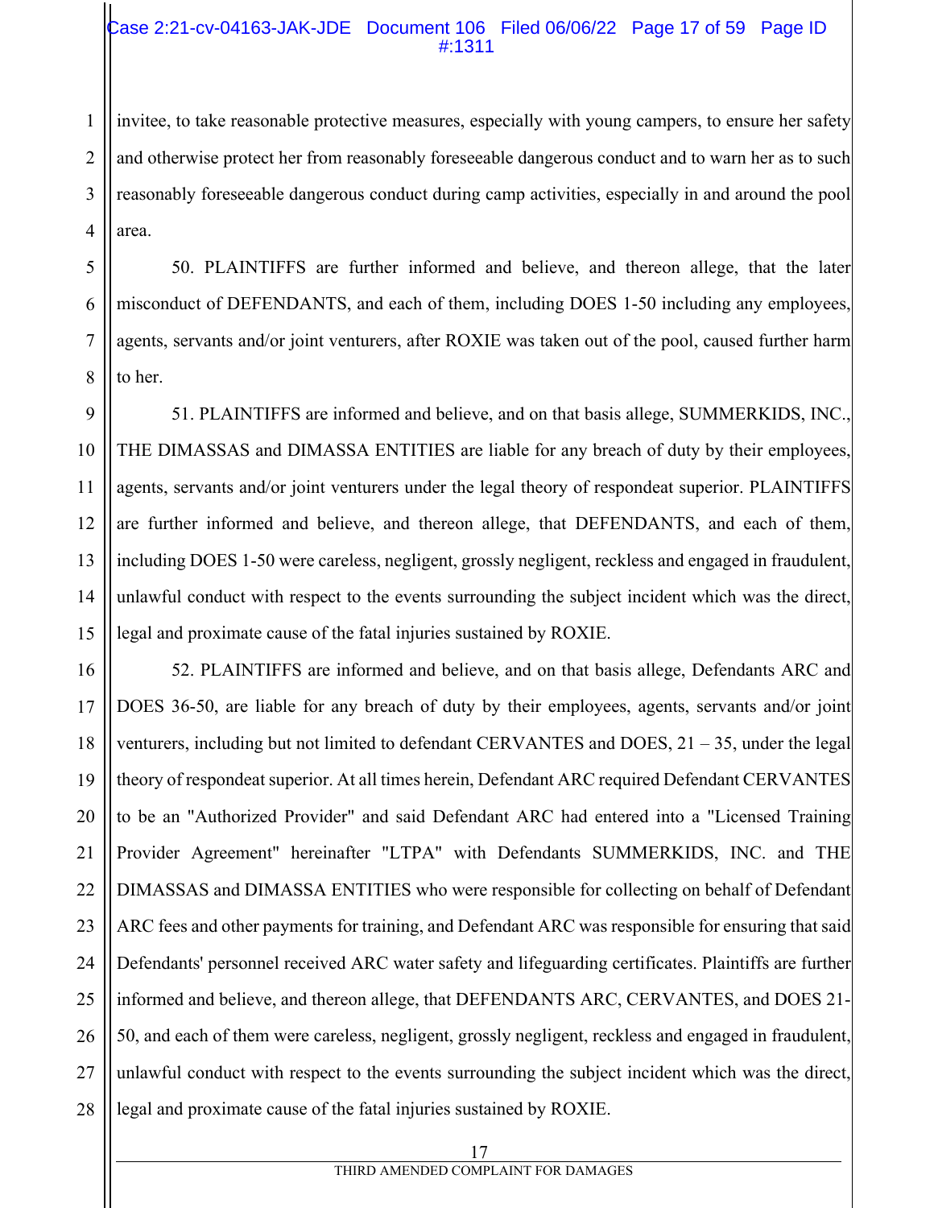invitee, to take reasonable protective measures, especially with young campers, to ensure her safety and otherwise protect her from reasonably foreseeable dangerous conduct and to warn her as to such reasonably foreseeable dangerous conduct during camp activities, especially in and around the pool area.

50. PLAINTIFFS are further informed and believe, and thereon allege, that the later misconduct of DEFENDANTS, and each of them, including DOES 1-50 including any employees, agents, servants and/or joint venturers, after ROXIE was taken out of the pool, caused further harm to her.

51. PLAINTIFFS are informed and believe, and on that basis allege, SUMMERKIDS, INC., THE DIMASSAS and DIMASSA ENTITIES are liable for any breach of duty by their employees, agents, servants and/or joint venturers under the legal theory of respondeat superior. PLAINTIFFS are further informed and believe, and thereon allege, that DEFENDANTS, and each of them, including DOES 1-50 were careless, negligent, grossly negligent, reckless and engaged in fraudulent, unlawful conduct with respect to the events surrounding the subject incident which was the direct, legal and proximate cause of the fatal injuries sustained by ROXIE.

52. PLAINTIFFS are informed and believe, and on that basis allege, Defendants ARC and DOES 36-50, are liable for any breach of duty by their employees, agents, servants and/or joint venturers, including but not limited to defendant CERVANTES and DOES, 21 – 35, under the legal theory of respondeat superior. At all times herein, Defendant ARC required Defendant CERVANTES to be an "Authorized Provider" and said Defendant ARC had entered into a "Licensed Training Provider Agreement" hereinafter "LTPA" with Defendants SUMMERKIDS, INC. and THE DIMASSAS and DIMASSA ENTITIES who were responsible for collecting on behalf of Defendant ARC fees and other payments for training, and Defendant ARC was responsible for ensuring that said Defendants' personnel received ARC water safety and lifeguarding certificates. Plaintiffs are further informed and believe, and thereon allege, that DEFENDANTS ARC, CERVANTES, and DOES 21-50, and each of them were careless, negligent, grossly negligent, reckless and engaged in fraudulent, unlawful conduct with respect to the events surrounding the subject incident which was the direct, legal and proximate cause of the fatal injuries sustained by ROXIE.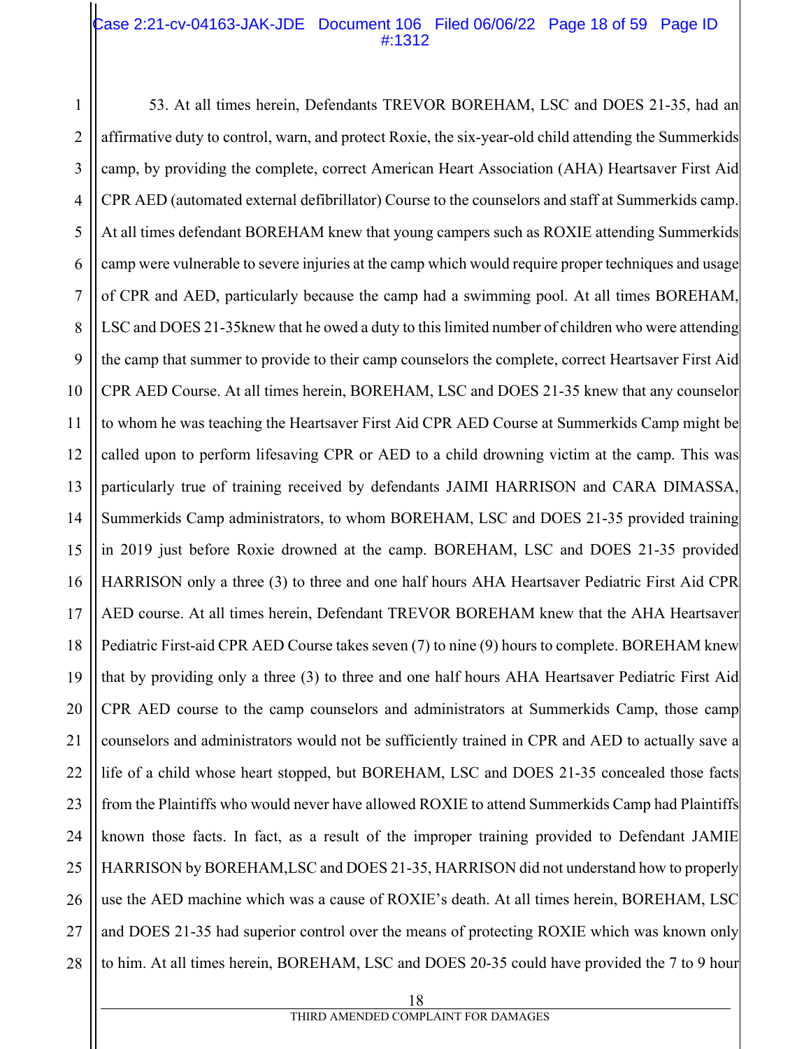53. At all times herein, Defendants TREVOR BOREHAM, LSC and DOES 21-35, had an affirmative duty to control, warn, and protect Roxie, the six-year-old child attending the Summerkids camp, by providing the complete, correct American Heart Association (AHA) Heartsaver First Aid CPR AED (automated external defibrillator) Course to the counselors and staff at Summerkids camp. At all times defendant BOREHAM knew that young campers such as ROXIE attending Summerkids camp were vulnerable to severe injuries at the camp which would require proper techniques and usage of CPR and AED, particularly because the camp had a swimming pool. At all times BOREHAM, LSC and DOES 21-35knew that he owed a duty to this limited number of children who were attending the camp that summer to provide to their camp counselors the complete, correct Heartsaver First Aid CPR AED Course. At all times herein, BOREHAM, LSC and DOES 21-35 knew that any counselor to whom he was teaching the Heartsaver First Aid CPR AED Course at Summerkids Camp might be called upon to perform lifesaving CPR or AED to a child drowning victim at the camp. This was particularly true of training received by defendants JAIMI HARRISON and CARA DIMASSA, Summerkids Camp administrators, to whom BOREHAM, LSC and DOES 21-35 provided training in 2019 just before Roxie drowned at the camp. BOREHAM, LSC and DOES 21-35 provided HARRISON only a three (3) to three and one half hours AHA Heartsaver Pediatric First Aid CPR AED course. At all times herein, Defendant TREVOR BOREHAM knew that the AHA Heartsaver Pediatric First-aid CPR AED Course takes seven (7) to nine (9) hours to complete. BOREHAM knew that by providing only a three (3) to three and one half hours AHA Heartsaver Pediatric First Aid CPR AED course to the camp counselors and administrators at Summerkids Camp, those camp counselors and administrators would not be sufficiently trained in CPR and AED to actually save a life of a child whose heart stopped, but BOREHAM, LSC and DOES 21-35 concealed those facts from the Plaintiffs who would never have allowed ROXIE to attend Summerkids Camp had Plaintiffs known those facts. In fact, as a result of the improper training provided to Defendant JAMIE HARRISON by BOREHAM,LSC and DOES 21-35, HARRISON did not understand how to properly use the AED machine which was a cause of ROXIE's death. At all times herein, BOREHAM, LSC and DOES 21-35 had superior control over the means of protecting ROXIE which was known only to him. At all times herein, BOREHAM, LSC and DOES 20-35 could have provided the 7 to 9 hour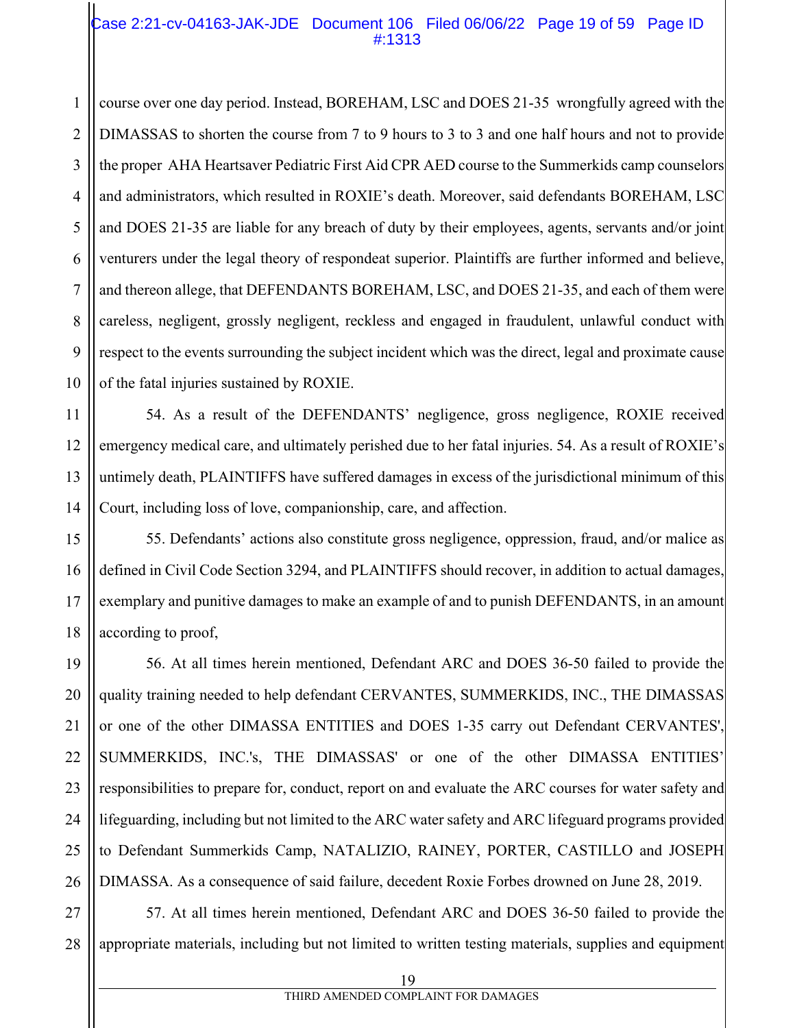course over one day period. Instead, BOREHAM, LSC and DOES 21-35 wrongfully agreed with the DIMASSAS to shorten the course from 7 to 9 hours to 3 to 3 and one half hours and not to provide the proper AHA Heartsaver Pediatric First Aid CPR AED course to the Summerkids camp counselors and administrators, which resulted in ROXIE's death. Moreover, said defendants BOREHAM, LSC and DOES 21-35 are liable for any breach of duty by their employees, agents, servants and/or joint venturers under the legal theory of respondeat superior. Plaintiffs are further informed and believe, and thereon allege, that DEFENDANTS BOREHAM, LSC, and DOES 21-35, and each of them were careless, negligent, grossly negligent, reckless and engaged in fraudulent, unlawful conduct with respect to the events surrounding the subject incident which was the direct, legal and proximate cause of the fatal injuries sustained by ROXIE.

54. As a result of the DEFENDANTS' negligence, gross negligence, ROXIE received emergency medical care, and ultimately perished due to her fatal injuries. 54. As a result of ROXIE's untimely death, PLAINTIFFS have suffered damages in excess of the jurisdictional minimum of this Court, including loss of love, companionship, care, and affection.

55. Defendants' actions also constitute gross negligence, oppression, fraud, and/or malice as defined in Civil Code Section 3294, and PLAINTIFFS should recover, in addition to actual damages, exemplary and punitive damages to make an example of and to punish DEFENDANTS, in an amount according to proof,

56. At all times herein mentioned, Defendant ARC and DOES 36-50 failed to provide the quality training needed to help defendant CERVANTES, SUMMERKIDS, INC., THE DIMASSAS or one of the other DIMASSA ENTITIES and DOES 1-35 carry out Defendant CERVANTES', SUMMERKIDS, INC.'s, THE DIMASSAS' or one of the other DIMASSA ENTITIES' responsibilities to prepare for, conduct, report on and evaluate the ARC courses for water safety and lifeguarding, including but not limited to the ARC water safety and ARC lifeguard programs provided to Defendant Summerkids Camp, NATALIZIO, RAINEY, PORTER, CASTILLO and JOSEPH DIMASSA. As a consequence of said failure, decedent Roxie Forbes drowned on June 28, 2019.

57. At all times herein mentioned, Defendant ARC and DOES 36-50 failed to provide the appropriate materials, including but not limited to written testing materials, supplies and equipment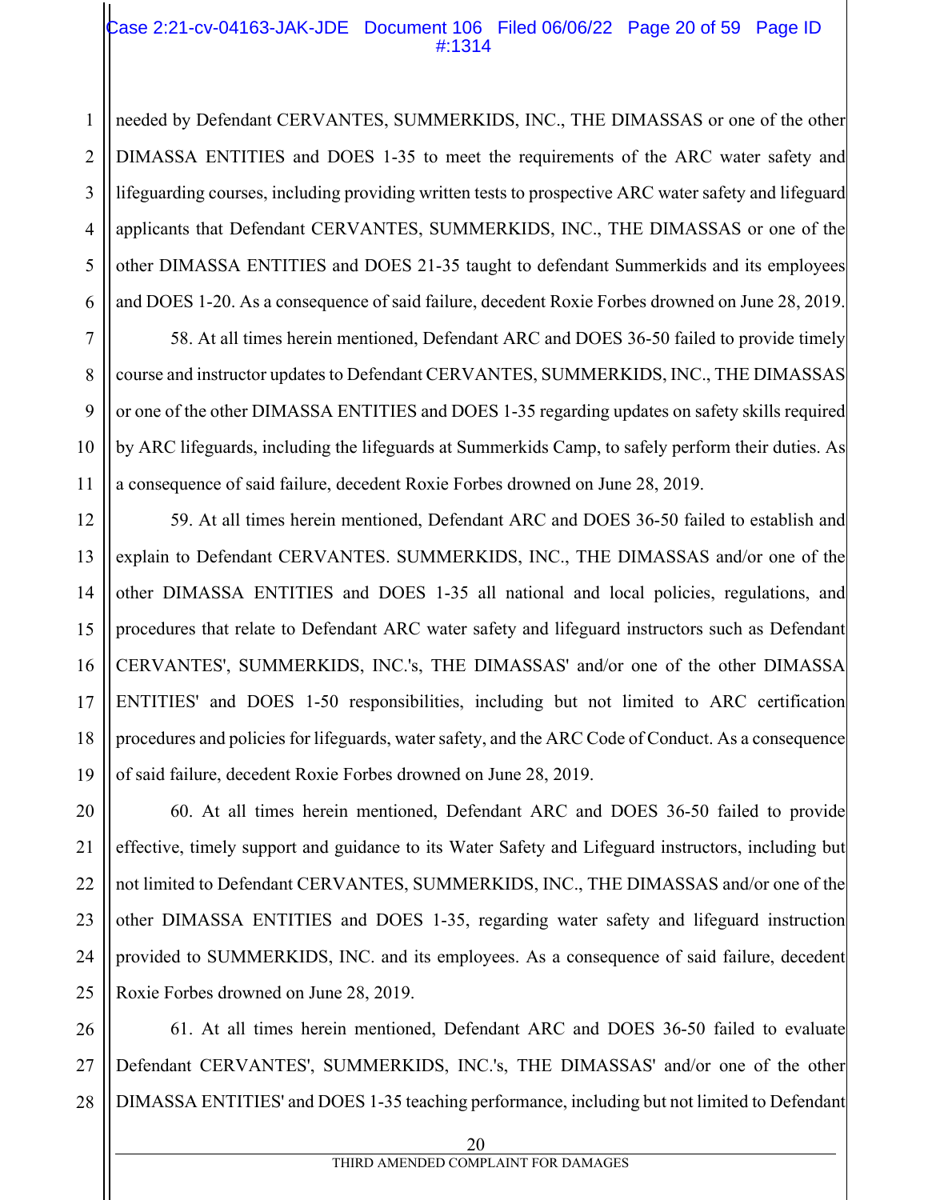needed by Defendant CERVANTES, SUMMERKIDS, INC., THE DIMASSAS or one of the other DIMASSA ENTITIES and DOES 1-35 to meet the requirements of the ARC water safety and lifeguarding courses, including providing written tests to prospective ARC water safety and lifeguard applicants that Defendant CERVANTES, SUMMERKIDS, INC., THE DIMASSAS or one of the other DIMASSA ENTITIES and DOES 21-35 taught to defendant Summerkids and its employees and DOES 1-20. As a consequence of said failure, decedent Roxie Forbes drowned on June 28, 2019.

58. At all times herein mentioned, Defendant ARC and DOES 36-50 failed to provide timely course and instructor updates to Defendant CERVANTES, SUMMERKIDS, INC., THE DIMASSAS or one of the other DIMASSA ENTITIES and DOES 1-35 regarding updates on safety skills required by ARC lifeguards, including the lifeguards at Summerkids Camp, to safely perform their duties. As a consequence of said failure, decedent Roxie Forbes drowned on June 28, 2019.

59. At all times herein mentioned, Defendant ARC and DOES 36-50 failed to establish and explain to Defendant CERVANTES. SUMMERKIDS, INC., THE DIMASSAS and/or one of the other DIMASSA ENTITIES and DOES 1-35 all national and local policies, regulations, and procedures that relate to Defendant ARC water safety and lifeguard instructors such as Defendant CERVANTES', SUMMERKIDS, INC.'s, THE DIMASSAS' and/or one of the other DIMASSA ENTITIES' and DOES 1-50 responsibilities, including but not limited to ARC certification procedures and policies for lifeguards, water safety, and the ARC Code of Conduct. As a consequence of said failure, decedent Roxie Forbes drowned on June 28, 2019.

60. At all times herein mentioned, Defendant ARC and DOES 36-50 failed to provide effective, timely support and guidance to its Water Safety and Lifeguard instructors, including but not limited to Defendant CERVANTES, SUMMERKIDS, INC., THE DIMASSAS and/or one of the other DIMASSA ENTITIES and DOES 1-35, regarding water safety and lifeguard instruction provided to SUMMERKIDS, INC. and its employees. As a consequence of said failure, decedent Roxie Forbes drowned on June 28, 2019.

61. At all times herein mentioned, Defendant ARC and DOES 36-50 failed to evaluate Defendant CERVANTES', SUMMERKIDS, INC.'s, THE DIMASSAS' and/or one of the other DIMASSA ENTITIES' and DOES 1-35 teaching performance, including but not limited to Defendant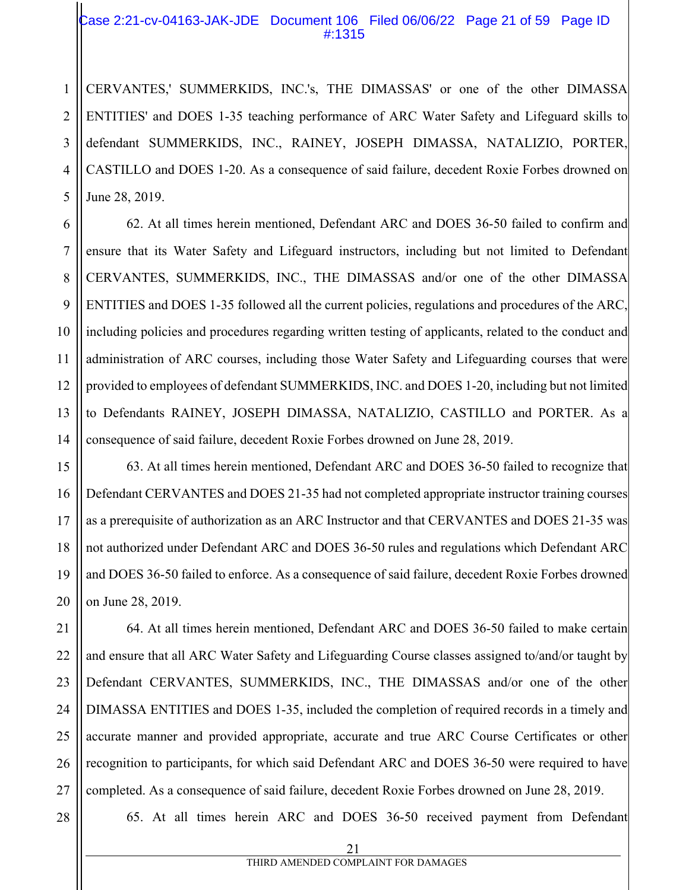CERVANTES,' SUMMERKIDS, INC.'s, THE DIMASSAS' or one of the other DIMASSA ENTITIES' and DOES 1-35 teaching performance of ARC Water Safety and Lifeguard skills to defendant SUMMERKIDS, INC., RAINEY, JOSEPH DIMASSA, NATALIZIO, PORTER, CASTILLO and DOES 1-20. As a consequence of said failure, decedent Roxie Forbes drowned on June 28, 2019.

62. At all times herein mentioned, Defendant ARC and DOES 36-50 failed to confirm and ensure that its Water Safety and Lifeguard instructors, including but not limited to Defendant CERVANTES, SUMMERKIDS, INC., THE DIMASSAS and/or one of the other DIMASSA ENTITIES and DOES 1-35 followed all the current policies, regulations and procedures of the ARC, including policies and procedures regarding written testing of applicants, related to the conduct and administration of ARC courses, including those Water Safety and Lifeguarding courses that were provided to employees of defendant SUMMERKIDS, INC. and DOES 1-20, including but not limited to Defendants RAINEY, JOSEPH DIMASSA, NATALIZIO, CASTILLO and PORTER. As a consequence of said failure, decedent Roxie Forbes drowned on June 28, 2019.

63. At all times herein mentioned, Defendant ARC and DOES 36-50 failed to recognize that Defendant CERVANTES and DOES 21-35 had not completed appropriate instructor training courses as a prerequisite of authorization as an ARC Instructor and that CERVANTES and DOES 21-35 was not authorized under Defendant ARC and DOES 36-50 rules and regulations which Defendant ARC and DOES 36-50 failed to enforce. As a consequence of said failure, decedent Roxie Forbes drowned on June 28, 2019.

64. At all times herein mentioned, Defendant ARC and DOES 36-50 failed to make certain and ensure that all ARC Water Safety and Lifeguarding Course classes assigned to/and/or taught by Defendant CERVANTES, SUMMERKIDS, INC., THE DIMASSAS and/or one of the other DIMASSA ENTITIES and DOES 1-35, included the completion of required records in a timely and accurate manner and provided appropriate, accurate and true ARC Course Certificates or other recognition to participants, for which said Defendant ARC and DOES 36-50 were required to have completed. As a consequence of said failure, decedent Roxie Forbes drowned on June 28, 2019.

65. At all times herein ARC and DOES 36-50 received payment from Defendant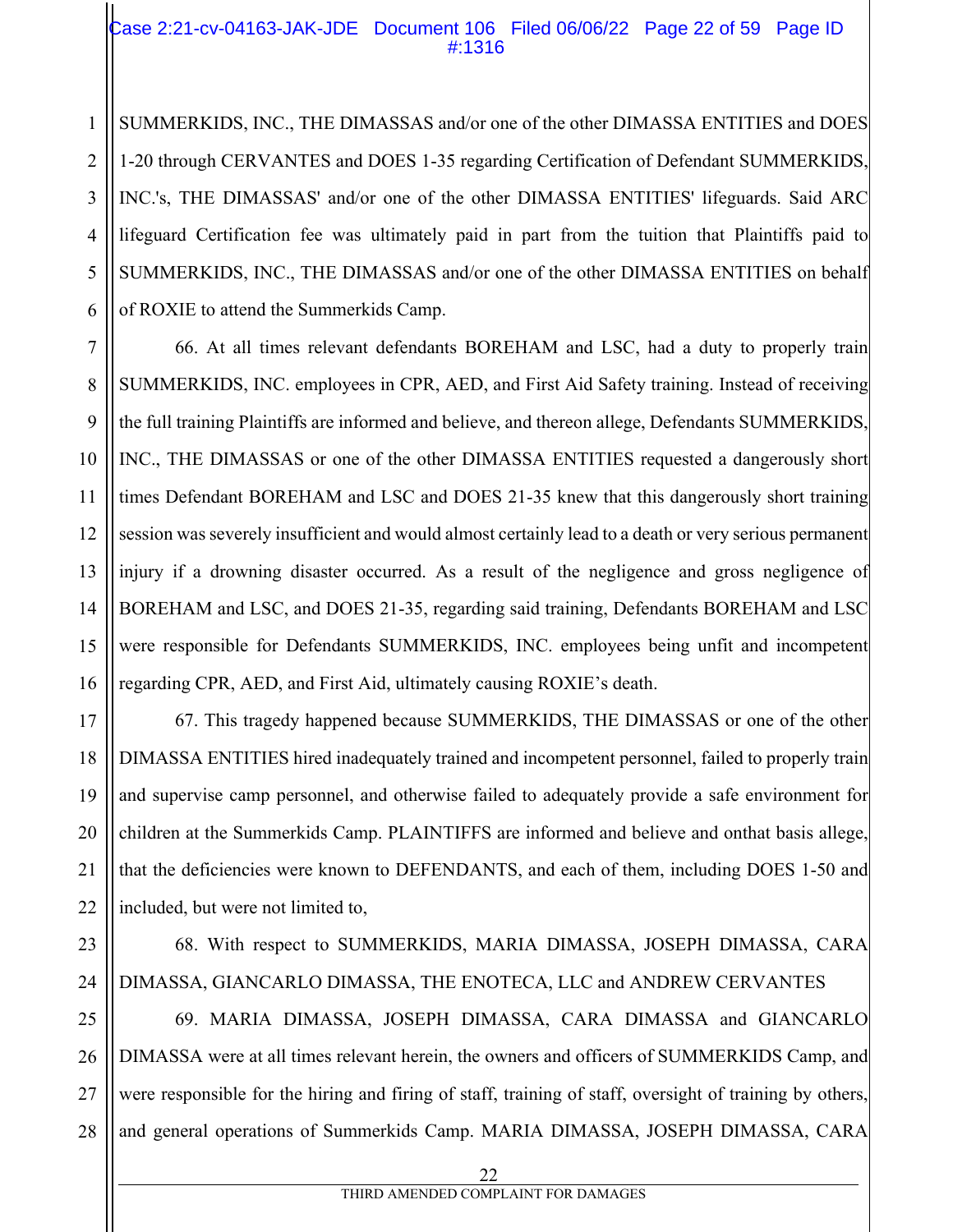SUMMERKIDS, INC., THE DIMASSAS and/or one of the other DIMASSA ENTITIES and DOES 1-20 through CERVANTES and DOES 1-35 regarding Certification of Defendant SUMMERKIDS, INC.'s, THE DIMASSAS' and/or one of the other DIMASSA ENTITIES' lifeguards. Said ARC lifeguard Certification fee was ultimately paid in part from the tuition that Plaintiffs paid to SUMMERKIDS, INC., THE DIMASSAS and/or one of the other DIMASSA ENTITIES on behalf of ROXIE to attend the Summerkids Camp.

66. At all times relevant defendants BOREHAM and LSC, had a duty to properly train SUMMERKIDS, INC. employees in CPR, AED, and First Aid Safety training. Instead of receiving the full training Plaintiffs are informed and believe, and thereon allege, Defendants SUMMERKIDS, INC., THE DIMASSAS or one of the other DIMASSA ENTITIES requested a dangerously short times Defendant BOREHAM and LSC and DOES 21-35 knew that this dangerously short training session was severely insufficient and would almost certainly lead to a death or very serious permanent injury if a drowning disaster occurred. As a result of the negligence and gross negligence of BOREHAM and LSC, and DOES 21-35, regarding said training, Defendants BOREHAM and LSC were responsible for Defendants SUMMERKIDS, INC. employees being unfit and incompetent regarding CPR, AED, and First Aid, ultimately causing ROXIE's death.

67. This tragedy happened because SUMMERKIDS, THE DIMASSAS or one of the other DIMASSA ENTITIES hired inadequately trained and incompetent personnel, failed to properly train and supervise camp personnel, and otherwise failed to adequately provide a safe environment for children at the Summerkids Camp. PLAINTIFFS are informed and believe and onthat basis allege, that the deficiencies were known to DEFENDANTS, and each of them, including DOES 1-50 and included, but were not limited to,

68. With respect to SUMMERKIDS, MARIA DIMASSA, JOSEPH DIMASSA, CARA DIMASSA, GIANCARLO DIMASSA, THE ENOTECA, LLC and ANDREW CERVANTES

69. MARIA DIMASSA, JOSEPH DIMASSA, CARA DIMASSA and GIANCARLO DIMASSA were at all times relevant herein, the owners and officers of SUMMERKIDS Camp, and were responsible for the hiring and firing of staff, training of staff, oversight of training by others, and general operations of Summerkids Camp. MARIA DIMASSA, JOSEPH DIMASSA, CARA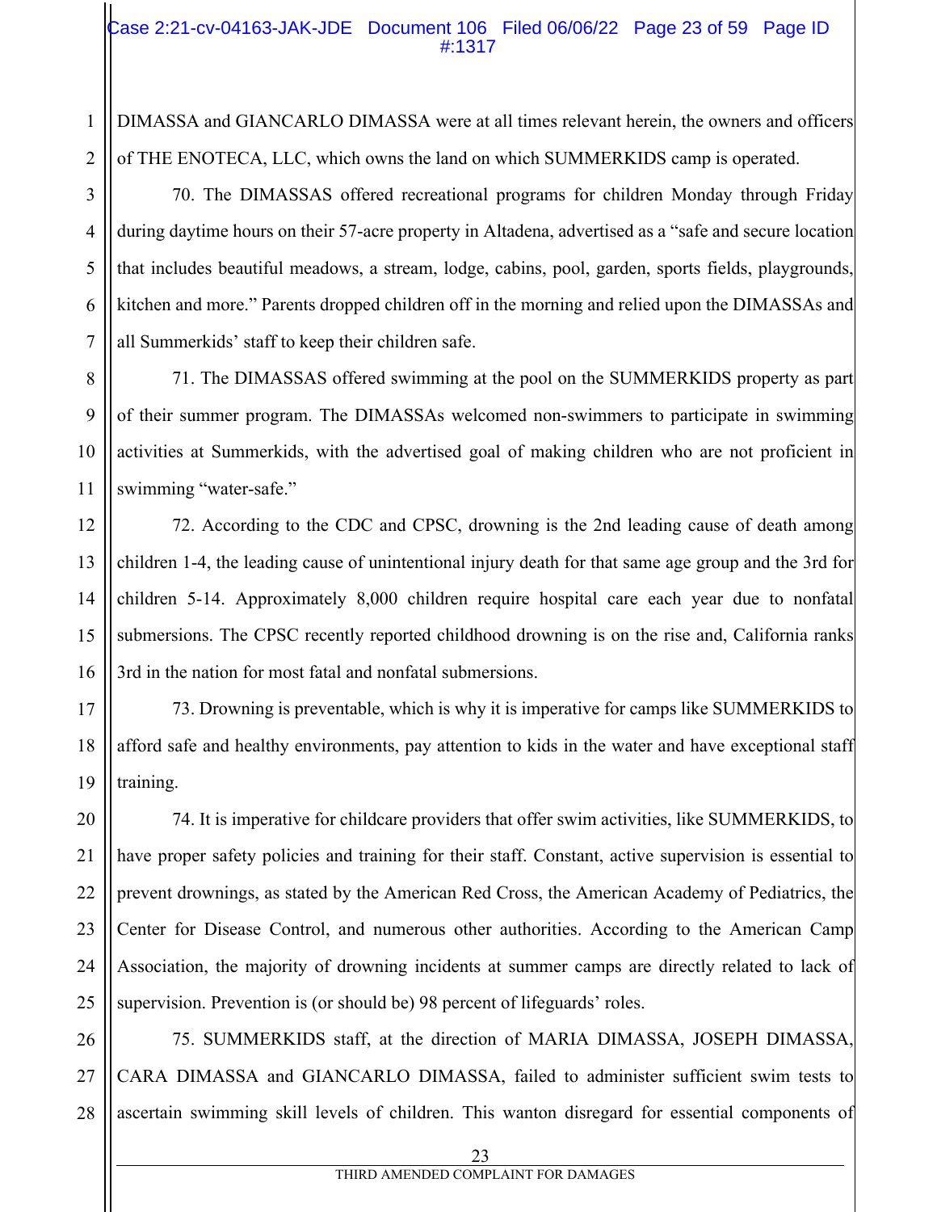DIMASSA and GIANCARLO DIMASSA were at all times relevant herein, the owners and officers of THE ENOTECA, LLC, which owns the land on which SUMMERKIDS camp is operated.

70. The DIMASSAS offered recreational programs for children Monday through Friday during daytime hours on their 57-acre property in Altadena, advertised as a "safe and secure location that includes beautiful meadows, a stream, lodge, cabins, pool, garden, sports fields, playgrounds, kitchen and more." Parents dropped children off in the morning and relied upon the DIMASSAs and all Summerkids' staff to keep their children safe.

71. The DIMASSAS offered swimming at the pool on the SUMMERKIDS property as part of their summer program. The DIMASSAs welcomed non-swimmers to participate in swimming activities at Summerkids, with the advertised goal of making children who are not proficient in swimming "water-safe."

72. According to the CDC and CPSC, drowning is the 2nd leading cause of death among children 1-4, the leading cause of unintentional injury death for that same age group and the 3rd for children 5-14. Approximately 8,000 children require hospital care each year due to nonfatal submersions. The CPSC recently reported childhood drowning is on the rise and, California ranks 3rd in the nation for most fatal and nonfatal submersions.

73. Drowning is preventable, which is why it is imperative for camps like SUMMERKIDS to afford safe and healthy environments, pay attention to kids in the water and have exceptional staff training.

74. It is imperative for childcare providers that offer swim activities, like SUMMERKIDS, to have proper safety policies and training for their staff. Constant, active supervision is essential to prevent drownings, as stated by the American Red Cross, the American Academy of Pediatrics, the Center for Disease Control, and numerous other authorities. According to the American Camp Association, the majority of drowning incidents at summer camps are directly related to lack of supervision. Prevention is (or should be) 98 percent of lifeguards' roles.

75. SUMMERKIDS staff, at the direction of MARIA DIMASSA, JOSEPH DIMASSA, CARA DIMASSA and GIANCARLO DIMASSA, failed to administer sufficient swim tests to ascertain swimming skill levels of children. This wanton disregard for essential components of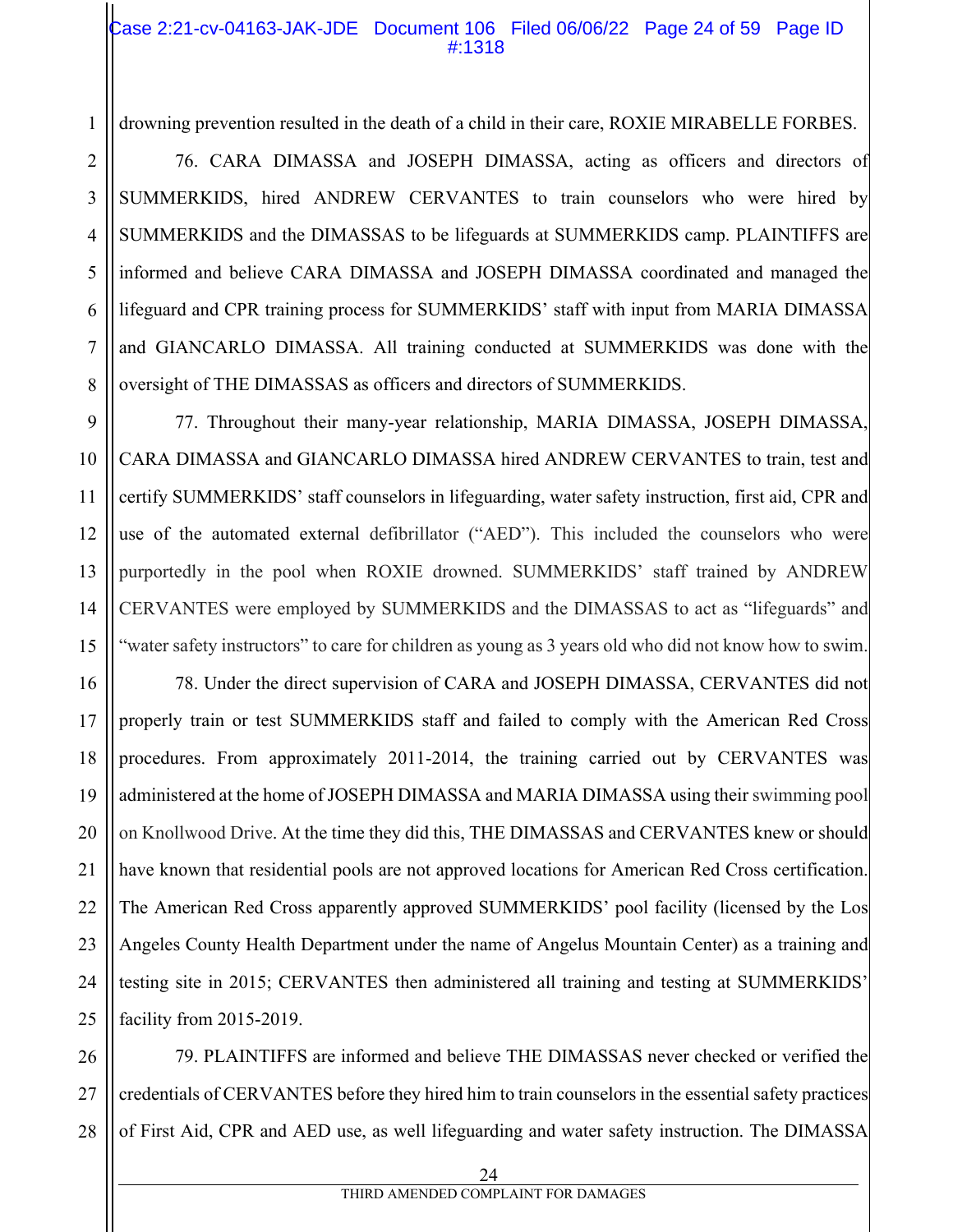drowning prevention resulted in the death of a child in their care, ROXIE MIRABELLE FORBES.

76. CARA DIMASSA and JOSEPH DIMASSA, acting as officers and directors of SUMMERKIDS, hired ANDREW CERVANTES to train counselors who were hired by SUMMERKIDS and the DIMASSAS to be lifeguards at SUMMERKIDS camp. PLAINTIFFS are informed and believe CARA DIMASSA and JOSEPH DIMASSA coordinated and managed the lifeguard and CPR training process for SUMMERKIDS' staff with input from MARIA DIMASSA and GIANCARLO DIMASSA. All training conducted at SUMMERKIDS was done with the oversight of THE DIMASSAS as officers and directors of SUMMERKIDS.

77. Throughout their many-year relationship, MARIA DIMASSA, JOSEPH DIMASSA, CARA DIMASSA and GIANCARLO DIMASSA hired ANDREW CERVANTES to train, test and certify SUMMERKIDS' staff counselors in lifeguarding, water safety instruction, first aid, CPR and use of the automated external defibrillator ("AED"). This included the counselors who were purportedly in the pool when ROXIE drowned. SUMMERKIDS' staff trained by ANDREW CERVANTES were employed by SUMMERKIDS and the DIMASSAS to act as "lifeguards" and "water safety instructors" to care for children as young as 3 years old who did not know how to swim.

78. Under the direct supervision of CARA and JOSEPH DIMASSA, CERVANTES did not properly train or test SUMMERKIDS staff and failed to comply with the American Red Cross procedures. From approximately 2011-2014, the training carried out by CERVANTES was administered at the home of JOSEPH DIMASSA and MARIA DIMASSA using their swimming pool on Knollwood Drive. At the time they did this, THE DIMASSAS and CERVANTES knew or should have known that residential pools are not approved locations for American Red Cross certification. The American Red Cross apparently approved SUMMERKIDS' pool facility (licensed by the Los Angeles County Health Department under the name of Angelus Mountain Center) as a training and testing site in 2015; CERVANTES then administered all training and testing at SUMMERKIDS' facility from 2015-2019.

79. PLAINTIFFS are informed and believe THE DIMASSAS never checked or verified the credentials of CERVANTES before they hired him to train counselors in the essential safety practices of First Aid, CPR and AED use, as well lifeguarding and water safety instruction. The DIMASSA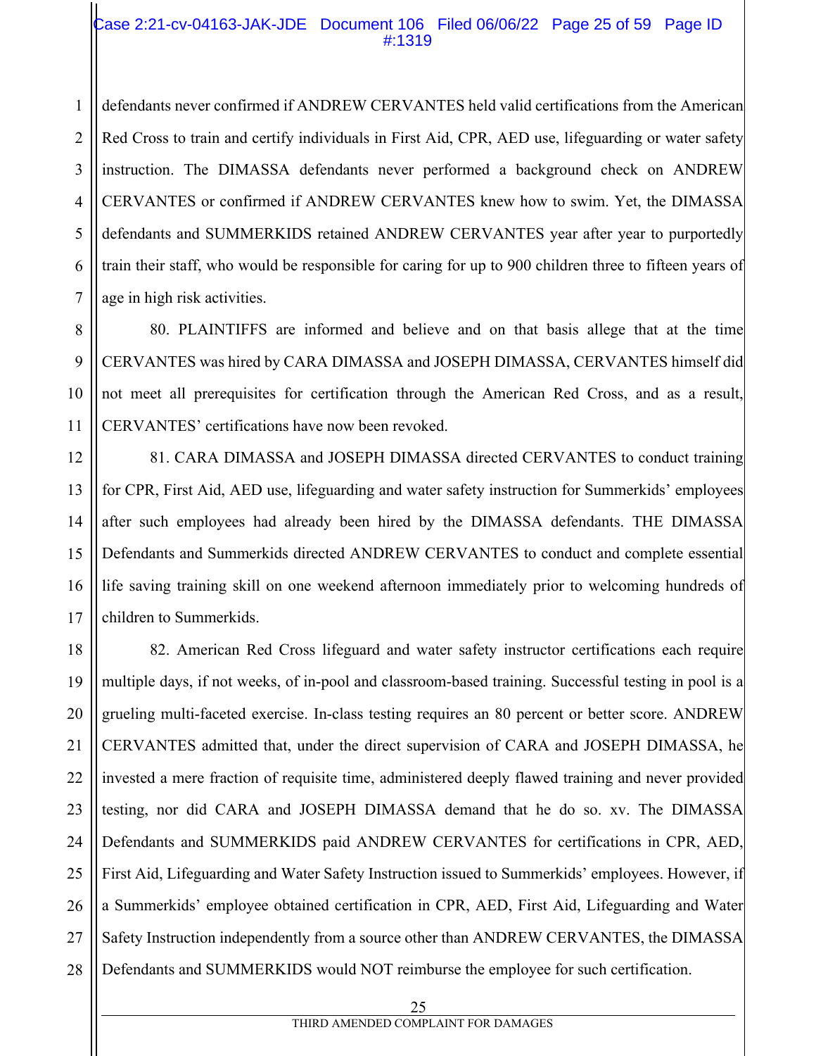defendants never confirmed if ANDREW CERVANTES held valid certifications from the American Red Cross to train and certify individuals in First Aid, CPR, AED use, lifeguarding or water safety instruction. The DIMASSA defendants never performed a background check on ANDREW CERVANTES or confirmed if ANDREW CERVANTES knew how to swim. Yet, the DIMASSA defendants and SUMMERKIDS retained ANDREW CERVANTES year after year to purportedly train their staff, who would be responsible for caring for up to 900 children three to fifteen years of age in high risk activities.

80. PLAINTIFFS are informed and believe and on that basis allege that at the time CERVANTES was hired by CARA DIMASSA and JOSEPH DIMASSA, CERVANTES himself did not meet all prerequisites for certification through the American Red Cross, and as a result, CERVANTES' certifications have now been revoked.

81. CARA DIMASSA and JOSEPH DIMASSA directed CERVANTES to conduct training for CPR, First Aid, AED use, lifeguarding and water safety instruction for Summerkids' employees after such employees had already been hired by the DIMASSA defendants. THE DIMASSA Defendants and Summerkids directed ANDREW CERVANTES to conduct and complete essential life saving training skill on one weekend afternoon immediately prior to welcoming hundreds of children to Summerkids.

82. American Red Cross lifeguard and water safety instructor certifications each require multiple days, if not weeks, of in-pool and classroom-based training. Successful testing in pool is a grueling multi-faceted exercise. In-class testing requires an 80 percent or better score. ANDREW CERVANTES admitted that, under the direct supervision of CARA and JOSEPH DIMASSA, he invested a mere fraction of requisite time, administered deeply flawed training and never provided testing, nor did CARA and JOSEPH DIMASSA demand that he do so. xv. The DIMASSA Defendants and SUMMERKIDS paid ANDREW CERVANTES for certifications in CPR, AED, First Aid, Lifeguarding and Water Safety Instruction issued to Summerkids' employees. However, if a Summerkids' employee obtained certification in CPR, AED, First Aid, Lifeguarding and Water Safety Instruction independently from a source other than ANDREW CERVANTES, the DIMASSA Defendants and SUMMERKIDS would NOT reimburse the employee for such certification.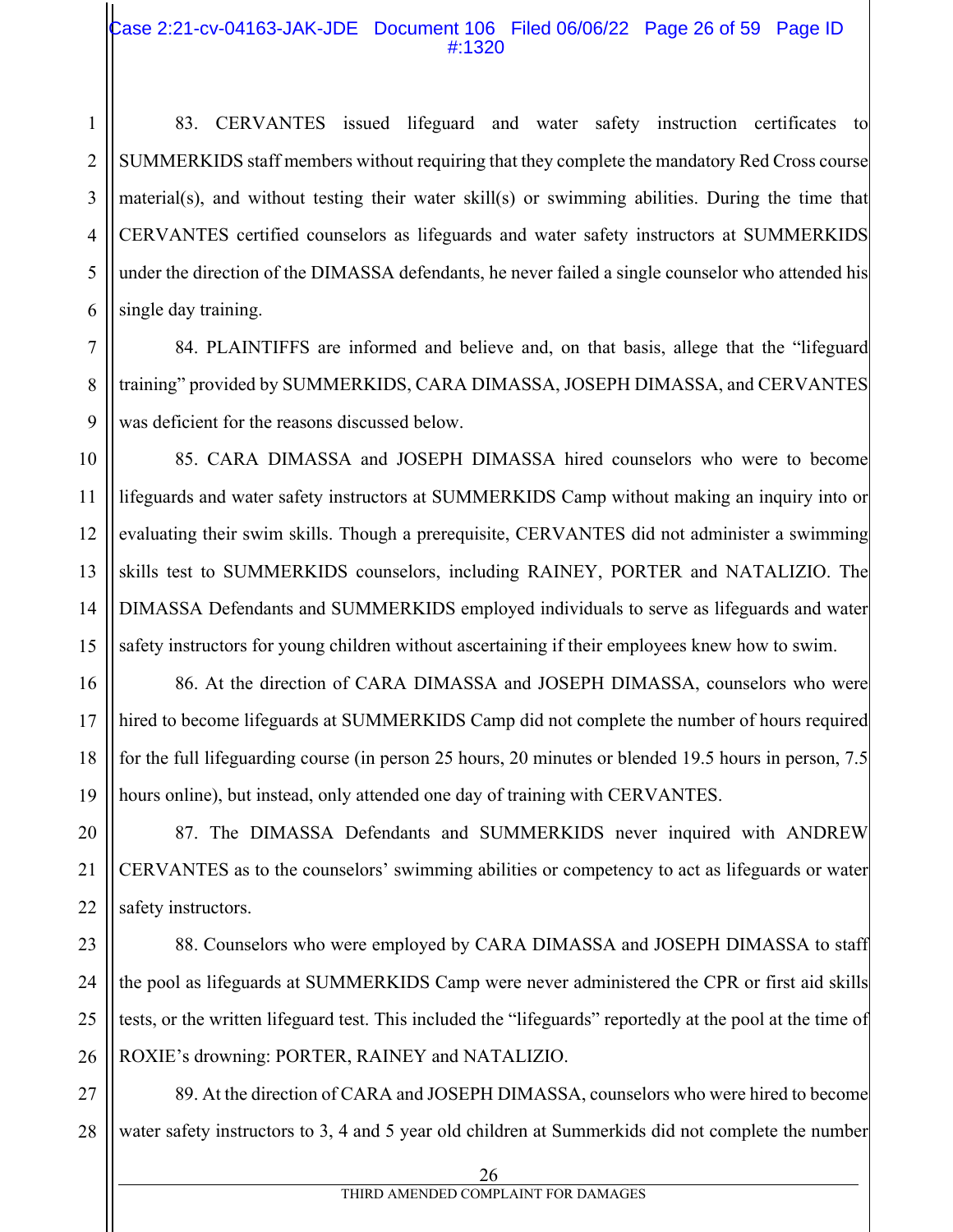83. CERVANTES issued lifeguard and water safety instruction certificates to SUMMERKIDS staff members without requiring that they complete the mandatory Red Cross course material(s), and without testing their water skill(s) or swimming abilities. During the time that CERVANTES certified counselors as lifeguards and water safety instructors at SUMMERKIDS under the direction of the DIMASSA defendants, he never failed a single counselor who attended his single day training.

84. PLAINTIFFS are informed and believe and, on that basis, allege that the "lifeguard training" provided by SUMMERKIDS, CARA DIMASSA, JOSEPH DIMASSA, and CERVANTES was deficient for the reasons discussed below.

85. CARA DIMASSA and JOSEPH DIMASSA hired counselors who were to become lifeguards and water safety instructors at SUMMERKIDS Camp without making an inquiry into or evaluating their swim skills. Though a prerequisite, CERVANTES did not administer a swimming skills test to SUMMERKIDS counselors, including RAINEY, PORTER and NATALIZIO. The DIMASSA Defendants and SUMMERKIDS employed individuals to serve as lifeguards and water safety instructors for young children without ascertaining if their employees knew how to swim.

86. At the direction of CARA DIMASSA and JOSEPH DIMASSA, counselors who were hired to become lifeguards at SUMMERKIDS Camp did not complete the number of hours required for the full lifeguarding course (in person 25 hours, 20 minutes or blended 19.5 hours in person, 7.5 hours online), but instead, only attended one day of training with CERVANTES.

87. The DIMASSA Defendants and SUMMERKIDS never inquired with ANDREW CERVANTES as to the counselors' swimming abilities or competency to act as lifeguards or water safety instructors.

88. Counselors who were employed by CARA DIMASSA and JOSEPH DIMASSA to staff the pool as lifeguards at SUMMERKIDS Camp were never administered the CPR or first aid skills tests, or the written lifeguard test. This included the "lifeguards" reportedly at the pool at the time of ROXIE's drowning: PORTER, RAINEY and NATALIZIO.

89. At the direction of CARA and JOSEPH DIMASSA, counselors who were hired to become water safety instructors to 3, 4 and 5 year old children at Summerkids did not complete the number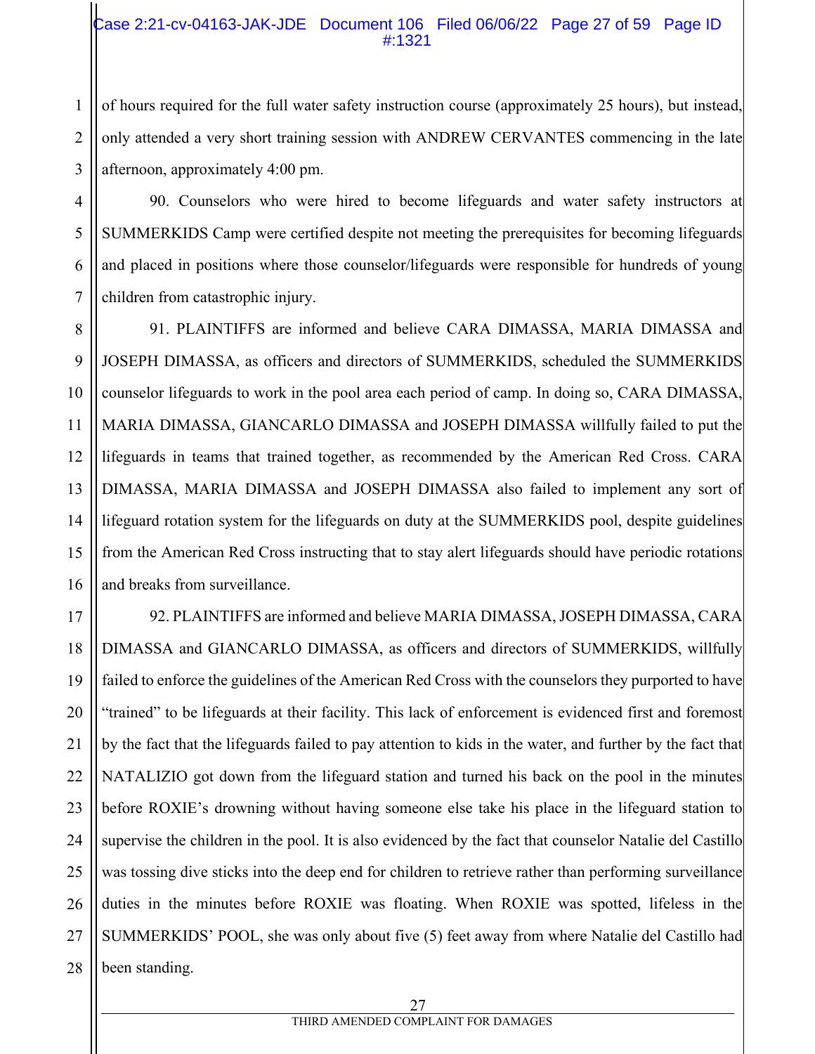of hours required for the full water safety instruction course (approximately 25 hours), but instead, only attended a very short training session with ANDREW CERVANTES commencing in the late afternoon, approximately 4:00 pm.

90. Counselors who were hired to become lifeguards and water safety instructors at SUMMERKIDS Camp were certified despite not meeting the prerequisites for becoming lifeguards and placed in positions where those counselor/lifeguards were responsible for hundreds of young children from catastrophic injury.

91. PLAINTIFFS are informed and believe CARA DIMASSA, MARIA DIMASSA and JOSEPH DIMASSA, as officers and directors of SUMMERKIDS, scheduled the SUMMERKIDS counselor lifeguards to work in the pool area each period of camp. In doing so, CARA DIMASSA, MARIA DIMASSA, GIANCARLO DIMASSA and JOSEPH DIMASSA willfully failed to put the lifeguards in teams that trained together, as recommended by the American Red Cross. CARA DIMASSA, MARIA DIMASSA and JOSEPH DIMASSA also failed to implement any sort of lifeguard rotation system for the lifeguards on duty at the SUMMERKIDS pool, despite guidelines from the American Red Cross instructing that to stay alert lifeguards should have periodic rotations and breaks from surveillance.

92. PLAINTIFFS are informed and believe MARIA DIMASSA, JOSEPH DIMASSA, CARA DIMASSA and GIANCARLO DIMASSA, as officers and directors of SUMMERKIDS, willfully failed to enforce the guidelines of the American Red Cross with the counselors they purported to have "trained" to be lifeguards at their facility. This lack of enforcement is evidenced first and foremost by the fact that the lifeguards failed to pay attention to kids in the water, and further by the fact that NATALIZIO got down from the lifeguard station and turned his back on the pool in the minutes before ROXIE's drowning without having someone else take his place in the lifeguard station to supervise the children in the pool. It is also evidenced by the fact that counselor Natalie del Castillo was tossing dive sticks into the deep end for children to retrieve rather than performing surveillance duties in the minutes before ROXIE was floating. When ROXIE was spotted, lifeless in the SUMMERKIDS' POOL, she was only about five (5) feet away from where Natalie del Castillo had been standing.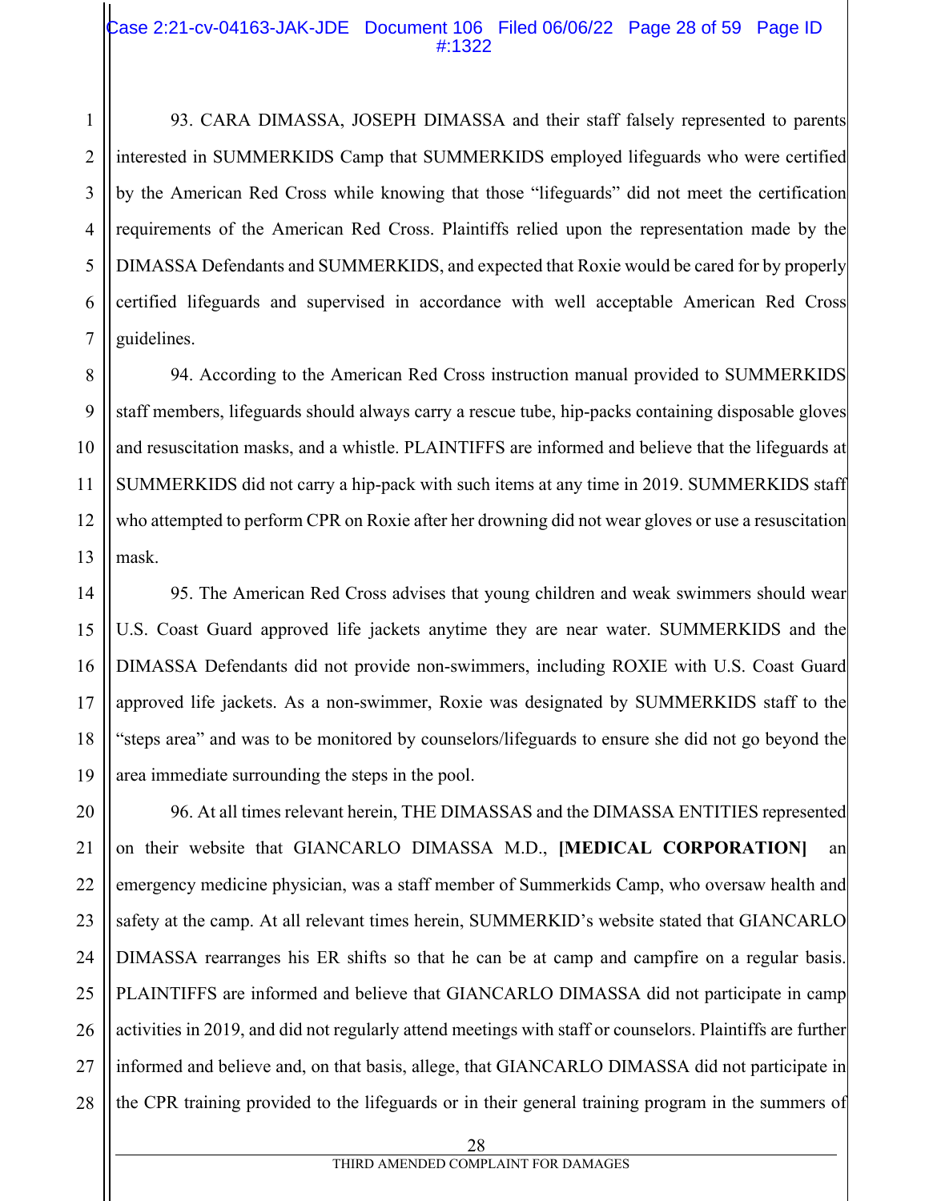93. CARA DIMASSA, JOSEPH DIMASSA and their staff falsely represented to parents interested in SUMMERKIDS Camp that SUMMERKIDS employed lifeguards who were certified by the American Red Cross while knowing that those "lifeguards" did not meet the certification requirements of the American Red Cross. Plaintiffs relied upon the representation made by the DIMASSA Defendants and SUMMERKIDS, and expected that Roxie would be cared for by properly certified lifeguards and supervised in accordance with well acceptable American Red Cross guidelines.

94. According to the American Red Cross instruction manual provided to SUMMERKIDS staff members, lifeguards should always carry a rescue tube, hip-packs containing disposable gloves and resuscitation masks, and a whistle. PLAINTIFFS are informed and believe that the lifeguards at SUMMERKIDS did not carry a hip-pack with such items at any time in 2019. SUMMERKIDS staff who attempted to perform CPR on Roxie after her drowning did not wear gloves or use a resuscitation mask.

95. The American Red Cross advises that young children and weak swimmers should wear U.S. Coast Guard approved life jackets anytime they are near water. SUMMERKIDS and the DIMASSA Defendants did not provide non-swimmers, including ROXIE with U.S. Coast Guard approved life jackets. As a non-swimmer, Roxie was designated by SUMMERKIDS staff to the "steps area" and was to be monitored by counselors/lifeguards to ensure she did not go beyond the area immediate surrounding the steps in the pool.

96. At all times relevant herein, THE DIMASSAS and the DIMASSA ENTITIES represented on their website that GIANCARLO DIMASSA M.D., **[MEDICAL CORPORATION]** an emergency medicine physician, was a staff member of Summerkids Camp, who oversaw health and safety at the camp. At all relevant times herein, SUMMERKID's website stated that GIANCARLO DIMASSA rearranges his ER shifts so that he can be at camp and campfire on a regular basis. PLAINTIFFS are informed and believe that GIANCARLO DIMASSA did not participate in camp activities in 2019, and did not regularly attend meetings with staff or counselors. Plaintiffs are further informed and believe and, on that basis, allege, that GIANCARLO DIMASSA did not participate in the CPR training provided to the lifeguards or in their general training program in the summers of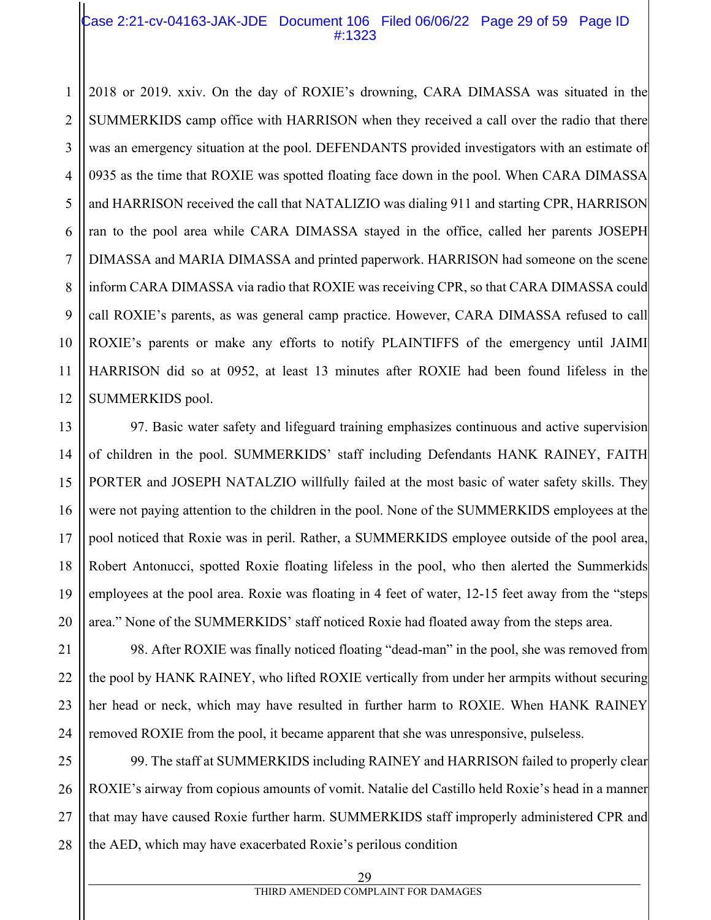2018 or 2019. xxiv. On the day of ROXIE's drowning, CARA DIMASSA was situated in the SUMMERKIDS camp office with HARRISON when they received a call over the radio that there was an emergency situation at the pool. DEFENDANTS provided investigators with an estimate of 0935 as the time that ROXIE was spotted floating face down in the pool. When CARA DIMASSA and HARRISON received the call that NATALIZIO was dialing 911 and starting CPR, HARRISON ran to the pool area while CARA DIMASSA stayed in the office, called her parents JOSEPH DIMASSA and MARIA DIMASSA and printed paperwork. HARRISON had someone on the scene inform CARA DIMASSA via radio that ROXIE was receiving CPR, so that CARA DIMASSA could call ROXIE's parents, as was general camp practice. However, CARA DIMASSA refused to call ROXIE's parents or make any efforts to notify PLAINTIFFS of the emergency until JAIMI HARRISON did so at 0952, at least 13 minutes after ROXIE had been found lifeless in the SUMMERKIDS pool.

97. Basic water safety and lifeguard training emphasizes continuous and active supervision of children in the pool. SUMMERKIDS' staff including Defendants HANK RAINEY, FAITH PORTER and JOSEPH NATALZIO willfully failed at the most basic of water safety skills. They were not paying attention to the children in the pool. None of the SUMMERKIDS employees at the pool noticed that Roxie was in peril. Rather, a SUMMERKIDS employee outside of the pool area, Robert Antonucci, spotted Roxie floating lifeless in the pool, who then alerted the Summerkids employees at the pool area. Roxie was floating in 4 feet of water, 12-15 feet away from the "steps area." None of the SUMMERKIDS' staff noticed Roxie had floated away from the steps area.

98. After ROXIE was finally noticed floating "dead-man" in the pool, she was removed from the pool by HANK RAINEY, who lifted ROXIE vertically from under her armpits without securing her head or neck, which may have resulted in further harm to ROXIE. When HANK RAINEY removed ROXIE from the pool, it became apparent that she was unresponsive, pulseless.

99. The staff at SUMMERKIDS including RAINEY and HARRISON failed to properly clear ROXIE's airway from copious amounts of vomit. Natalie del Castillo held Roxie's head in a manner that may have caused Roxie further harm. SUMMERKIDS staff improperly administered CPR and the AED, which may have exacerbated Roxie's perilous condition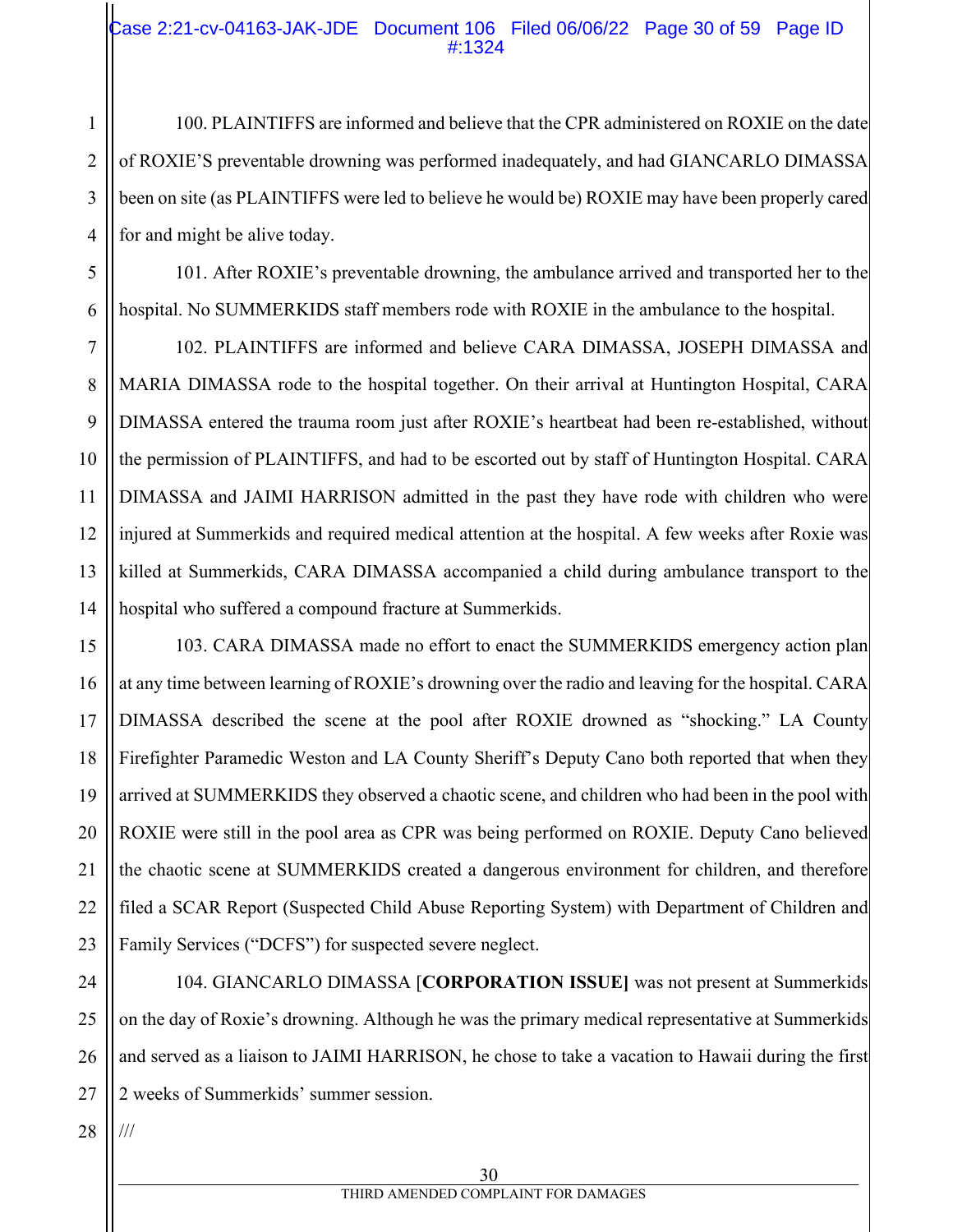100. PLAINTIFFS are informed and believe that the CPR administered on ROXIE on the date of ROXIE'S preventable drowning was performed inadequately, and had GIANCARLO DIMASSA been on site (as PLAINTIFFS were led to believe he would be) ROXIE may have been properly cared for and might be alive today.

101. After ROXIE's preventable drowning, the ambulance arrived and transported her to the hospital. No SUMMERKIDS staff members rode with ROXIE in the ambulance to the hospital.

102. PLAINTIFFS are informed and believe CARA DIMASSA, JOSEPH DIMASSA and MARIA DIMASSA rode to the hospital together. On their arrival at Huntington Hospital, CARA DIMASSA entered the trauma room just after ROXIE's heartbeat had been re-established, without the permission of PLAINTIFFS, and had to be escorted out by staff of Huntington Hospital. CARA DIMASSA and JAIMI HARRISON admitted in the past they have rode with children who were injured at Summerkids and required medical attention at the hospital. A few weeks after Roxie was killed at Summerkids, CARA DIMASSA accompanied a child during ambulance transport to the hospital who suffered a compound fracture at Summerkids.

103. CARA DIMASSA made no effort to enact the SUMMERKIDS emergency action plan at any time between learning of ROXIE's drowning over the radio and leaving for the hospital. CARA DIMASSA described the scene at the pool after ROXIE drowned as "shocking." LA County Firefighter Paramedic Weston and LA County Sheriff's Deputy Cano both reported that when they arrived at SUMMERKIDS they observed a chaotic scene, and children who had been in the pool with ROXIE were still in the pool area as CPR was being performed on ROXIE. Deputy Cano believed the chaotic scene at SUMMERKIDS created a dangerous environment for children, and therefore filed a SCAR Report (Suspected Child Abuse Reporting System) with Department of Children and Family Services ("DCFS") for suspected severe neglect.

104. GIANCARLO DIMASSA [**CORPORATION ISSUE]** was not present at Summerkids on the day of Roxie's drowning. Although he was the primary medical representative at Summerkids and served as a liaison to JAIMI HARRISON, he chose to take a vacation to Hawaii during the first 2 weeks of Summerkids' summer session.

///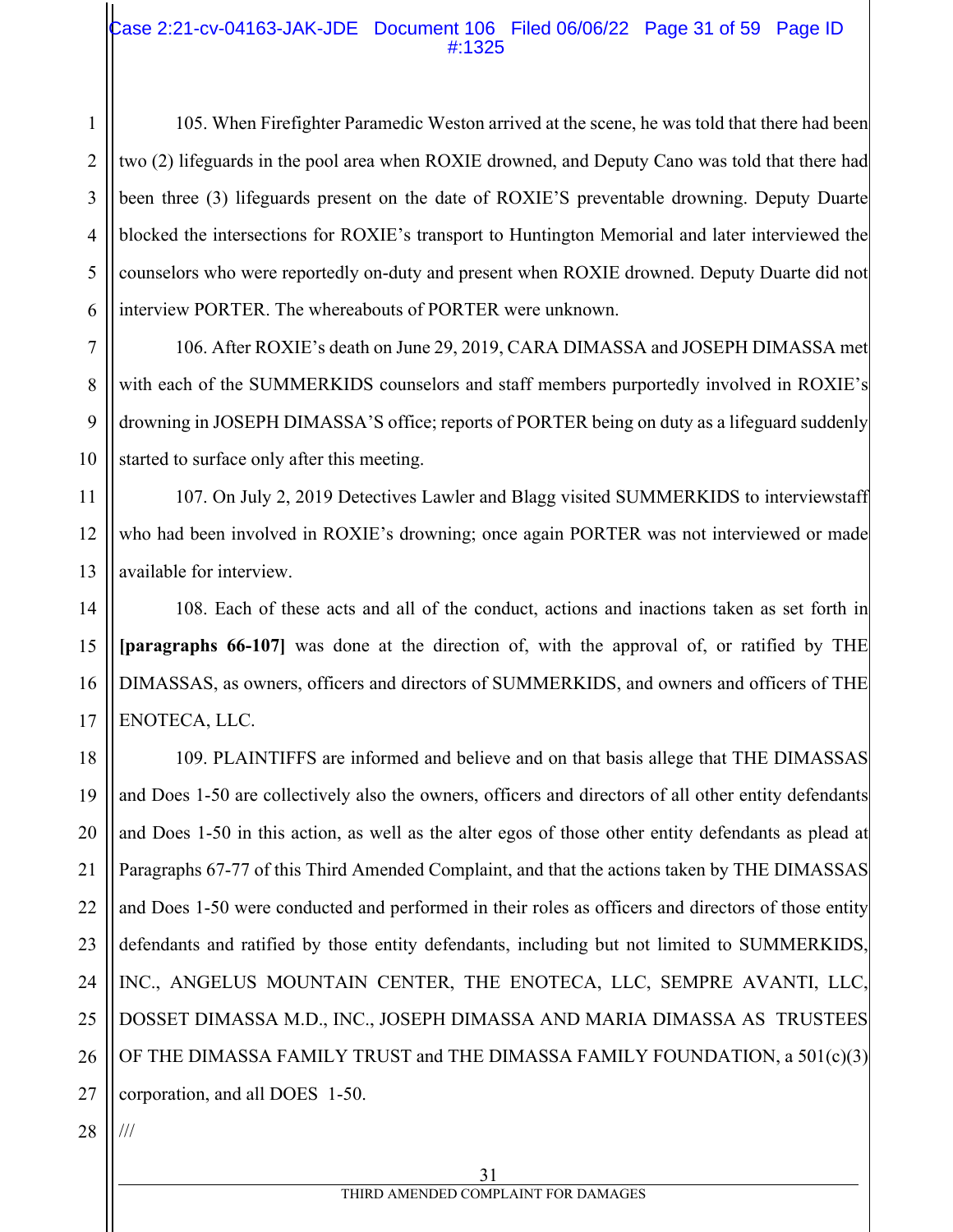105. When Firefighter Paramedic Weston arrived at the scene, he was told that there had been two (2) lifeguards in the pool area when ROXIE drowned, and Deputy Cano was told that there had been three (3) lifeguards present on the date of ROXIE'S preventable drowning. Deputy Duarte blocked the intersections for ROXIE's transport to Huntington Memorial and later interviewed the counselors who were reportedly on-duty and present when ROXIE drowned. Deputy Duarte did not interview PORTER. The whereabouts of PORTER were unknown.

106. After ROXIE's death on June 29, 2019, CARA DIMASSA and JOSEPH DIMASSA met with each of the SUMMERKIDS counselors and staff members purportedly involved in ROXIE's drowning in JOSEPH DIMASSA'S office; reports of PORTER being on duty as a lifeguard suddenly started to surface only after this meeting.

107. On July 2, 2019 Detectives Lawler and Blagg visited SUMMERKIDS to interviewstaff who had been involved in ROXIE's drowning; once again PORTER was not interviewed or made available for interview.

108. Each of these acts and all of the conduct, actions and inactions taken as set forth in **[paragraphs 66-107]** was done at the direction of, with the approval of, or ratified by THE DIMASSAS, as owners, officers and directors of SUMMERKIDS, and owners and officers of THE ENOTECA, LLC.

109. PLAINTIFFS are informed and believe and on that basis allege that THE DIMASSAS and Does 1-50 are collectively also the owners, officers and directors of all other entity defendants and Does 1-50 in this action, as well as the alter egos of those other entity defendants as plead at Paragraphs 67-77 of this Third Amended Complaint, and that the actions taken by THE DIMASSAS and Does 1-50 were conducted and performed in their roles as officers and directors of those entity defendants and ratified by those entity defendants, including but not limited to SUMMERKIDS, INC., ANGELUS MOUNTAIN CENTER, THE ENOTECA, LLC, SEMPRE AVANTI, LLC, DOSSET DIMASSA M.D., INC., JOSEPH DIMASSA AND MARIA DIMASSA AS TRUSTEES OF THE DIMASSA FAMILY TRUST and THE DIMASSA FAMILY FOUNDATION, a 501(c)(3) corporation, and all DOES 1-50.

///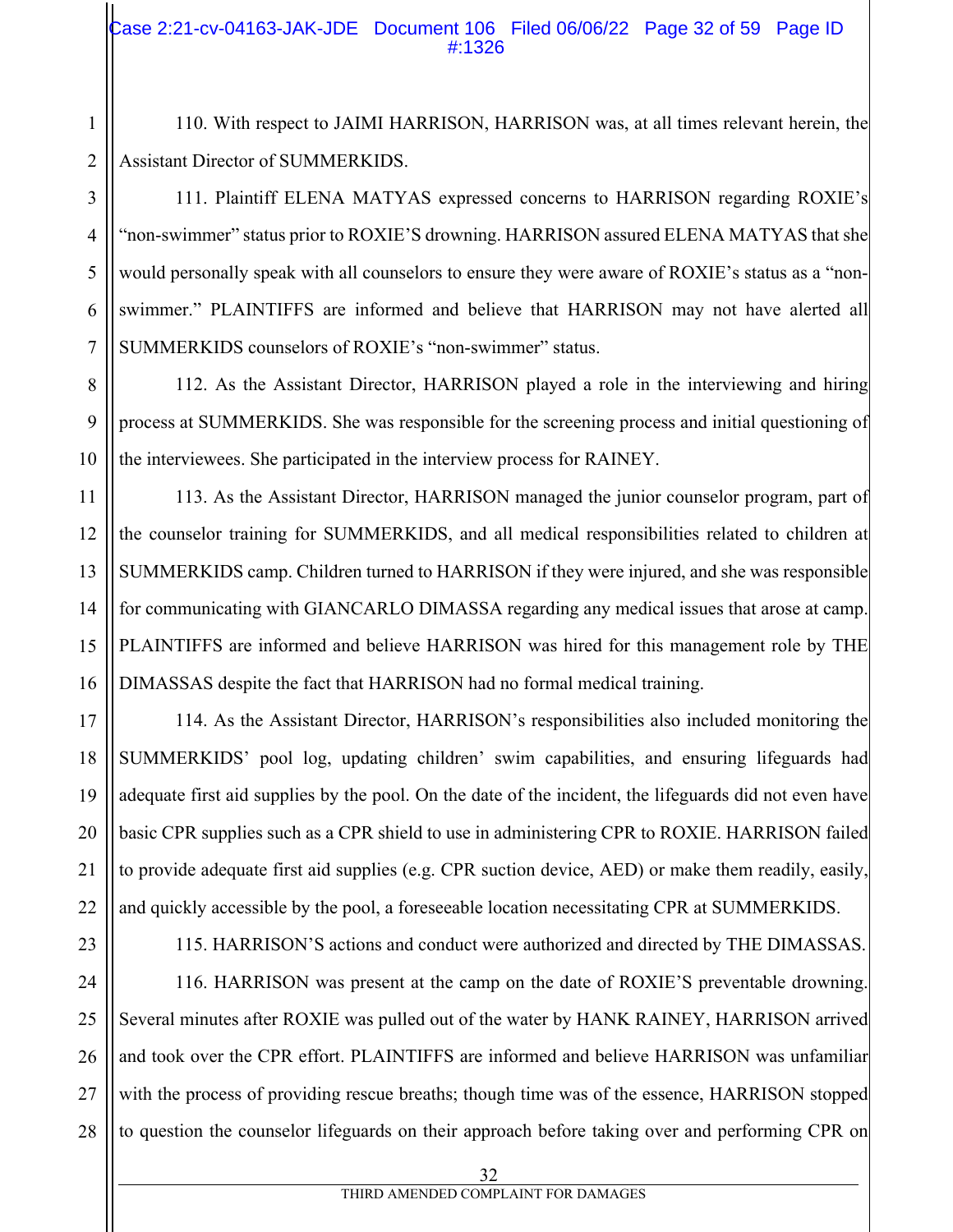110. With respect to JAIMI HARRISON, HARRISON was, at all times relevant herein, the Assistant Director of SUMMERKIDS.

111. Plaintiff ELENA MATYAS expressed concerns to HARRISON regarding ROXIE's "non-swimmer" status prior to ROXIE'S drowning. HARRISON assured ELENA MATYAS that she would personally speak with all counselors to ensure they were aware of ROXIE's status as a "non-swimmer." PLAINTIFFS are informed and believe that HARRISON may not have alerted all SUMMERKIDS counselors of ROXIE's "non-swimmer" status.

112. As the Assistant Director, HARRISON played a role in the interviewing and hiring process at SUMMERKIDS. She was responsible for the screening process and initial questioning of the interviewees. She participated in the interview process for RAINEY.

113. As the Assistant Director, HARRISON managed the junior counselor program, part of the counselor training for SUMMERKIDS, and all medical responsibilities related to children at SUMMERKIDS camp. Children turned to HARRISON if they were injured, and she was responsible for communicating with GIANCARLO DIMASSA regarding any medical issues that arose at camp. PLAINTIFFS are informed and believe HARRISON was hired for this management role by THE DIMASSAS despite the fact that HARRISON had no formal medical training.

114. As the Assistant Director, HARRISON's responsibilities also included monitoring the SUMMERKIDS' pool log, updating children' swim capabilities, and ensuring lifeguards had adequate first aid supplies by the pool. On the date of the incident, the lifeguards did not even have basic CPR supplies such as a CPR shield to use in administering CPR to ROXIE. HARRISON failed to provide adequate first aid supplies (e.g. CPR suction device, AED) or make them readily, easily, and quickly accessible by the pool, a foreseeable location necessitating CPR at SUMMERKIDS.

115. HARRISON'S actions and conduct were authorized and directed by THE DIMASSAS.

116. HARRISON was present at the camp on the date of ROXIE'S preventable drowning. Several minutes after ROXIE was pulled out of the water by HANK RAINEY, HARRISON arrived and took over the CPR effort. PLAINTIFFS are informed and believe HARRISON was unfamiliar with the process of providing rescue breaths; though time was of the essence, HARRISON stopped to question the counselor lifeguards on their approach before taking over and performing CPR on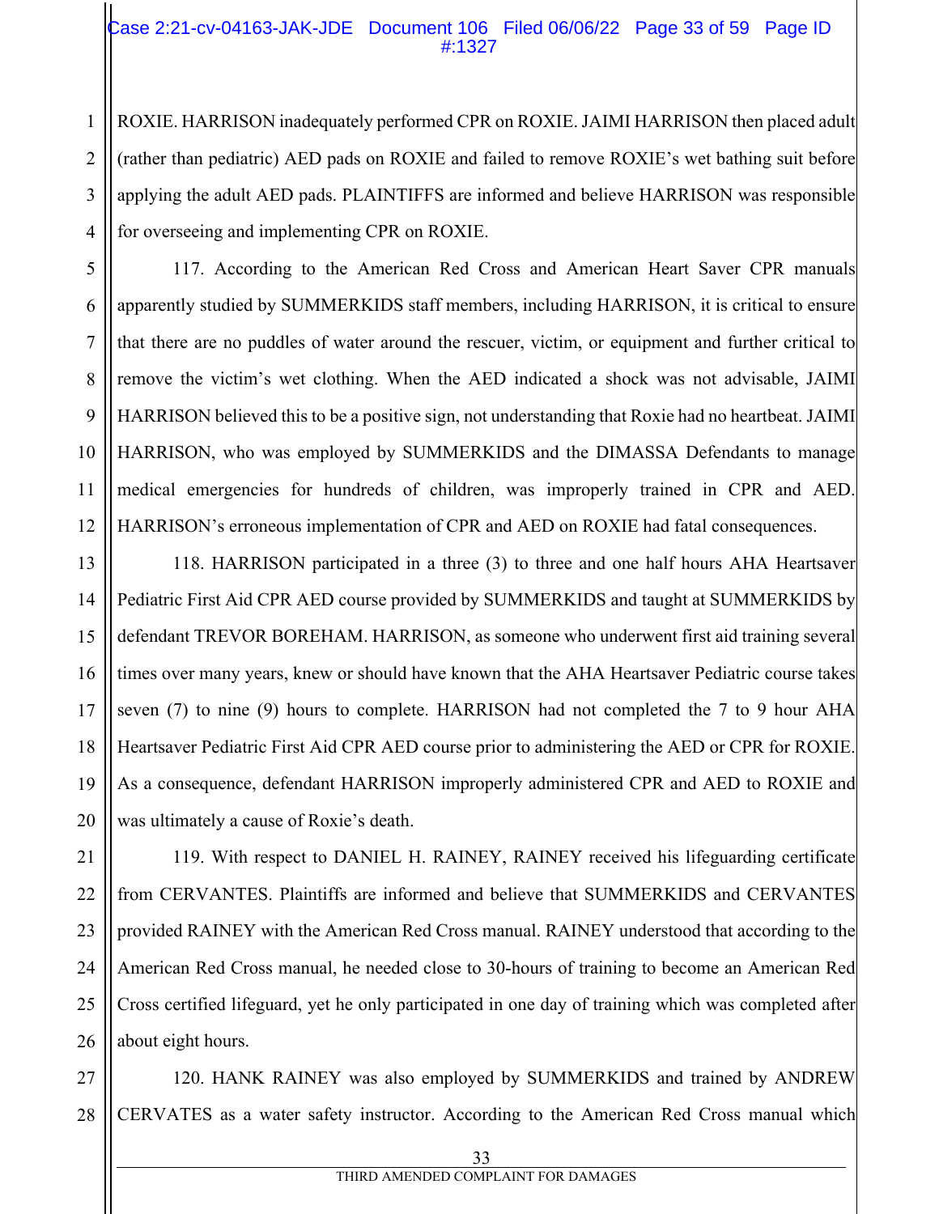ROXIE. HARRISON inadequately performed CPR on ROXIE. JAIMI HARRISON then placed adult (rather than pediatric) AED pads on ROXIE and failed to remove ROXIE's wet bathing suit before applying the adult AED pads. PLAINTIFFS are informed and believe HARRISON was responsible for overseeing and implementing CPR on ROXIE.

117. According to the American Red Cross and American Heart Saver CPR manuals apparently studied by SUMMERKIDS staff members, including HARRISON, it is critical to ensure that there are no puddles of water around the rescuer, victim, or equipment and further critical to remove the victim's wet clothing. When the AED indicated a shock was not advisable, JAIMI HARRISON believed this to be a positive sign, not understanding that Roxie had no heartbeat. JAIMI HARRISON, who was employed by SUMMERKIDS and the DIMASSA Defendants to manage medical emergencies for hundreds of children, was improperly trained in CPR and AED. HARRISON's erroneous implementation of CPR and AED on ROXIE had fatal consequences.

118. HARRISON participated in a three (3) to three and one half hours AHA Heartsaver Pediatric First Aid CPR AED course provided by SUMMERKIDS and taught at SUMMERKIDS by defendant TREVOR BOREHAM. HARRISON, as someone who underwent first aid training several times over many years, knew or should have known that the AHA Heartsaver Pediatric course takes seven (7) to nine (9) hours to complete. HARRISON had not completed the 7 to 9 hour AHA Heartsaver Pediatric First Aid CPR AED course prior to administering the AED or CPR for ROXIE. As a consequence, defendant HARRISON improperly administered CPR and AED to ROXIE and was ultimately a cause of Roxie's death.

119. With respect to DANIEL H. RAINEY, RAINEY received his lifeguarding certificate from CERVANTES. Plaintiffs are informed and believe that SUMMERKIDS and CERVANTES provided RAINEY with the American Red Cross manual. RAINEY understood that according to the American Red Cross manual, he needed close to 30-hours of training to become an American Red Cross certified lifeguard, yet he only participated in one day of training which was completed after about eight hours.

120. HANK RAINEY was also employed by SUMMERKIDS and trained by ANDREW CERVATES as a water safety instructor. According to the American Red Cross manual which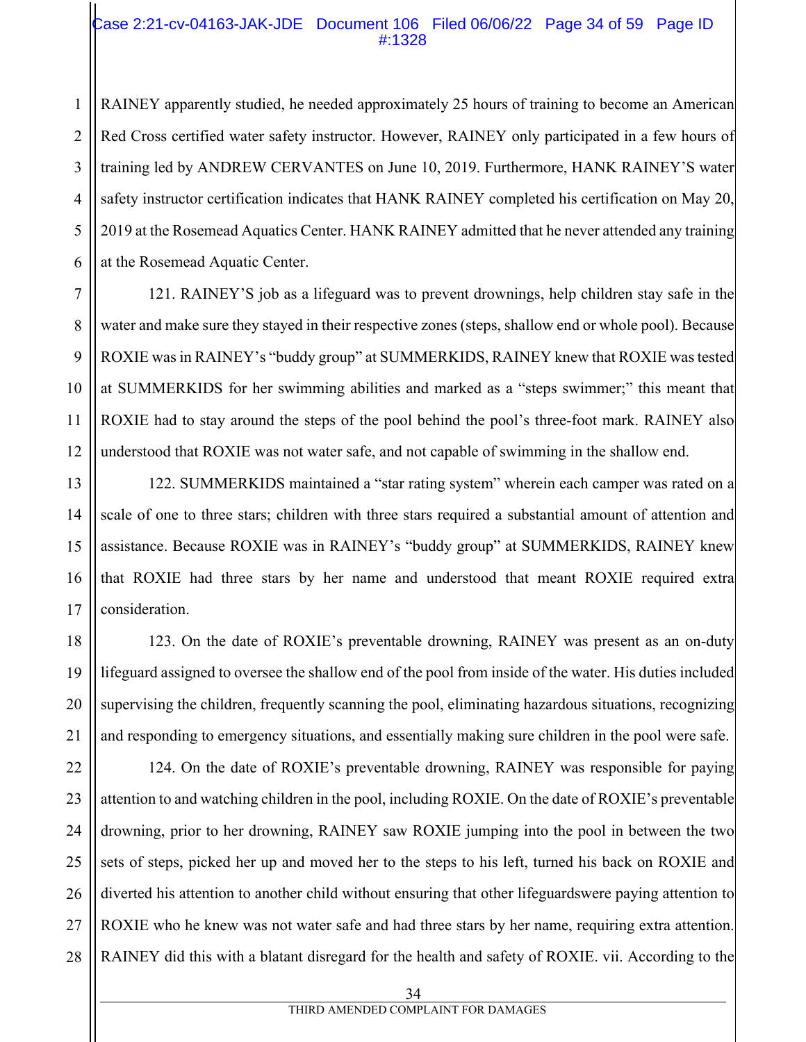RAINEY apparently studied, he needed approximately 25 hours of training to become an American Red Cross certified water safety instructor. However, RAINEY only participated in a few hours of training led by ANDREW CERVANTES on June 10, 2019. Furthermore, HANK RAINEY'S water safety instructor certification indicates that HANK RAINEY completed his certification on May 20, 2019 at the Rosemead Aquatics Center. HANK RAINEY admitted that he never attended any training at the Rosemead Aquatic Center.

121. RAINEY'S job as a lifeguard was to prevent drownings, help children stay safe in the water and make sure they stayed in their respective zones (steps, shallow end or whole pool). Because ROXIE was in RAINEY's "buddy group" at SUMMERKIDS, RAINEY knew that ROXIE was tested at SUMMERKIDS for her swimming abilities and marked as a "steps swimmer;" this meant that ROXIE had to stay around the steps of the pool behind the pool's three-foot mark. RAINEY also understood that ROXIE was not water safe, and not capable of swimming in the shallow end.

122. SUMMERKIDS maintained a "star rating system" wherein each camper was rated on a scale of one to three stars; children with three stars required a substantial amount of attention and assistance. Because ROXIE was in RAINEY's "buddy group" at SUMMERKIDS, RAINEY knew that ROXIE had three stars by her name and understood that meant ROXIE required extra consideration.

123. On the date of ROXIE's preventable drowning, RAINEY was present as an on-duty lifeguard assigned to oversee the shallow end of the pool from inside of the water. His duties included supervising the children, frequently scanning the pool, eliminating hazardous situations, recognizing and responding to emergency situations, and essentially making sure children in the pool were safe.

124. On the date of ROXIE's preventable drowning, RAINEY was responsible for paying attention to and watching children in the pool, including ROXIE. On the date of ROXIE's preventable drowning, prior to her drowning, RAINEY saw ROXIE jumping into the pool in between the two sets of steps, picked her up and moved her to the steps to his left, turned his back on ROXIE and diverted his attention to another child without ensuring that other lifeguardswere paying attention to ROXIE who he knew was not water safe and had three stars by her name, requiring extra attention. RAINEY did this with a blatant disregard for the health and safety of ROXIE. vii. According to the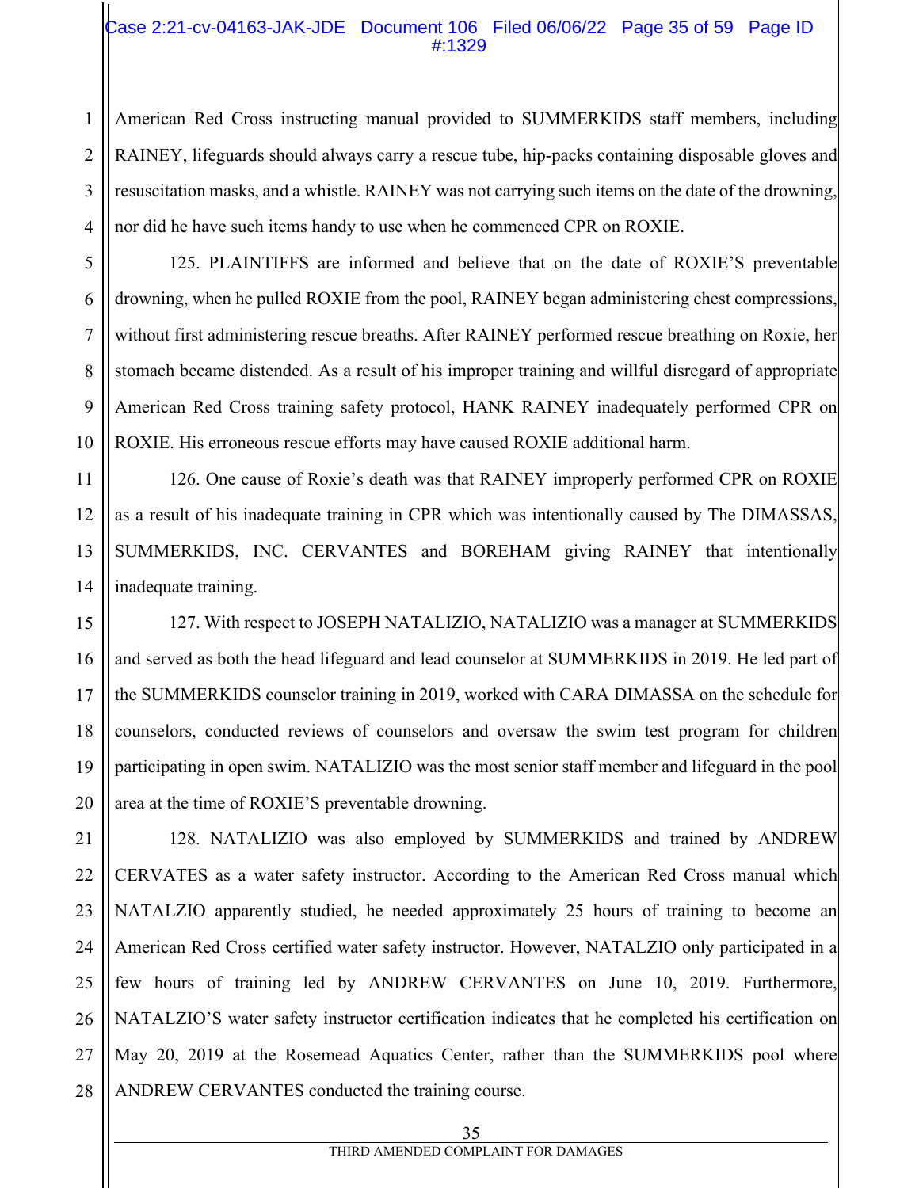American Red Cross instructing manual provided to SUMMERKIDS staff members, including RAINEY, lifeguards should always carry a rescue tube, hip-packs containing disposable gloves and resuscitation masks, and a whistle. RAINEY was not carrying such items on the date of the drowning, nor did he have such items handy to use when he commenced CPR on ROXIE.

125. PLAINTIFFS are informed and believe that on the date of ROXIE'S preventable drowning, when he pulled ROXIE from the pool, RAINEY began administering chest compressions, without first administering rescue breaths. After RAINEY performed rescue breathing on Roxie, her stomach became distended. As a result of his improper training and willful disregard of appropriate American Red Cross training safety protocol, HANK RAINEY inadequately performed CPR on ROXIE. His erroneous rescue efforts may have caused ROXIE additional harm.

126. One cause of Roxie's death was that RAINEY improperly performed CPR on ROXIE as a result of his inadequate training in CPR which was intentionally caused by The DIMASSAS, SUMMERKIDS, INC. CERVANTES and BOREHAM giving RAINEY that intentionally inadequate training.

127. With respect to JOSEPH NATALIZIO, NATALIZIO was a manager at SUMMERKIDS and served as both the head lifeguard and lead counselor at SUMMERKIDS in 2019. He led part of the SUMMERKIDS counselor training in 2019, worked with CARA DIMASSA on the schedule for counselors, conducted reviews of counselors and oversaw the swim test program for children participating in open swim. NATALIZIO was the most senior staff member and lifeguard in the pool area at the time of ROXIE'S preventable drowning.

128. NATALIZIO was also employed by SUMMERKIDS and trained by ANDREW CERVATES as a water safety instructor. According to the American Red Cross manual which NATALZIO apparently studied, he needed approximately 25 hours of training to become an American Red Cross certified water safety instructor. However, NATALZIO only participated in a few hours of training led by ANDREW CERVANTES on June 10, 2019. Furthermore, NATALZIO'S water safety instructor certification indicates that he completed his certification on May 20, 2019 at the Rosemead Aquatics Center, rather than the SUMMERKIDS pool where ANDREW CERVANTES conducted the training course.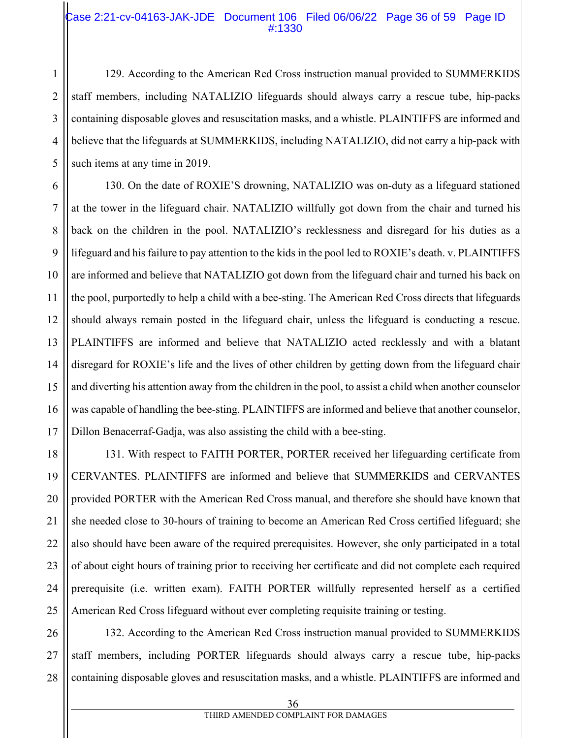129. According to the American Red Cross instruction manual provided to SUMMERKIDS staff members, including NATALIZIO lifeguards should always carry a rescue tube, hip-packs containing disposable gloves and resuscitation masks, and a whistle. PLAINTIFFS are informed and believe that the lifeguards at SUMMERKIDS, including NATALIZIO, did not carry a hip-pack with such items at any time in 2019.

130. On the date of ROXIE'S drowning, NATALIZIO was on-duty as a lifeguard stationed at the tower in the lifeguard chair. NATALIZIO willfully got down from the chair and turned his back on the children in the pool. NATALIZIO's recklessness and disregard for his duties as a lifeguard and his failure to pay attention to the kids in the pool led to ROXIE's death. v. PLAINTIFFS are informed and believe that NATALIZIO got down from the lifeguard chair and turned his back on the pool, purportedly to help a child with a bee-sting. The American Red Cross directs that lifeguards should always remain posted in the lifeguard chair, unless the lifeguard is conducting a rescue. PLAINTIFFS are informed and believe that NATALIZIO acted recklessly and with a blatant disregard for ROXIE's life and the lives of other children by getting down from the lifeguard chair and diverting his attention away from the children in the pool, to assist a child when another counselor was capable of handling the bee-sting. PLAINTIFFS are informed and believe that another counselor, Dillon Benacerraf-Gadja, was also assisting the child with a bee-sting.

131. With respect to FAITH PORTER, PORTER received her lifeguarding certificate from CERVANTES. PLAINTIFFS are informed and believe that SUMMERKIDS and CERVANTES provided PORTER with the American Red Cross manual, and therefore she should have known that she needed close to 30-hours of training to become an American Red Cross certified lifeguard; she also should have been aware of the required prerequisites. However, she only participated in a total of about eight hours of training prior to receiving her certificate and did not complete each required prerequisite (i.e. written exam). FAITH PORTER willfully represented herself as a certified American Red Cross lifeguard without ever completing requisite training or testing.

132. According to the American Red Cross instruction manual provided to SUMMERKIDS staff members, including PORTER lifeguards should always carry a rescue tube, hip-packs containing disposable gloves and resuscitation masks, and a whistle. PLAINTIFFS are informed and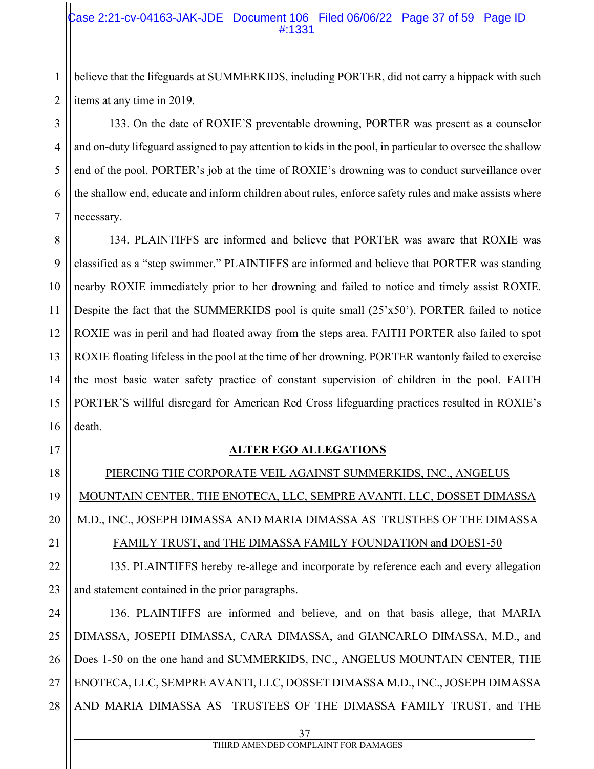believe that the lifeguards at SUMMERKIDS, including PORTER, did not carry a hippack with such items at any time in 2019.

133. On the date of ROXIE'S preventable drowning, PORTER was present as a counselor and on-duty lifeguard assigned to pay attention to kids in the pool, in particular to oversee the shallow end of the pool. PORTER's job at the time of ROXIE's drowning was to conduct surveillance over the shallow end, educate and inform children about rules, enforce safety rules and make assists where necessary.

134. PLAINTIFFS are informed and believe that PORTER was aware that ROXIE was classified as a "step swimmer." PLAINTIFFS are informed and believe that PORTER was standing nearby ROXIE immediately prior to her drowning and failed to notice and timely assist ROXIE. Despite the fact that the SUMMERKIDS pool is quite small (25'x50'), PORTER failed to notice ROXIE was in peril and had floated away from the steps area. FAITH PORTER also failed to spot ROXIE floating lifeless in the pool at the time of her drowning. PORTER wantonly failed to exercise the most basic water safety practice of constant supervision of children in the pool. FAITH PORTER'S willful disregard for American Red Cross lifeguarding practices resulted in ROXIE's death.

## ALTER EGO ALLEGATIONS

PIERCING THE CORPORATE VEIL AGAINST SUMMERKIDS, INC., ANGELUS MOUNTAIN CENTER, THE ENOTECA, LLC, SEMPRE AVANTI, LLC, DOSSET DIMASSA M.D., INC., JOSEPH DIMASSA AND MARIA DIMASSA AS TRUSTEES OF THE DIMASSA FAMILY TRUST, and THE DIMASSA FAMILY FOUNDATION and DOES1-50

135. PLAINTIFFS hereby re-allege and incorporate by reference each and every allegation and statement contained in the prior paragraphs.

136. PLAINTIFFS are informed and believe, and on that basis allege, that MARIA DIMASSA, JOSEPH DIMASSA, CARA DIMASSA, and GIANCARLO DIMASSA, M.D., and Does 1-50 on the one hand and SUMMERKIDS, INC., ANGELUS MOUNTAIN CENTER, THE ENOTECA, LLC, SEMPRE AVANTI, LLC, DOSSET DIMASSA M.D., INC., JOSEPH DIMASSA AND MARIA DIMASSA AS TRUSTEES OF THE DIMASSA FAMILY TRUST, and THE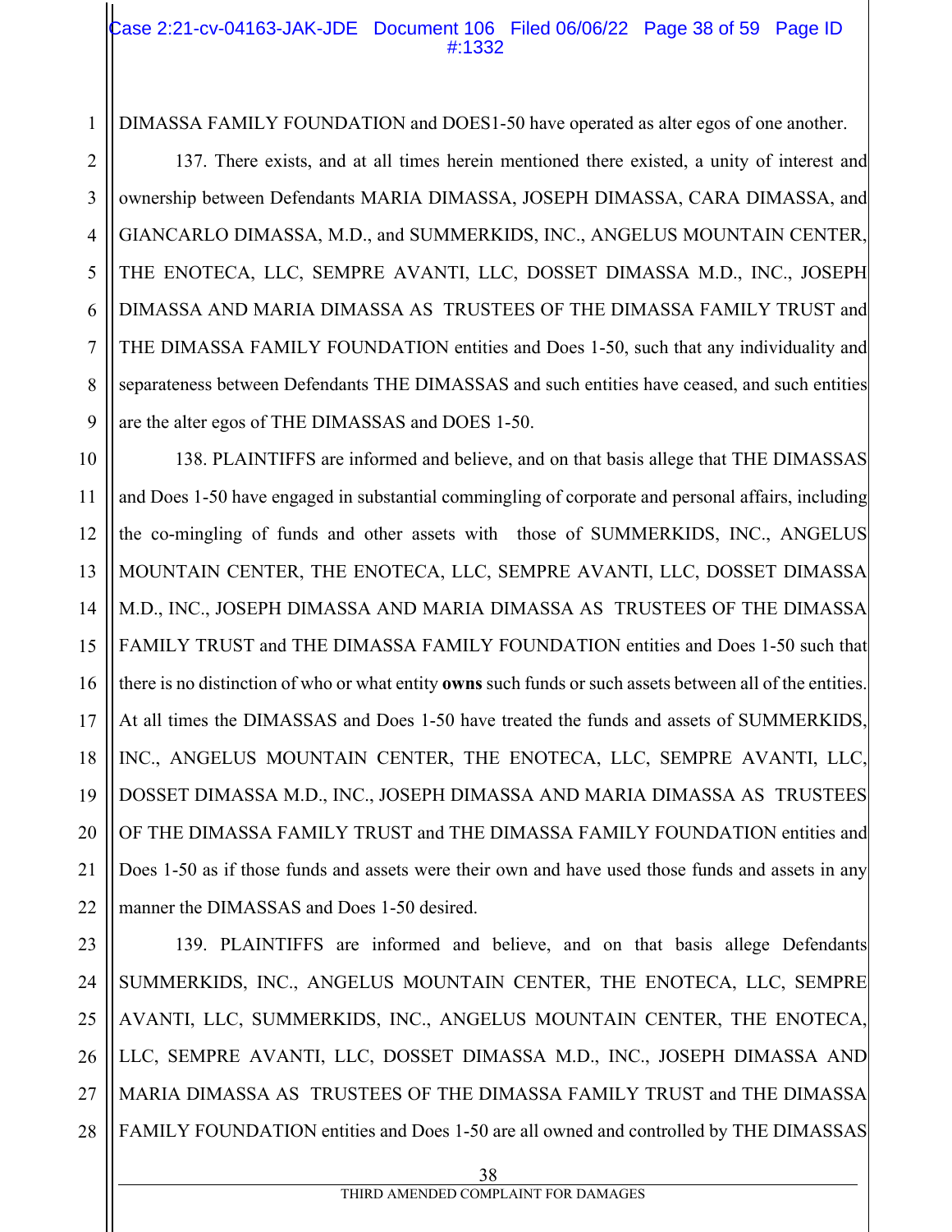DIMASSA FAMILY FOUNDATION and DOES1-50 have operated as alter egos of one another.

137. There exists, and at all times herein mentioned there existed, a unity of interest and ownership between Defendants MARIA DIMASSA, JOSEPH DIMASSA, CARA DIMASSA, and GIANCARLO DIMASSA, M.D., and SUMMERKIDS, INC., ANGELUS MOUNTAIN CENTER, THE ENOTECA, LLC, SEMPRE AVANTI, LLC, DOSSET DIMASSA M.D., INC., JOSEPH DIMASSA AND MARIA DIMASSA AS TRUSTEES OF THE DIMASSA FAMILY TRUST and THE DIMASSA FAMILY FOUNDATION entities and Does 1-50, such that any individuality and separateness between Defendants THE DIMASSAS and such entities have ceased, and such entities are the alter egos of THE DIMASSAS and DOES 1-50.

138. PLAINTIFFS are informed and believe, and on that basis allege that THE DIMASSAS and Does 1-50 have engaged in substantial commingling of corporate and personal affairs, including the co-mingling of funds and other assets with those of SUMMERKIDS, INC., ANGELUS MOUNTAIN CENTER, THE ENOTECA, LLC, SEMPRE AVANTI, LLC, DOSSET DIMASSA M.D., INC., JOSEPH DIMASSA AND MARIA DIMASSA AS TRUSTEES OF THE DIMASSA FAMILY TRUST and THE DIMASSA FAMILY FOUNDATION entities and Does 1-50 such that there is no distinction of who or what entity **owns** such funds or such assets between all of the entities. At all times the DIMASSAS and Does 1-50 have treated the funds and assets of SUMMERKIDS, INC., ANGELUS MOUNTAIN CENTER, THE ENOTECA, LLC, SEMPRE AVANTI, LLC, DOSSET DIMASSA M.D., INC., JOSEPH DIMASSA AND MARIA DIMASSA AS TRUSTEES OF THE DIMASSA FAMILY TRUST and THE DIMASSA FAMILY FOUNDATION entities and Does 1-50 as if those funds and assets were their own and have used those funds and assets in any manner the DIMASSAS and Does 1-50 desired.

139. PLAINTIFFS are informed and believe, and on that basis allege Defendants SUMMERKIDS, INC., ANGELUS MOUNTAIN CENTER, THE ENOTECA, LLC, SEMPRE AVANTI, LLC, SUMMERKIDS, INC., ANGELUS MOUNTAIN CENTER, THE ENOTECA, LLC, SEMPRE AVANTI, LLC, DOSSET DIMASSA M.D., INC., JOSEPH DIMASSA AND MARIA DIMASSA AS TRUSTEES OF THE DIMASSA FAMILY TRUST and THE DIMASSA FAMILY FOUNDATION entities and Does 1-50 are all owned and controlled by THE DIMASSAS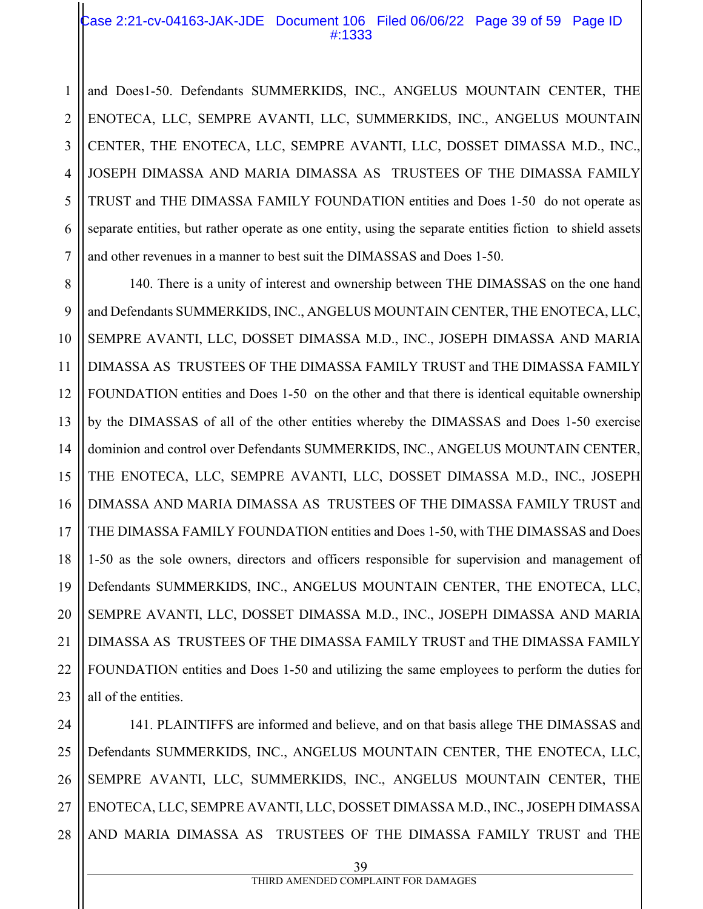and Does1-50. Defendants SUMMERKIDS, INC., ANGELUS MOUNTAIN CENTER, THE ENOTECA, LLC, SEMPRE AVANTI, LLC, SUMMERKIDS, INC., ANGELUS MOUNTAIN CENTER, THE ENOTECA, LLC, SEMPRE AVANTI, LLC, DOSSET DIMASSA M.D., INC., JOSEPH DIMASSA AND MARIA DIMASSA AS TRUSTEES OF THE DIMASSA FAMILY TRUST and THE DIMASSA FAMILY FOUNDATION entities and Does 1-50 do not operate as separate entities, but rather operate as one entity, using the separate entities fiction to shield assets and other revenues in a manner to best suit the DIMASSAS and Does 1-50.

140. There is a unity of interest and ownership between THE DIMASSAS on the one hand and Defendants SUMMERKIDS, INC., ANGELUS MOUNTAIN CENTER, THE ENOTECA, LLC, SEMPRE AVANTI, LLC, DOSSET DIMASSA M.D., INC., JOSEPH DIMASSA AND MARIA DIMASSA AS TRUSTEES OF THE DIMASSA FAMILY TRUST and THE DIMASSA FAMILY FOUNDATION entities and Does 1-50 on the other and that there is identical equitable ownership by the DIMASSAS of all of the other entities whereby the DIMASSAS and Does 1-50 exercise dominion and control over Defendants SUMMERKIDS, INC., ANGELUS MOUNTAIN CENTER, THE ENOTECA, LLC, SEMPRE AVANTI, LLC, DOSSET DIMASSA M.D., INC., JOSEPH DIMASSA AND MARIA DIMASSA AS TRUSTEES OF THE DIMASSA FAMILY TRUST and THE DIMASSA FAMILY FOUNDATION entities and Does 1-50, with THE DIMASSAS and Does 1-50 as the sole owners, directors and officers responsible for supervision and management of Defendants SUMMERKIDS, INC., ANGELUS MOUNTAIN CENTER, THE ENOTECA, LLC, SEMPRE AVANTI, LLC, DOSSET DIMASSA M.D., INC., JOSEPH DIMASSA AND MARIA DIMASSA AS TRUSTEES OF THE DIMASSA FAMILY TRUST and THE DIMASSA FAMILY FOUNDATION entities and Does 1-50 and utilizing the same employees to perform the duties for all of the entities.

141. PLAINTIFFS are informed and believe, and on that basis allege THE DIMASSAS and Defendants SUMMERKIDS, INC., ANGELUS MOUNTAIN CENTER, THE ENOTECA, LLC, SEMPRE AVANTI, LLC, SUMMERKIDS, INC., ANGELUS MOUNTAIN CENTER, THE ENOTECA, LLC, SEMPRE AVANTI, LLC, DOSSET DIMASSA M.D., INC., JOSEPH DIMASSA AND MARIA DIMASSA AS TRUSTEES OF THE DIMASSA FAMILY TRUST and THE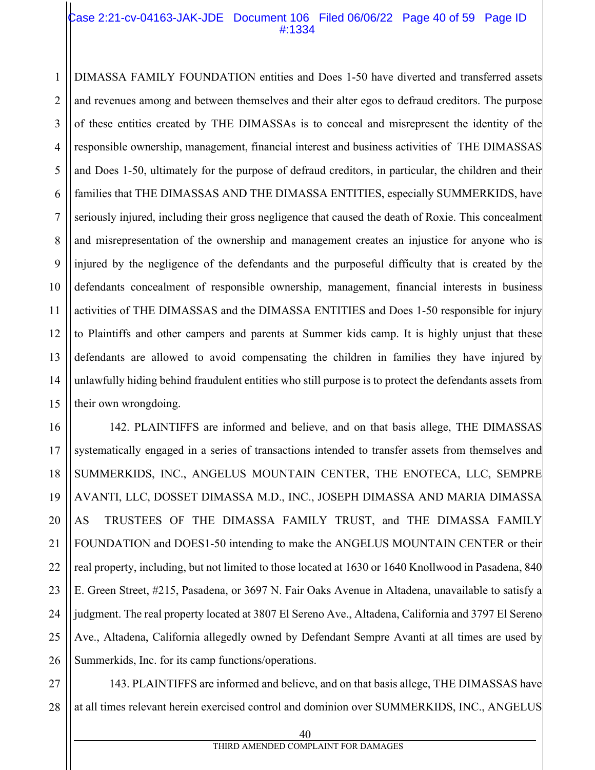DIMASSA FAMILY FOUNDATION entities and Does 1-50 have diverted and transferred assets and revenues among and between themselves and their alter egos to defraud creditors. The purpose of these entities created by THE DIMASSAs is to conceal and misrepresent the identity of the responsible ownership, management, financial interest and business activities of THE DIMASSAS and Does 1-50, ultimately for the purpose of defraud creditors, in particular, the children and their families that THE DIMASSAS AND THE DIMASSA ENTITIES, especially SUMMERKIDS, have seriously injured, including their gross negligence that caused the death of Roxie. This concealment and misrepresentation of the ownership and management creates an injustice for anyone who is injured by the negligence of the defendants and the purposeful difficulty that is created by the defendants concealment of responsible ownership, management, financial interests in business activities of THE DIMASSAS and the DIMASSA ENTITIES and Does 1-50 responsible for injury to Plaintiffs and other campers and parents at Summer kids camp. It is highly unjust that these defendants are allowed to avoid compensating the children in families they have injured by unlawfully hiding behind fraudulent entities who still purpose is to protect the defendants assets from their own wrongdoing.

142. PLAINTIFFS are informed and believe, and on that basis allege, THE DIMASSAS systematically engaged in a series of transactions intended to transfer assets from themselves and SUMMERKIDS, INC., ANGELUS MOUNTAIN CENTER, THE ENOTECA, LLC, SEMPRE AVANTI, LLC, DOSSET DIMASSA M.D., INC., JOSEPH DIMASSA AND MARIA DIMASSA AS TRUSTEES OF THE DIMASSA FAMILY TRUST, and THE DIMASSA FAMILY FOUNDATION and DOES1-50 intending to make the ANGELUS MOUNTAIN CENTER or their real property, including, but not limited to those located at 1630 or 1640 Knollwood in Pasadena, 840 E. Green Street, #215, Pasadena, or 3697 N. Fair Oaks Avenue in Altadena, unavailable to satisfy a judgment. The real property located at 3807 El Sereno Ave., Altadena, California and 3797 El Sereno Ave., Altadena, California allegedly owned by Defendant Sempre Avanti at all times are used by Summerkids, Inc. for its camp functions/operations.

143. PLAINTIFFS are informed and believe, and on that basis allege, THE DIMASSAS have at all times relevant herein exercised control and dominion over SUMMERKIDS, INC., ANGELUS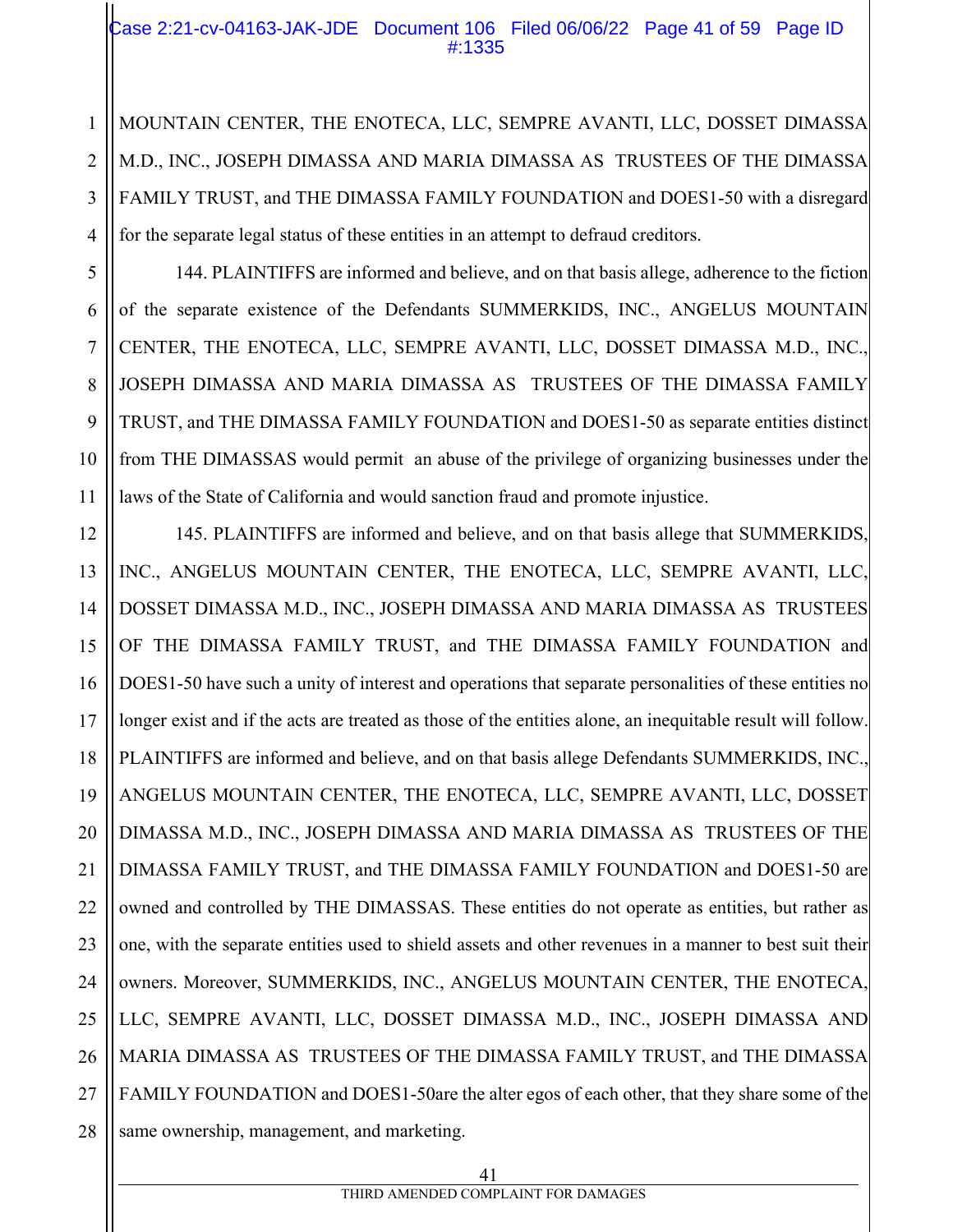MOUNTAIN CENTER, THE ENOTECA, LLC, SEMPRE AVANTI, LLC, DOSSET DIMASSA M.D., INC., JOSEPH DIMASSA AND MARIA DIMASSA AS TRUSTEES OF THE DIMASSA FAMILY TRUST, and THE DIMASSA FAMILY FOUNDATION and DOES1-50 with a disregard for the separate legal status of these entities in an attempt to defraud creditors.

144. PLAINTIFFS are informed and believe, and on that basis allege, adherence to the fiction of the separate existence of the Defendants SUMMERKIDS, INC., ANGELUS MOUNTAIN CENTER, THE ENOTECA, LLC, SEMPRE AVANTI, LLC, DOSSET DIMASSA M.D., INC., JOSEPH DIMASSA AND MARIA DIMASSA AS TRUSTEES OF THE DIMASSA FAMILY TRUST, and THE DIMASSA FAMILY FOUNDATION and DOES1-50 as separate entities distinct from THE DIMASSAS would permit an abuse of the privilege of organizing businesses under the laws of the State of California and would sanction fraud and promote injustice.

145. PLAINTIFFS are informed and believe, and on that basis allege that SUMMERKIDS, INC., ANGELUS MOUNTAIN CENTER, THE ENOTECA, LLC, SEMPRE AVANTI, LLC, DOSSET DIMASSA M.D., INC., JOSEPH DIMASSA AND MARIA DIMASSA AS TRUSTEES OF THE DIMASSA FAMILY TRUST, and THE DIMASSA FAMILY FOUNDATION and DOES1-50 have such a unity of interest and operations that separate personalities of these entities no longer exist and if the acts are treated as those of the entities alone, an inequitable result will follow. PLAINTIFFS are informed and believe, and on that basis allege Defendants SUMMERKIDS, INC., ANGELUS MOUNTAIN CENTER, THE ENOTECA, LLC, SEMPRE AVANTI, LLC, DOSSET DIMASSA M.D., INC., JOSEPH DIMASSA AND MARIA DIMASSA AS TRUSTEES OF THE DIMASSA FAMILY TRUST, and THE DIMASSA FAMILY FOUNDATION and DOES1-50 are owned and controlled by THE DIMASSAS. These entities do not operate as entities, but rather as one, with the separate entities used to shield assets and other revenues in a manner to best suit their owners. Moreover, SUMMERKIDS, INC., ANGELUS MOUNTAIN CENTER, THE ENOTECA, LLC, SEMPRE AVANTI, LLC, DOSSET DIMASSA M.D., INC., JOSEPH DIMASSA AND MARIA DIMASSA AS TRUSTEES OF THE DIMASSA FAMILY TRUST, and THE DIMASSA FAMILY FOUNDATION and DOES1-50are the alter egos of each other, that they share some of the same ownership, management, and marketing.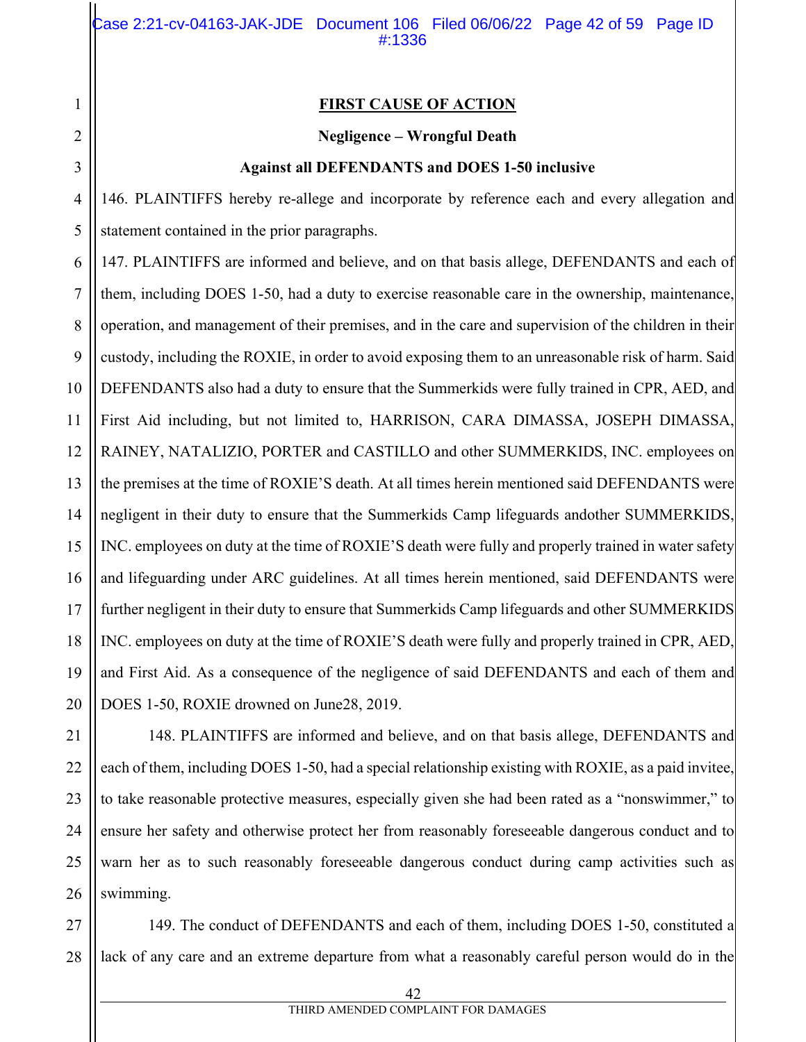**FIRST CAUSE OF ACTION**

**Negligence – Wrongful Death**

**Against all DEFENDANTS and DOES 1-50 inclusive**

146. PLAINTIFFS hereby re-allege and incorporate by reference each and every allegation and statement contained in the prior paragraphs.

147. PLAINTIFFS are informed and believe, and on that basis allege, DEFENDANTS and each of them, including DOES 1-50, had a duty to exercise reasonable care in the ownership, maintenance, operation, and management of their premises, and in the care and supervision of the children in their custody, including the ROXIE, in order to avoid exposing them to an unreasonable risk of harm. Said DEFENDANTS also had a duty to ensure that the Summerkids were fully trained in CPR, AED, and First Aid including, but not limited to, HARRISON, CARA DIMASSA, JOSEPH DIMASSA, RAINEY, NATALIZIO, PORTER and CASTILLO and other SUMMERKIDS, INC. employees on the premises at the time of ROXIE'S death. At all times herein mentioned said DEFENDANTS were negligent in their duty to ensure that the Summerkids Camp lifeguards andother SUMMERKIDS, INC. employees on duty at the time of ROXIE'S death were fully and properly trained in water safety and lifeguarding under ARC guidelines. At all times herein mentioned, said DEFENDANTS were further negligent in their duty to ensure that Summerkids Camp lifeguards and other SUMMERKIDS INC. employees on duty at the time of ROXIE'S death were fully and properly trained in CPR, AED, and First Aid. As a consequence of the negligence of said DEFENDANTS and each of them and DOES 1-50, ROXIE drowned on June28, 2019.

148. PLAINTIFFS are informed and believe, and on that basis allege, DEFENDANTS and each of them, including DOES 1-50, had a special relationship existing with ROXIE, as a paid invitee, to take reasonable protective measures, especially given she had been rated as a "nonswimmer," to ensure her safety and otherwise protect her from reasonably foreseeable dangerous conduct and to warn her as to such reasonably foreseeable dangerous conduct during camp activities such as swimming.

149. The conduct of DEFENDANTS and each of them, including DOES 1-50, constituted a lack of any care and an extreme departure from what a reasonably careful person would do in the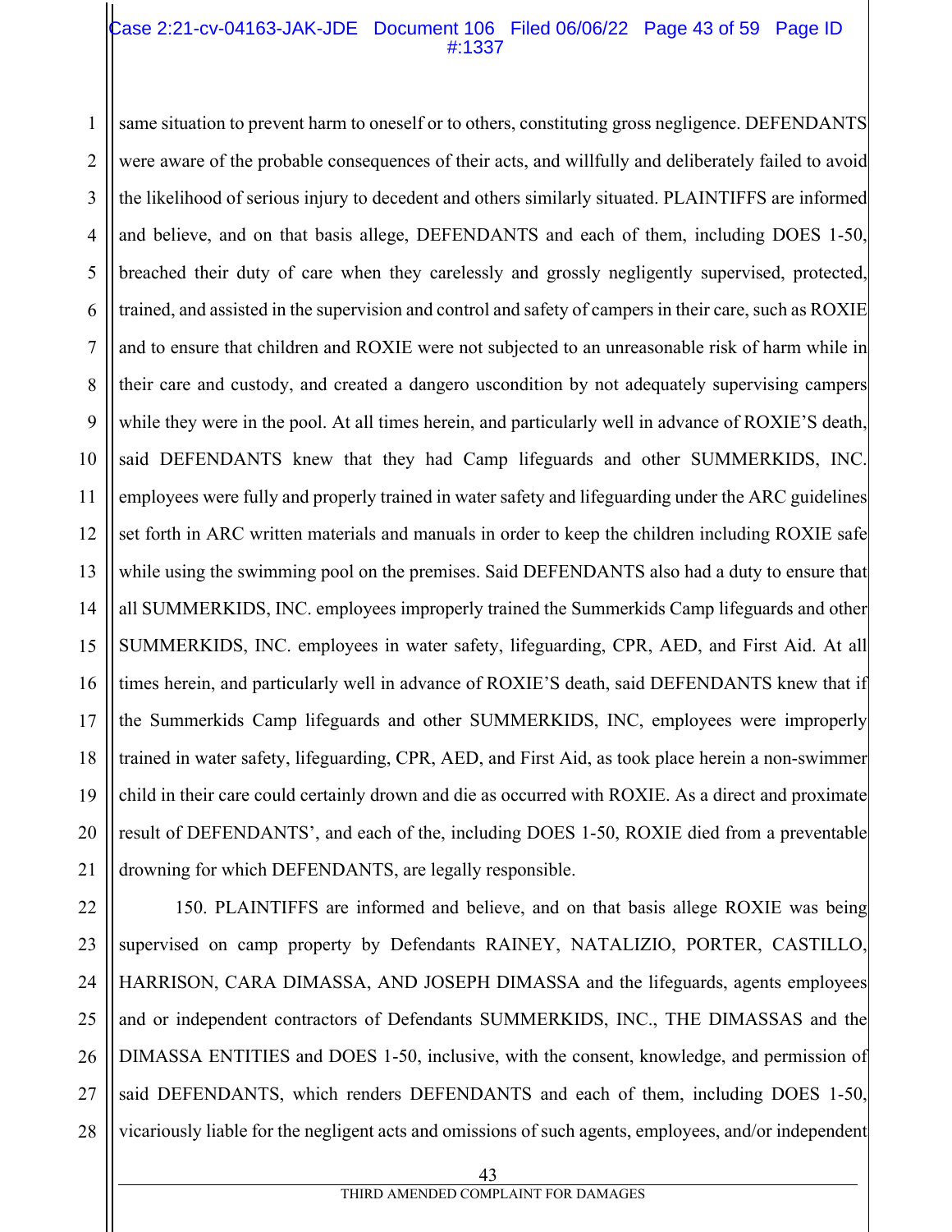same situation to prevent harm to oneself or to others, constituting gross negligence. DEFENDANTS were aware of the probable consequences of their acts, and willfully and deliberately failed to avoid the likelihood of serious injury to decedent and others similarly situated. PLAINTIFFS are informed and believe, and on that basis allege, DEFENDANTS and each of them, including DOES 1-50, breached their duty of care when they carelessly and grossly negligently supervised, protected, trained, and assisted in the supervision and control and safety of campers in their care, such as ROXIE and to ensure that children and ROXIE were not subjected to an unreasonable risk of harm while in their care and custody, and created a dangero uscondition by not adequately supervising campers while they were in the pool. At all times herein, and particularly well in advance of ROXIE'S death, said DEFENDANTS knew that they had Camp lifeguards and other SUMMERKIDS, INC. employees were fully and properly trained in water safety and lifeguarding under the ARC guidelines set forth in ARC written materials and manuals in order to keep the children including ROXIE safe while using the swimming pool on the premises. Said DEFENDANTS also had a duty to ensure that all SUMMERKIDS, INC. employees improperly trained the Summerkids Camp lifeguards and other SUMMERKIDS, INC. employees in water safety, lifeguarding, CPR, AED, and First Aid. At all times herein, and particularly well in advance of ROXIE'S death, said DEFENDANTS knew that if the Summerkids Camp lifeguards and other SUMMERKIDS, INC, employees were improperly trained in water safety, lifeguarding, CPR, AED, and First Aid, as took place herein a non-swimmer child in their care could certainly drown and die as occurred with ROXIE. As a direct and proximate result of DEFENDANTS', and each of the, including DOES 1-50, ROXIE died from a preventable drowning for which DEFENDANTS, are legally responsible.

150. PLAINTIFFS are informed and believe, and on that basis allege ROXIE was being supervised on camp property by Defendants RAINEY, NATALIZIO, PORTER, CASTILLO, HARRISON, CARA DIMASSA, AND JOSEPH DIMASSA and the lifeguards, agents employees and or independent contractors of Defendants SUMMERKIDS, INC., THE DIMASSAS and the DIMASSA ENTITIES and DOES 1-50, inclusive, with the consent, knowledge, and permission of said DEFENDANTS, which renders DEFENDANTS and each of them, including DOES 1-50, vicariously liable for the negligent acts and omissions of such agents, employees, and/or independent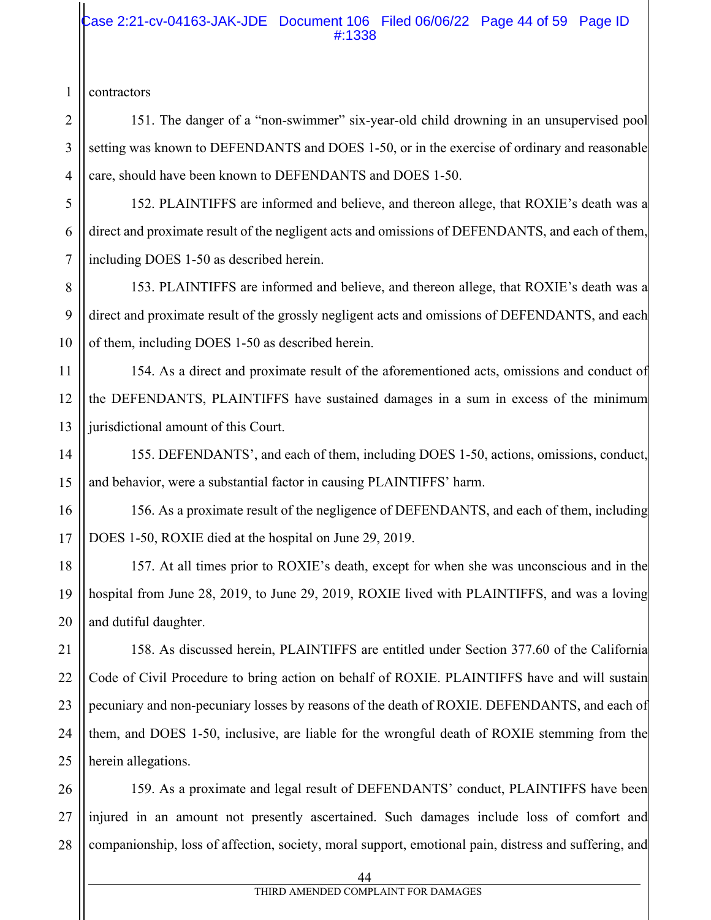contractors

151. The danger of a "non-swimmer" six-year-old child drowning in an unsupervised pool setting was known to DEFENDANTS and DOES 1-50, or in the exercise of ordinary and reasonable care, should have been known to DEFENDANTS and DOES 1-50.

152. PLAINTIFFS are informed and believe, and thereon allege, that ROXIE's death was a direct and proximate result of the negligent acts and omissions of DEFENDANTS, and each of them, including DOES 1-50 as described herein.

153. PLAINTIFFS are informed and believe, and thereon allege, that ROXIE's death was a direct and proximate result of the grossly negligent acts and omissions of DEFENDANTS, and each of them, including DOES 1-50 as described herein.

154. As a direct and proximate result of the aforementioned acts, omissions and conduct of the DEFENDANTS, PLAINTIFFS have sustained damages in a sum in excess of the minimum jurisdictional amount of this Court.

155. DEFENDANTS', and each of them, including DOES 1-50, actions, omissions, conduct, and behavior, were a substantial factor in causing PLAINTIFFS' harm.

156. As a proximate result of the negligence of DEFENDANTS, and each of them, including DOES 1-50, ROXIE died at the hospital on June 29, 2019.

157. At all times prior to ROXIE's death, except for when she was unconscious and in the hospital from June 28, 2019, to June 29, 2019, ROXIE lived with PLAINTIFFS, and was a loving and dutiful daughter.

158. As discussed herein, PLAINTIFFS are entitled under Section 377.60 of the California Code of Civil Procedure to bring action on behalf of ROXIE. PLAINTIFFS have and will sustain pecuniary and non-pecuniary losses by reasons of the death of ROXIE. DEFENDANTS, and each of them, and DOES 1-50, inclusive, are liable for the wrongful death of ROXIE stemming from the herein allegations.

159. As a proximate and legal result of DEFENDANTS' conduct, PLAINTIFFS have been injured in an amount not presently ascertained. Such damages include loss of comfort and companionship, loss of affection, society, moral support, emotional pain, distress and suffering, and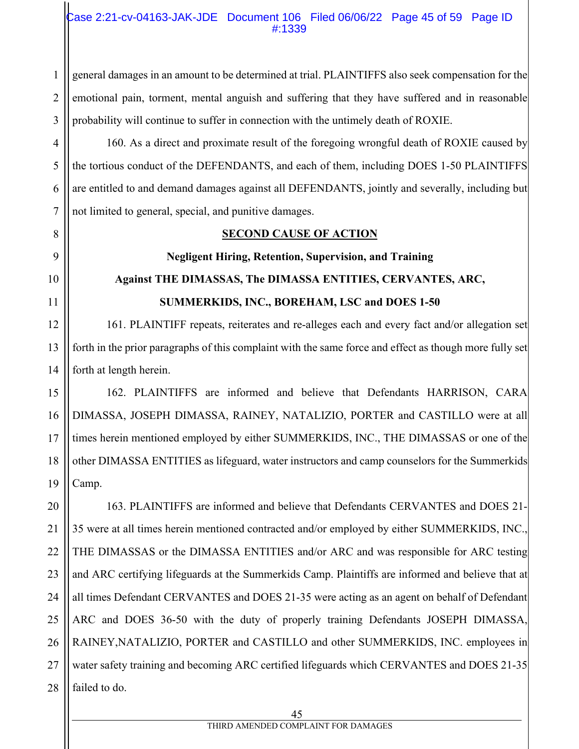general damages in an amount to be determined at trial. PLAINTIFFS also seek compensation for the emotional pain, torment, mental anguish and suffering that they have suffered and in reasonable probability will continue to suffer in connection with the untimely death of ROXIE.

160. As a direct and proximate result of the foregoing wrongful death of ROXIE caused by the tortious conduct of the DEFENDANTS, and each of them, including DOES 1-50 PLAINTIFFS are entitled to and demand damages against all DEFENDANTS, jointly and severally, including but not limited to general, special, and punitive damages.

**SECOND CAUSE OF ACTION**

**Negligent Hiring, Retention, Supervision, and Training**

**Against THE DIMASSAS, The DIMASSA ENTITIES, CERVANTES, ARC, SUMMERKIDS, INC., BOREHAM, LSC and DOES 1-50**

161. PLAINTIFF repeats, reiterates and re-alleges each and every fact and/or allegation set forth in the prior paragraphs of this complaint with the same force and effect as though more fully set forth at length herein.

162. PLAINTIFFS are informed and believe that Defendants HARRISON, CARA DIMASSA, JOSEPH DIMASSA, RAINEY, NATALIZIO, PORTER and CASTILLO were at all times herein mentioned employed by either SUMMERKIDS, INC., THE DIMASSAS or one of the other DIMASSA ENTITIES as lifeguard, water instructors and camp counselors for the Summerkids Camp.

163. PLAINTIFFS are informed and believe that Defendants CERVANTES and DOES 21-35 were at all times herein mentioned contracted and/or employed by either SUMMERKIDS, INC., THE DIMASSAS or the DIMASSA ENTITIES and/or ARC and was responsible for ARC testing and ARC certifying lifeguards at the Summerkids Camp. Plaintiffs are informed and believe that at all times Defendant CERVANTES and DOES 21-35 were acting as an agent on behalf of Defendant ARC and DOES 36-50 with the duty of properly training Defendants JOSEPH DIMASSA, RAINEY,NATALIZIO, PORTER and CASTILLO and other SUMMERKIDS, INC. employees in water safety training and becoming ARC certified lifeguards which CERVANTES and DOES 21-35 failed to do.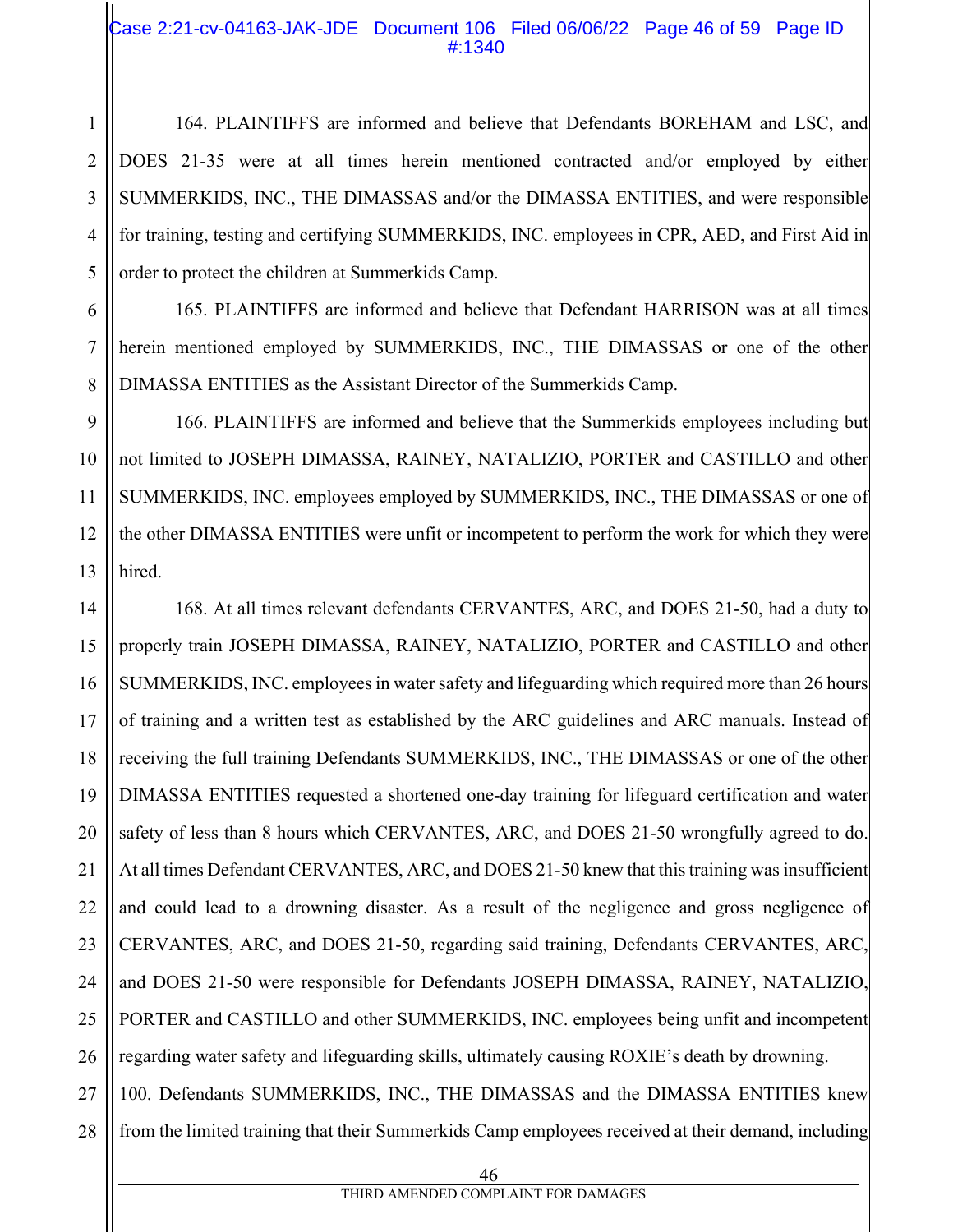164. PLAINTIFFS are informed and believe that Defendants BOREHAM and LSC, and DOES 21-35 were at all times herein mentioned contracted and/or employed by either SUMMERKIDS, INC., THE DIMASSAS and/or the DIMASSA ENTITIES, and were responsible for training, testing and certifying SUMMERKIDS, INC. employees in CPR, AED, and First Aid in order to protect the children at Summerkids Camp.

165. PLAINTIFFS are informed and believe that Defendant HARRISON was at all times herein mentioned employed by SUMMERKIDS, INC., THE DIMASSAS or one of the other DIMASSA ENTITIES as the Assistant Director of the Summerkids Camp.

166. PLAINTIFFS are informed and believe that the Summerkids employees including but not limited to JOSEPH DIMASSA, RAINEY, NATALIZIO, PORTER and CASTILLO and other SUMMERKIDS, INC. employees employed by SUMMERKIDS, INC., THE DIMASSAS or one of the other DIMASSA ENTITIES were unfit or incompetent to perform the work for which they were hired.

168. At all times relevant defendants CERVANTES, ARC, and DOES 21-50, had a duty to properly train JOSEPH DIMASSA, RAINEY, NATALIZIO, PORTER and CASTILLO and other SUMMERKIDS, INC. employees in water safety and lifeguarding which required more than 26 hours of training and a written test as established by the ARC guidelines and ARC manuals. Instead of receiving the full training Defendants SUMMERKIDS, INC., THE DIMASSAS or one of the other DIMASSA ENTITIES requested a shortened one-day training for lifeguard certification and water safety of less than 8 hours which CERVANTES, ARC, and DOES 21-50 wrongfully agreed to do. At all times Defendant CERVANTES, ARC, and DOES 21-50 knew that this training was insufficient and could lead to a drowning disaster. As a result of the negligence and gross negligence of CERVANTES, ARC, and DOES 21-50, regarding said training, Defendants CERVANTES, ARC, and DOES 21-50 were responsible for Defendants JOSEPH DIMASSA, RAINEY, NATALIZIO, PORTER and CASTILLO and other SUMMERKIDS, INC. employees being unfit and incompetent regarding water safety and lifeguarding skills, ultimately causing ROXIE's death by drowning.

100. Defendants SUMMERKIDS, INC., THE DIMASSAS and the DIMASSA ENTITIES knew from the limited training that their Summerkids Camp employees received at their demand, including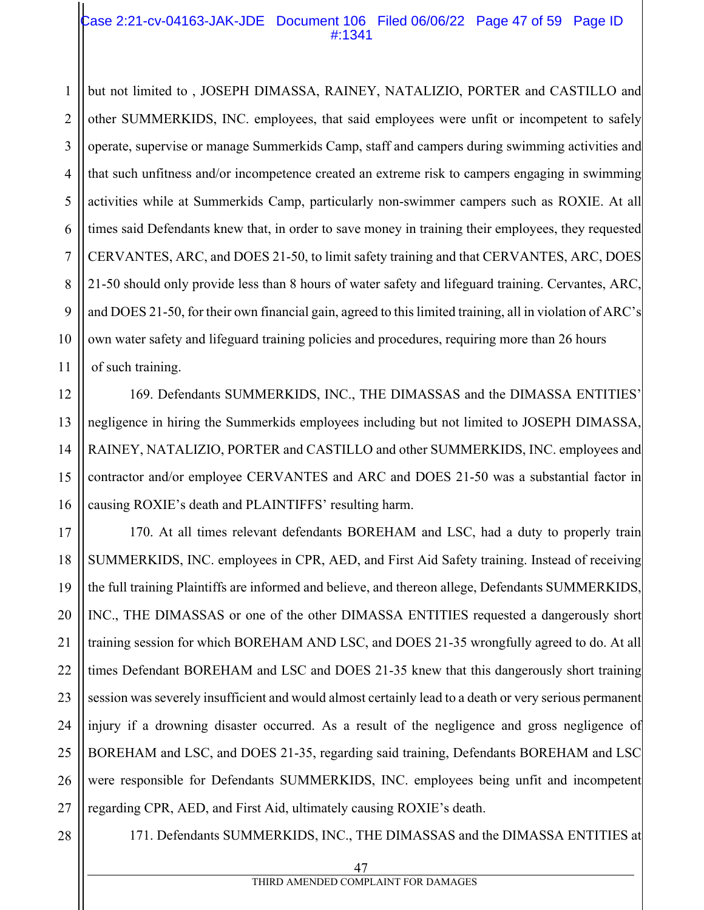but not limited to , JOSEPH DIMASSA, RAINEY, NATALIZIO, PORTER and CASTILLO and other SUMMERKIDS, INC. employees, that said employees were unfit or incompetent to safely operate, supervise or manage Summerkids Camp, staff and campers during swimming activities and that such unfitness and/or incompetence created an extreme risk to campers engaging in swimming activities while at Summerkids Camp, particularly non-swimmer campers such as ROXIE. At all times said Defendants knew that, in order to save money in training their employees, they requested CERVANTES, ARC, and DOES 21-50, to limit safety training and that CERVANTES, ARC, DOES 21-50 should only provide less than 8 hours of water safety and lifeguard training. Cervantes, ARC, and DOES 21-50, for their own financial gain, agreed to this limited training, all in violation of ARC's own water safety and lifeguard training policies and procedures, requiring more than 26 hours of such training.

169. Defendants SUMMERKIDS, INC., THE DIMASSAS and the DIMASSA ENTITIES' negligence in hiring the Summerkids employees including but not limited to JOSEPH DIMASSA, RAINEY, NATALIZIO, PORTER and CASTILLO and other SUMMERKIDS, INC. employees and contractor and/or employee CERVANTES and ARC and DOES 21-50 was a substantial factor in causing ROXIE's death and PLAINTIFFS' resulting harm.

170. At all times relevant defendants BOREHAM and LSC, had a duty to properly train SUMMERKIDS, INC. employees in CPR, AED, and First Aid Safety training. Instead of receiving the full training Plaintiffs are informed and believe, and thereon allege, Defendants SUMMERKIDS, INC., THE DIMASSAS or one of the other DIMASSA ENTITIES requested a dangerously short training session for which BOREHAM AND LSC, and DOES 21-35 wrongfully agreed to do. At all times Defendant BOREHAM and LSC and DOES 21-35 knew that this dangerously short training session was severely insufficient and would almost certainly lead to a death or very serious permanent injury if a drowning disaster occurred. As a result of the negligence and gross negligence of BOREHAM and LSC, and DOES 21-35, regarding said training, Defendants BOREHAM and LSC were responsible for Defendants SUMMERKIDS, INC. employees being unfit and incompetent regarding CPR, AED, and First Aid, ultimately causing ROXIE's death.

171. Defendants SUMMERKIDS, INC., THE DIMASSAS and the DIMASSA ENTITIES at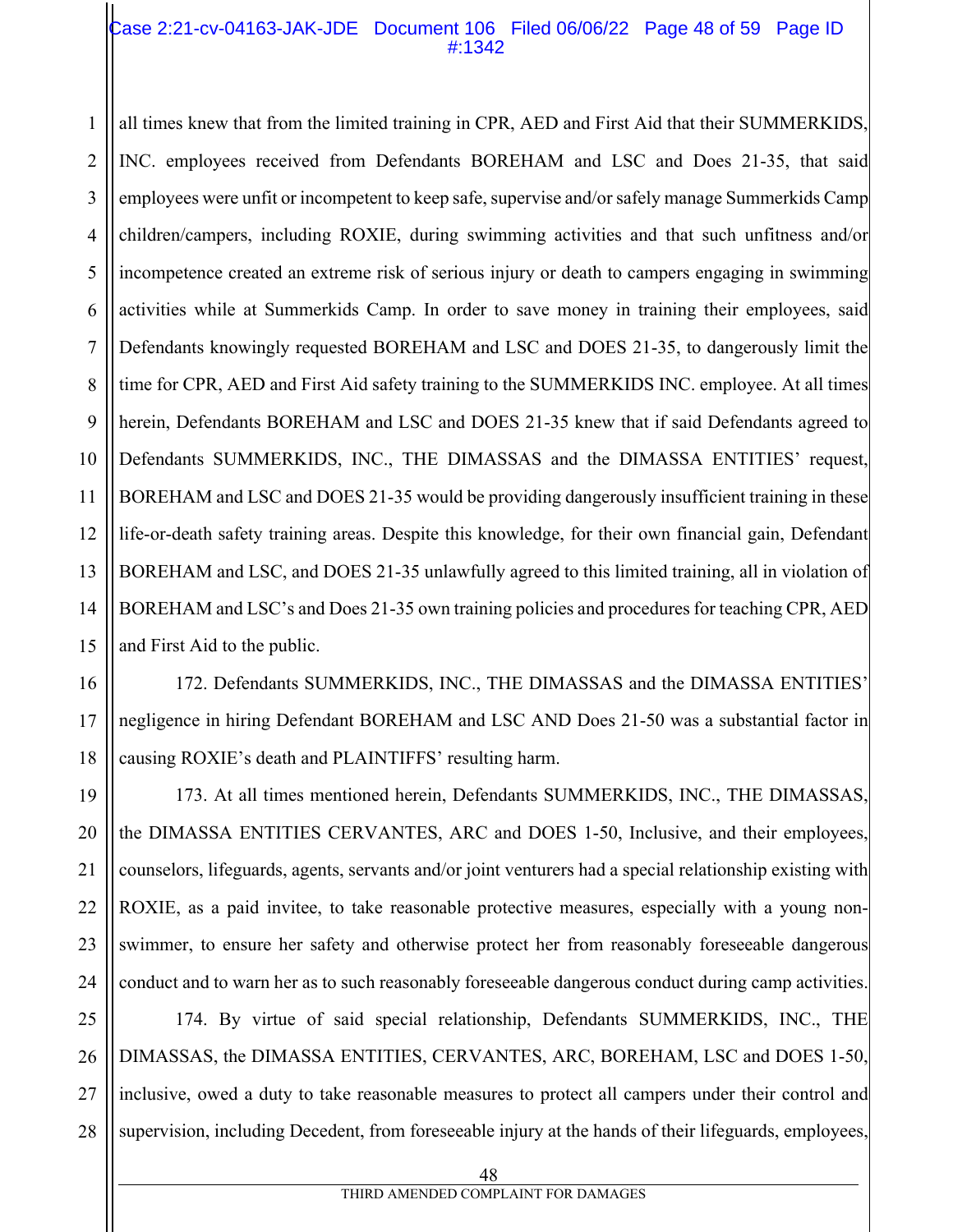all times knew that from the limited training in CPR, AED and First Aid that their SUMMERKIDS, INC. employees received from Defendants BOREHAM and LSC and Does 21-35, that said employees were unfit or incompetent to keep safe, supervise and/or safely manage Summerkids Camp children/campers, including ROXIE, during swimming activities and that such unfitness and/or incompetence created an extreme risk of serious injury or death to campers engaging in swimming activities while at Summerkids Camp. In order to save money in training their employees, said Defendants knowingly requested BOREHAM and LSC and DOES 21-35, to dangerously limit the time for CPR, AED and First Aid safety training to the SUMMERKIDS INC. employee. At all times herein, Defendants BOREHAM and LSC and DOES 21-35 knew that if said Defendants agreed to Defendants SUMMERKIDS, INC., THE DIMASSAS and the DIMASSA ENTITIES' request, BOREHAM and LSC and DOES 21-35 would be providing dangerously insufficient training in these life-or-death safety training areas. Despite this knowledge, for their own financial gain, Defendant BOREHAM and LSC, and DOES 21-35 unlawfully agreed to this limited training, all in violation of BOREHAM and LSC's and Does 21-35 own training policies and procedures for teaching CPR, AED and First Aid to the public.

172. Defendants SUMMERKIDS, INC., THE DIMASSAS and the DIMASSA ENTITIES' negligence in hiring Defendant BOREHAM and LSC AND Does 21-50 was a substantial factor in causing ROXIE's death and PLAINTIFFS' resulting harm.

173. At all times mentioned herein, Defendants SUMMERKIDS, INC., THE DIMASSAS, the DIMASSA ENTITIES CERVANTES, ARC and DOES 1-50, Inclusive, and their employees, counselors, lifeguards, agents, servants and/or joint venturers had a special relationship existing with ROXIE, as a paid invitee, to take reasonable protective measures, especially with a young non-swimmer, to ensure her safety and otherwise protect her from reasonably foreseeable dangerous conduct and to warn her as to such reasonably foreseeable dangerous conduct during camp activities.

174. By virtue of said special relationship, Defendants SUMMERKIDS, INC., THE DIMASSAS, the DIMASSA ENTITIES, CERVANTES, ARC, BOREHAM, LSC and DOES 1-50, inclusive, owed a duty to take reasonable measures to protect all campers under their control and supervision, including Decedent, from foreseeable injury at the hands of their lifeguards, employees,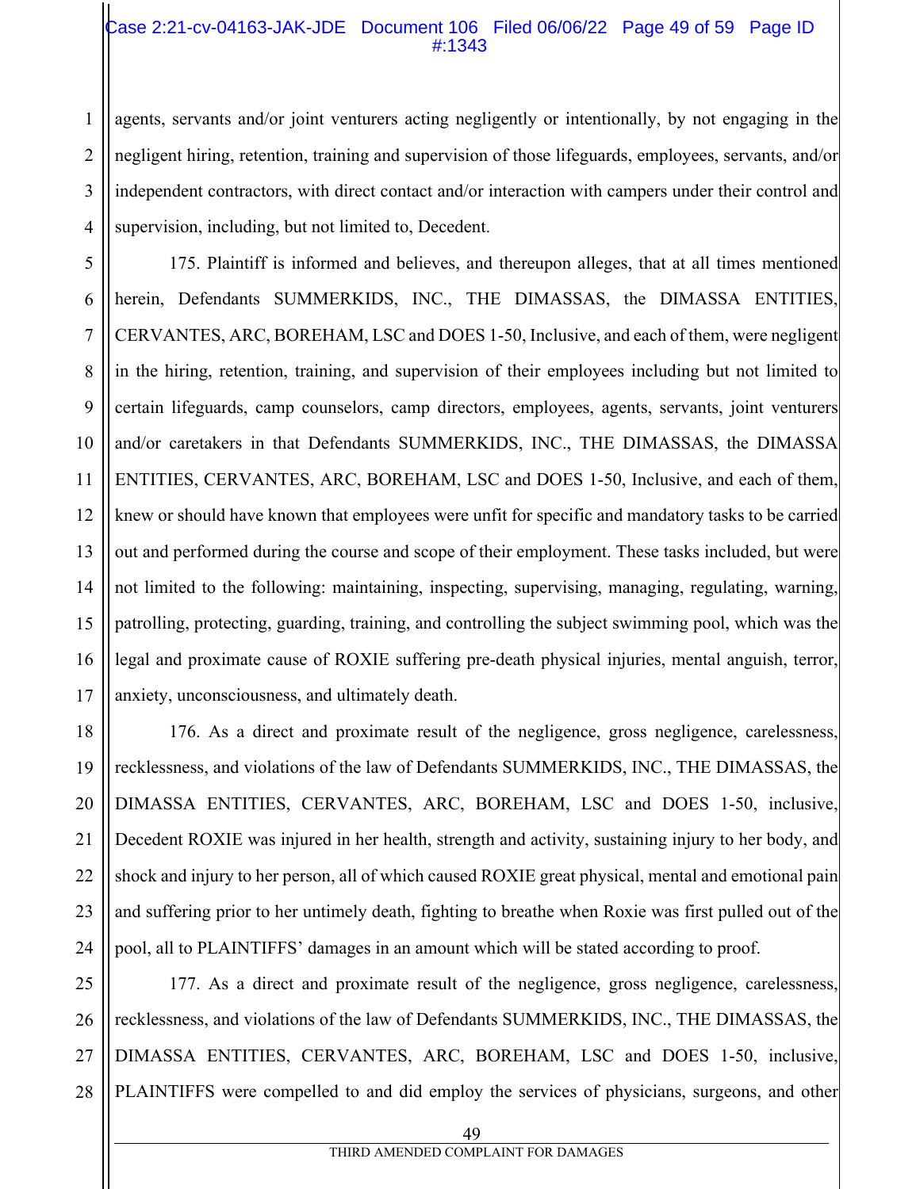agents, servants and/or joint venturers acting negligently or intentionally, by not engaging in the negligent hiring, retention, training and supervision of those lifeguards, employees, servants, and/or independent contractors, with direct contact and/or interaction with campers under their control and supervision, including, but not limited to, Decedent.

175. Plaintiff is informed and believes, and thereupon alleges, that at all times mentioned herein, Defendants SUMMERKIDS, INC., THE DIMASSAS, the DIMASSA ENTITIES, CERVANTES, ARC, BOREHAM, LSC and DOES 1-50, Inclusive, and each of them, were negligent in the hiring, retention, training, and supervision of their employees including but not limited to certain lifeguards, camp counselors, camp directors, employees, agents, servants, joint venturers and/or caretakers in that Defendants SUMMERKIDS, INC., THE DIMASSAS, the DIMASSA ENTITIES, CERVANTES, ARC, BOREHAM, LSC and DOES 1-50, Inclusive, and each of them, knew or should have known that employees were unfit for specific and mandatory tasks to be carried out and performed during the course and scope of their employment. These tasks included, but were not limited to the following: maintaining, inspecting, supervising, managing, regulating, warning, patrolling, protecting, guarding, training, and controlling the subject swimming pool, which was the legal and proximate cause of ROXIE suffering pre-death physical injuries, mental anguish, terror, anxiety, unconsciousness, and ultimately death.

176. As a direct and proximate result of the negligence, gross negligence, carelessness, recklessness, and violations of the law of Defendants SUMMERKIDS, INC., THE DIMASSAS, the DIMASSA ENTITIES, CERVANTES, ARC, BOREHAM, LSC and DOES 1-50, inclusive, Decedent ROXIE was injured in her health, strength and activity, sustaining injury to her body, and shock and injury to her person, all of which caused ROXIE great physical, mental and emotional pain and suffering prior to her untimely death, fighting to breathe when Roxie was first pulled out of the pool, all to PLAINTIFFS' damages in an amount which will be stated according to proof.

177. As a direct and proximate result of the negligence, gross negligence, carelessness, recklessness, and violations of the law of Defendants SUMMERKIDS, INC., THE DIMASSAS, the DIMASSA ENTITIES, CERVANTES, ARC, BOREHAM, LSC and DOES 1-50, inclusive, PLAINTIFFS were compelled to and did employ the services of physicians, surgeons, and other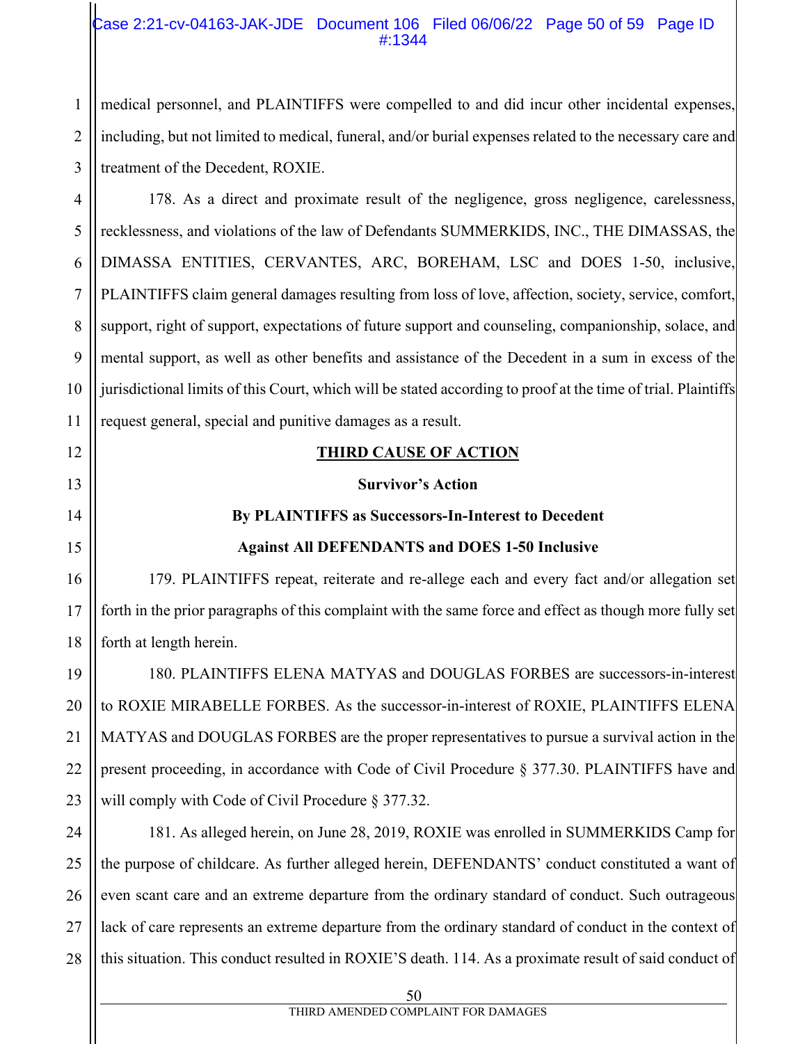medical personnel, and PLAINTIFFS were compelled to and did incur other incidental expenses, including, but not limited to medical, funeral, and/or burial expenses related to the necessary care and treatment of the Decedent, ROXIE.

178. As a direct and proximate result of the negligence, gross negligence, carelessness, recklessness, and violations of the law of Defendants SUMMERKIDS, INC., THE DIMASSAS, the DIMASSA ENTITIES, CERVANTES, ARC, BOREHAM, LSC and DOES 1-50, inclusive, PLAINTIFFS claim general damages resulting from loss of love, affection, society, service, comfort, support, right of support, expectations of future support and counseling, companionship, solace, and mental support, as well as other benefits and assistance of the Decedent in a sum in excess of the jurisdictional limits of this Court, which will be stated according to proof at the time of trial. Plaintiffs request general, special and punitive damages as a result.

## THIRD CAUSE OF ACTION

### Survivor's Action

### By PLAINTIFFS as Successors-In-Interest to Decedent

### Against All DEFENDANTS and DOES 1-50 Inclusive

179. PLAINTIFFS repeat, reiterate and re-allege each and every fact and/or allegation set forth in the prior paragraphs of this complaint with the same force and effect as though more fully set forth at length herein.

180. PLAINTIFFS ELENA MATYAS and DOUGLAS FORBES are successors-in-interest to ROXIE MIRABELLE FORBES. As the successor-in-interest of ROXIE, PLAINTIFFS ELENA MATYAS and DOUGLAS FORBES are the proper representatives to pursue a survival action in the present proceeding, in accordance with Code of Civil Procedure § 377.30. PLAINTIFFS have and will comply with Code of Civil Procedure § 377.32.

181. As alleged herein, on June 28, 2019, ROXIE was enrolled in SUMMERKIDS Camp for the purpose of childcare. As further alleged herein, DEFENDANTS' conduct constituted a want of even scant care and an extreme departure from the ordinary standard of conduct. Such outrageous lack of care represents an extreme departure from the ordinary standard of conduct in the context of this situation. This conduct resulted in ROXIE'S death. 114. As a proximate result of said conduct of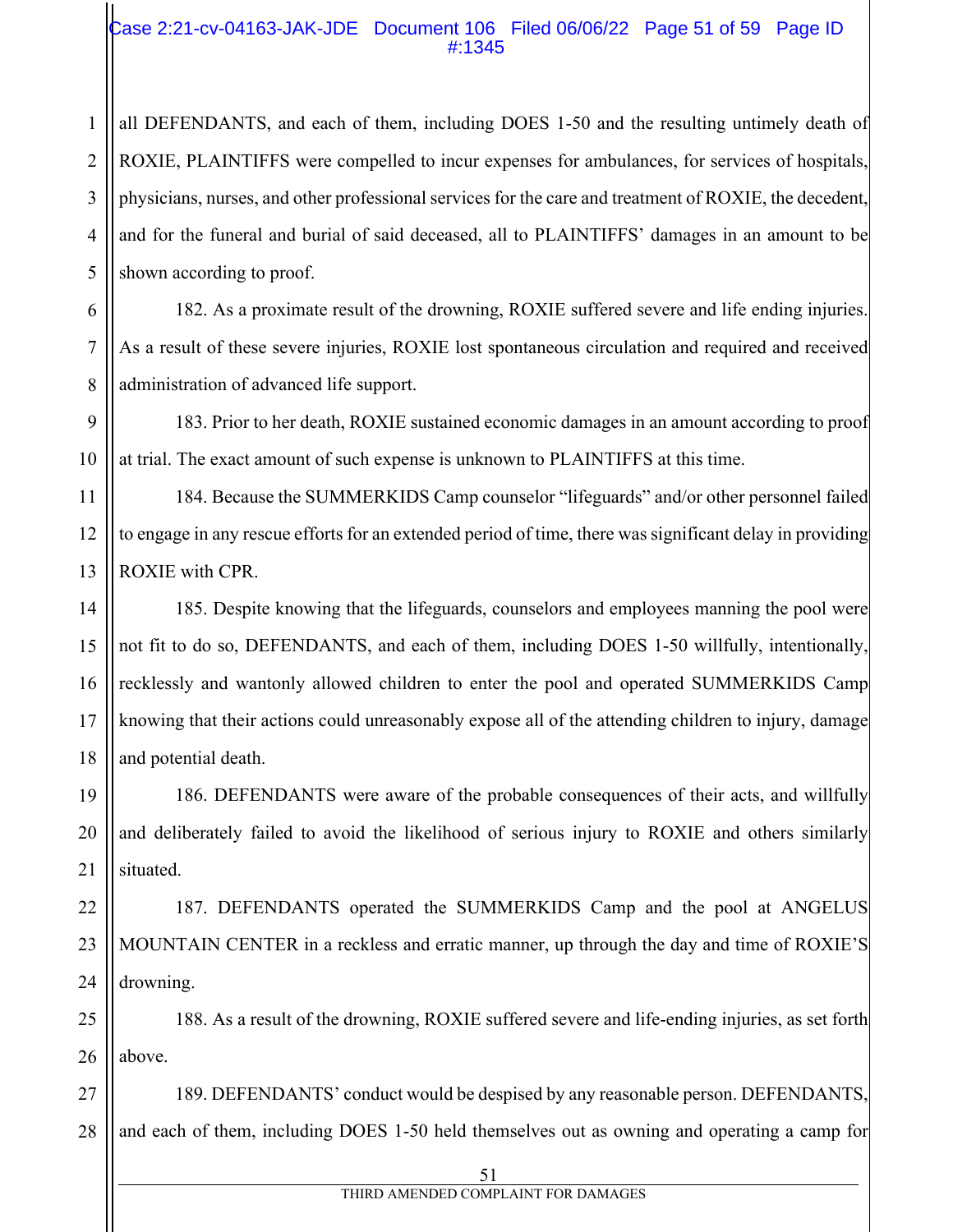all DEFENDANTS, and each of them, including DOES 1-50 and the resulting untimely death of ROXIE, PLAINTIFFS were compelled to incur expenses for ambulances, for services of hospitals, physicians, nurses, and other professional services for the care and treatment of ROXIE, the decedent, and for the funeral and burial of said deceased, all to PLAINTIFFS' damages in an amount to be shown according to proof.

182. As a proximate result of the drowning, ROXIE suffered severe and life ending injuries. As a result of these severe injuries, ROXIE lost spontaneous circulation and required and received administration of advanced life support.

183. Prior to her death, ROXIE sustained economic damages in an amount according to proof at trial. The exact amount of such expense is unknown to PLAINTIFFS at this time.

184. Because the SUMMERKIDS Camp counselor "lifeguards" and/or other personnel failed to engage in any rescue efforts for an extended period of time, there was significant delay in providing ROXIE with CPR.

185. Despite knowing that the lifeguards, counselors and employees manning the pool were not fit to do so, DEFENDANTS, and each of them, including DOES 1-50 willfully, intentionally, recklessly and wantonly allowed children to enter the pool and operated SUMMERKIDS Camp knowing that their actions could unreasonably expose all of the attending children to injury, damage and potential death.

186. DEFENDANTS were aware of the probable consequences of their acts, and willfully and deliberately failed to avoid the likelihood of serious injury to ROXIE and others similarly situated.

187. DEFENDANTS operated the SUMMERKIDS Camp and the pool at ANGELUS MOUNTAIN CENTER in a reckless and erratic manner, up through the day and time of ROXIE'S drowning.

188. As a result of the drowning, ROXIE suffered severe and life-ending injuries, as set forth above.

189. DEFENDANTS' conduct would be despised by any reasonable person. DEFENDANTS, and each of them, including DOES 1-50 held themselves out as owning and operating a camp for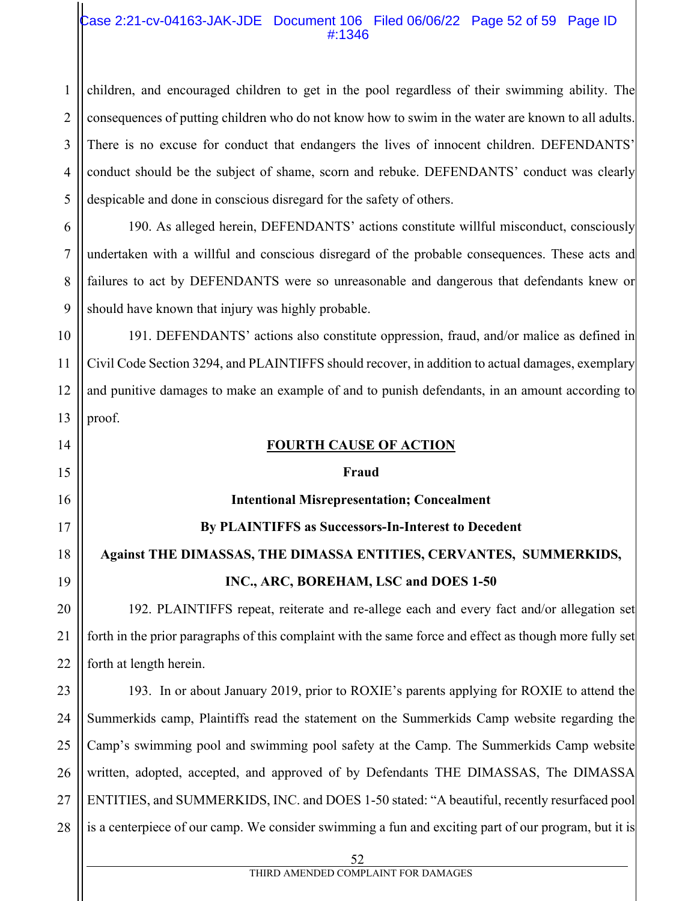children, and encouraged children to get in the pool regardless of their swimming ability. The consequences of putting children who do not know how to swim in the water are known to all adults. There is no excuse for conduct that endangers the lives of innocent children. DEFENDANTS' conduct should be the subject of shame, scorn and rebuke. DEFENDANTS' conduct was clearly despicable and done in conscious disregard for the safety of others.

190. As alleged herein, DEFENDANTS' actions constitute willful misconduct, consciously undertaken with a willful and conscious disregard of the probable consequences. These acts and failures to act by DEFENDANTS were so unreasonable and dangerous that defendants knew or should have known that injury was highly probable.

191. DEFENDANTS' actions also constitute oppression, fraud, and/or malice as defined in Civil Code Section 3294, and PLAINTIFFS should recover, in addition to actual damages, exemplary and punitive damages to make an example of and to punish defendants, in an amount according to proof.

**FOURTH CAUSE OF ACTION**

**Fraud**

**Intentional Misrepresentation; Concealment**

**By PLAINTIFFS as Successors-In-Interest to Decedent**

**Against THE DIMASSAS, THE DIMASSA ENTITIES, CERVANTES, SUMMERKIDS, INC., ARC, BOREHAM, LSC and DOES 1-50**

192. PLAINTIFFS repeat, reiterate and re-allege each and every fact and/or allegation set forth in the prior paragraphs of this complaint with the same force and effect as though more fully set forth at length herein.

193. In or about January 2019, prior to ROXIE's parents applying for ROXIE to attend the Summerkids camp, Plaintiffs read the statement on the Summerkids Camp website regarding the Camp's swimming pool and swimming pool safety at the Camp. The Summerkids Camp website written, adopted, accepted, and approved of by Defendants THE DIMASSAS, The DIMASSA ENTITIES, and SUMMERKIDS, INC. and DOES 1-50 stated: "A beautiful, recently resurfaced pool is a centerpiece of our camp. We consider swimming a fun and exciting part of our program, but it is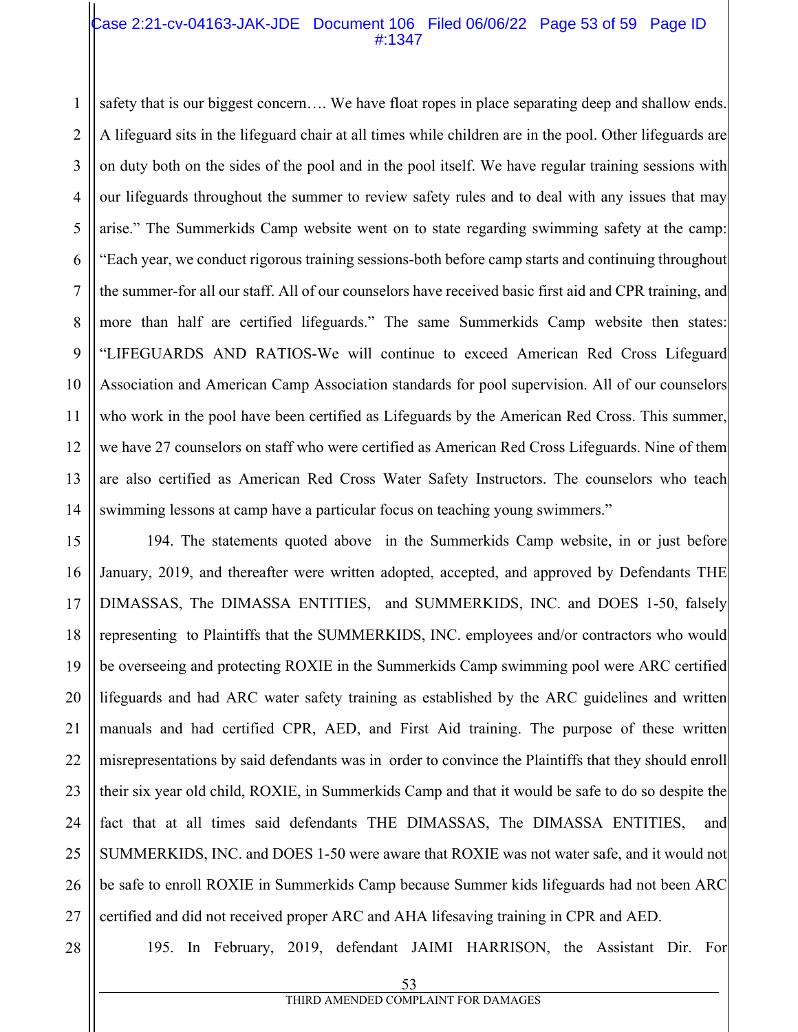safety that is our biggest concern…. We have float ropes in place separating deep and shallow ends. A lifeguard sits in the lifeguard chair at all times while children are in the pool. Other lifeguards are on duty both on the sides of the pool and in the pool itself. We have regular training sessions with our lifeguards throughout the summer to review safety rules and to deal with any issues that may arise." The Summerkids Camp website went on to state regarding swimming safety at the camp: "Each year, we conduct rigorous training sessions-both before camp starts and continuing throughout the summer-for all our staff. All of our counselors have received basic first aid and CPR training, and more than half are certified lifeguards." The same Summerkids Camp website then states: "LIFEGUARDS AND RATIOS-We will continue to exceed American Red Cross Lifeguard Association and American Camp Association standards for pool supervision. All of our counselors who work in the pool have been certified as Lifeguards by the American Red Cross. This summer, we have 27 counselors on staff who were certified as American Red Cross Lifeguards. Nine of them are also certified as American Red Cross Water Safety Instructors. The counselors who teach swimming lessons at camp have a particular focus on teaching young swimmers."

194. The statements quoted above in the Summerkids Camp website, in or just before January, 2019, and thereafter were written adopted, accepted, and approved by Defendants THE DIMASSAS, The DIMASSA ENTITIES, and SUMMERKIDS, INC. and DOES 1-50, falsely representing to Plaintiffs that the SUMMERKIDS, INC. employees and/or contractors who would be overseeing and protecting ROXIE in the Summerkids Camp swimming pool were ARC certified lifeguards and had ARC water safety training as established by the ARC guidelines and written manuals and had certified CPR, AED, and First Aid training. The purpose of these written misrepresentations by said defendants was in order to convince the Plaintiffs that they should enroll their six year old child, ROXIE, in Summerkids Camp and that it would be safe to do so despite the fact that at all times said defendants THE DIMASSAS, The DIMASSA ENTITIES, and SUMMERKIDS, INC. and DOES 1-50 were aware that ROXIE was not water safe, and it would not be safe to enroll ROXIE in Summerkids Camp because Summer kids lifeguards had not been ARC certified and did not received proper ARC and AHA lifesaving training in CPR and AED.

195. In February, 2019, defendant JAIMI HARRISON, the Assistant Dir. For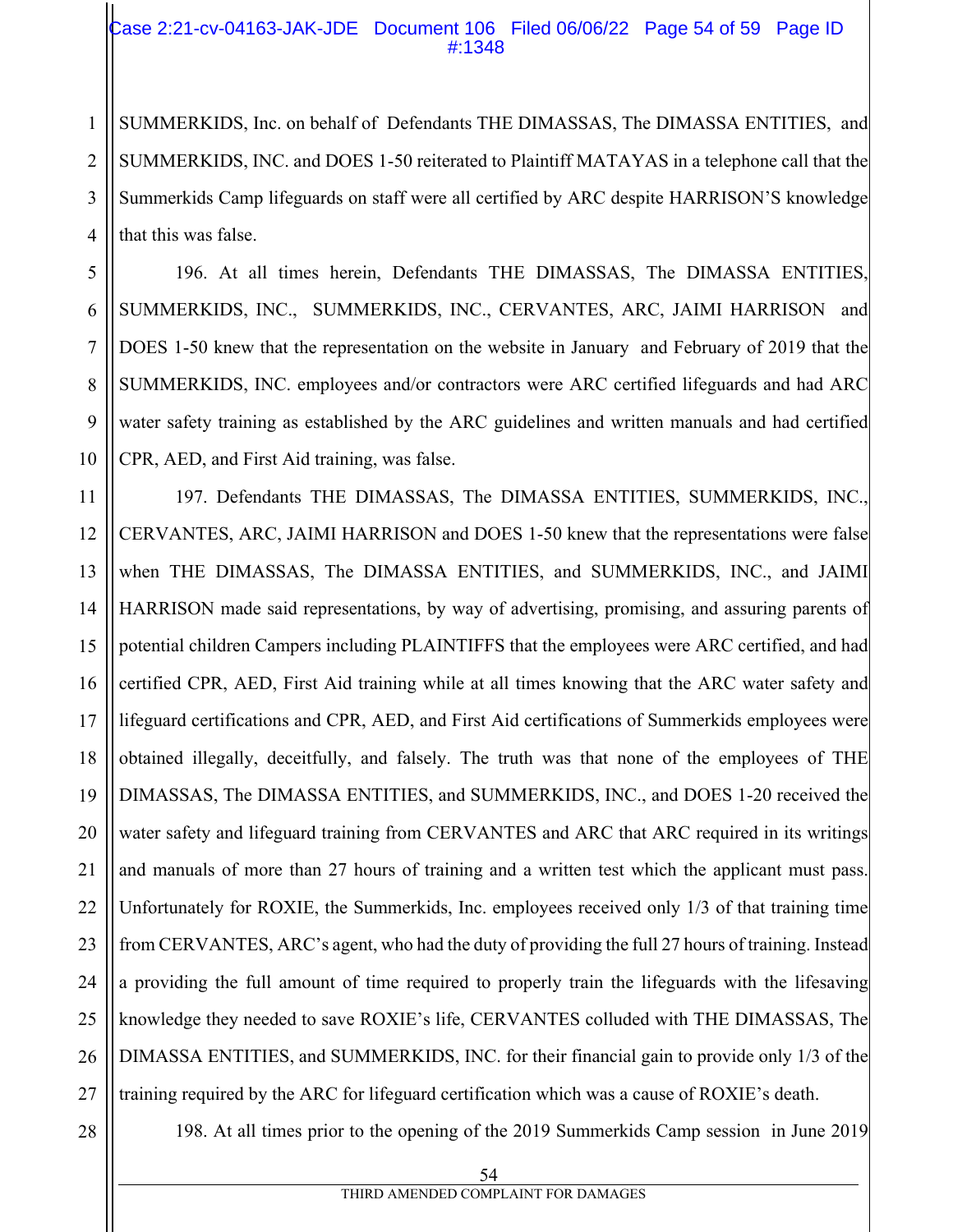SUMMERKIDS, Inc. on behalf of Defendants THE DIMASSAS, The DIMASSA ENTITIES, and SUMMERKIDS, INC. and DOES 1-50 reiterated to Plaintiff MATAYAS in a telephone call that the Summerkids Camp lifeguards on staff were all certified by ARC despite HARRISON'S knowledge that this was false.

196. At all times herein, Defendants THE DIMASSAS, The DIMASSA ENTITIES, SUMMERKIDS, INC., SUMMERKIDS, INC., CERVANTES, ARC, JAIMI HARRISON and DOES 1-50 knew that the representation on the website in January and February of 2019 that the SUMMERKIDS, INC. employees and/or contractors were ARC certified lifeguards and had ARC water safety training as established by the ARC guidelines and written manuals and had certified CPR, AED, and First Aid training, was false.

197. Defendants THE DIMASSAS, The DIMASSA ENTITIES, SUMMERKIDS, INC., CERVANTES, ARC, JAIMI HARRISON and DOES 1-50 knew that the representations were false when THE DIMASSAS, The DIMASSA ENTITIES, and SUMMERKIDS, INC., and JAIMI HARRISON made said representations, by way of advertising, promising, and assuring parents of potential children Campers including PLAINTIFFS that the employees were ARC certified, and had certified CPR, AED, First Aid training while at all times knowing that the ARC water safety and lifeguard certifications and CPR, AED, and First Aid certifications of Summerkids employees were obtained illegally, deceitfully, and falsely. The truth was that none of the employees of THE DIMASSAS, The DIMASSA ENTITIES, and SUMMERKIDS, INC., and DOES 1-20 received the water safety and lifeguard training from CERVANTES and ARC that ARC required in its writings and manuals of more than 27 hours of training and a written test which the applicant must pass. Unfortunately for ROXIE, the Summerkids, Inc. employees received only 1/3 of that training time from CERVANTES, ARC's agent, who had the duty of providing the full 27 hours of training. Instead a providing the full amount of time required to properly train the lifeguards with the lifesaving knowledge they needed to save ROXIE's life, CERVANTES colluded with THE DIMASSAS, The DIMASSA ENTITIES, and SUMMERKIDS, INC. for their financial gain to provide only 1/3 of the training required by the ARC for lifeguard certification which was a cause of ROXIE's death.

198. At all times prior to the opening of the 2019 Summerkids Camp session in June 2019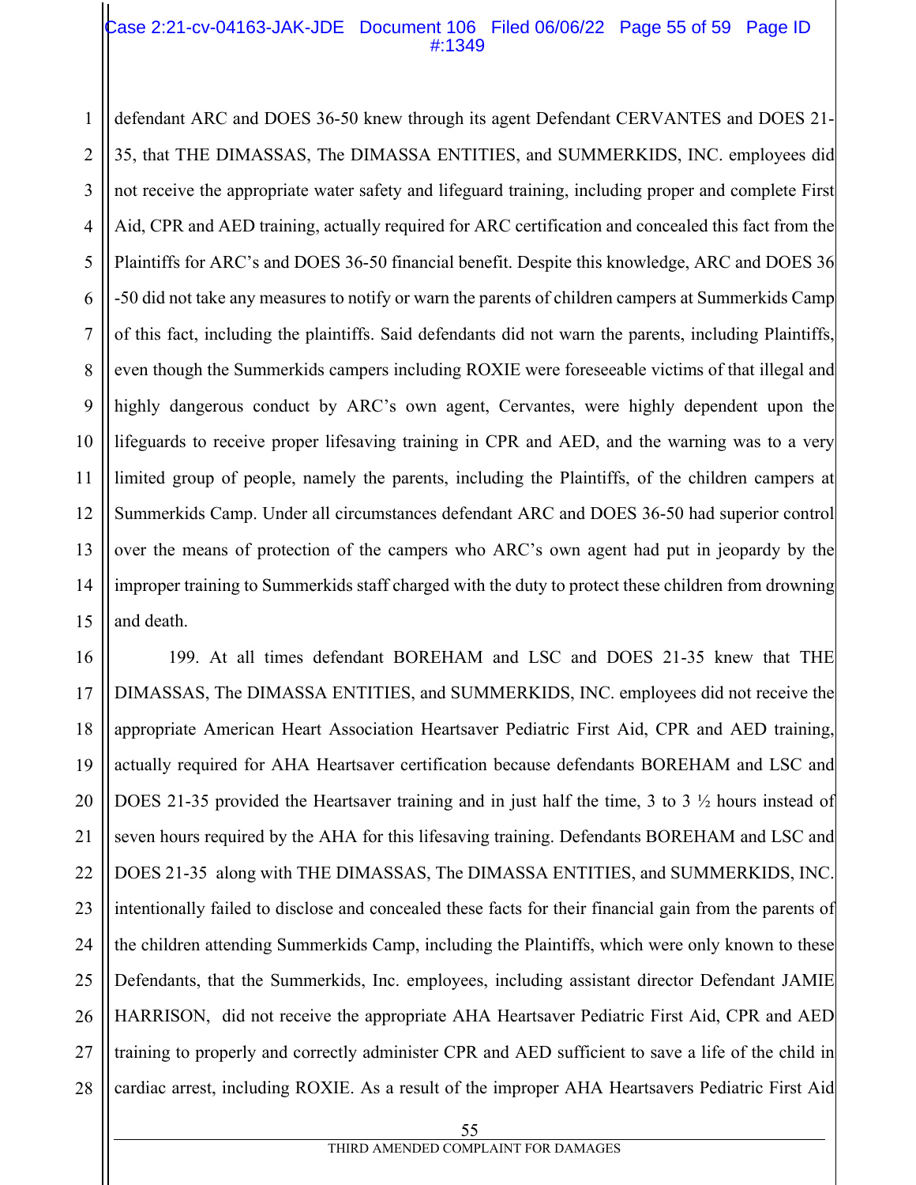defendant ARC and DOES 36-50 knew through its agent Defendant CERVANTES and DOES 21-35, that THE DIMASSAS, The DIMASSA ENTITIES, and SUMMERKIDS, INC. employees did not receive the appropriate water safety and lifeguard training, including proper and complete First Aid, CPR and AED training, actually required for ARC certification and concealed this fact from the Plaintiffs for ARC's and DOES 36-50 financial benefit. Despite this knowledge, ARC and DOES 36 -50 did not take any measures to notify or warn the parents of children campers at Summerkids Camp of this fact, including the plaintiffs. Said defendants did not warn the parents, including Plaintiffs, even though the Summerkids campers including ROXIE were foreseeable victims of that illegal and highly dangerous conduct by ARC's own agent, Cervantes, were highly dependent upon the lifeguards to receive proper lifesaving training in CPR and AED, and the warning was to a very limited group of people, namely the parents, including the Plaintiffs, of the children campers at Summerkids Camp. Under all circumstances defendant ARC and DOES 36-50 had superior control over the means of protection of the campers who ARC's own agent had put in jeopardy by the improper training to Summerkids staff charged with the duty to protect these children from drowning and death.

199. At all times defendant BOREHAM and LSC and DOES 21-35 knew that THE DIMASSAS, The DIMASSA ENTITIES, and SUMMERKIDS, INC. employees did not receive the appropriate American Heart Association Heartsaver Pediatric First Aid, CPR and AED training, actually required for AHA Heartsaver certification because defendants BOREHAM and LSC and DOES 21-35 provided the Heartsaver training and in just half the time, 3 to 3 ½ hours instead of seven hours required by the AHA for this lifesaving training. Defendants BOREHAM and LSC and DOES 21-35 along with THE DIMASSAS, The DIMASSA ENTITIES, and SUMMERKIDS, INC. intentionally failed to disclose and concealed these facts for their financial gain from the parents of the children attending Summerkids Camp, including the Plaintiffs, which were only known to these Defendants, that the Summerkids, Inc. employees, including assistant director Defendant JAMIE HARRISON, did not receive the appropriate AHA Heartsaver Pediatric First Aid, CPR and AED training to properly and correctly administer CPR and AED sufficient to save a life of the child in cardiac arrest, including ROXIE. As a result of the improper AHA Heartsavers Pediatric First Aid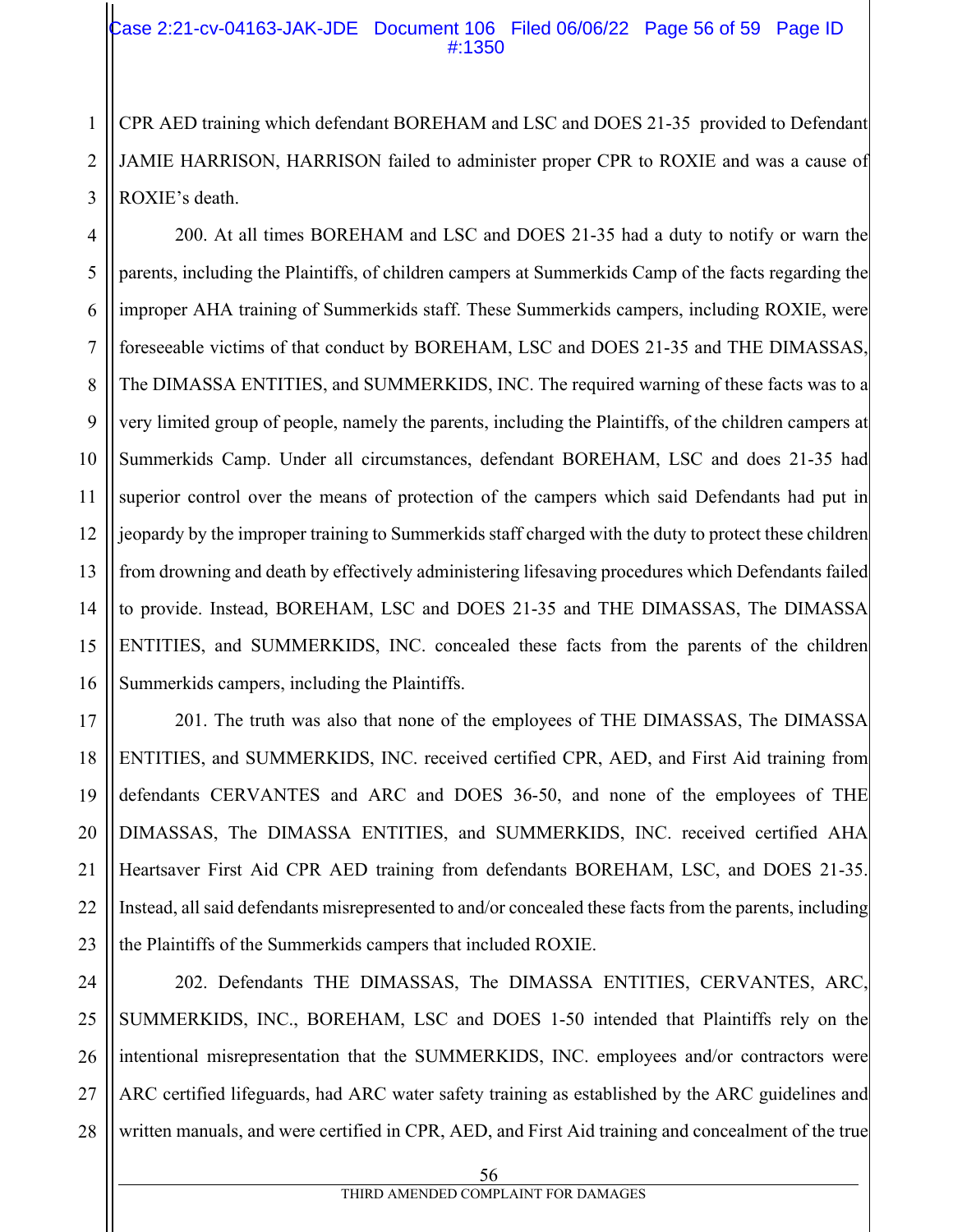CPR AED training which defendant BOREHAM and LSC and DOES 21-35 provided to Defendant JAMIE HARRISON, HARRISON failed to administer proper CPR to ROXIE and was a cause of ROXIE's death.

200. At all times BOREHAM and LSC and DOES 21-35 had a duty to notify or warn the parents, including the Plaintiffs, of children campers at Summerkids Camp of the facts regarding the improper AHA training of Summerkids staff. These Summerkids campers, including ROXIE, were foreseeable victims of that conduct by BOREHAM, LSC and DOES 21-35 and THE DIMASSAS, The DIMASSA ENTITIES, and SUMMERKIDS, INC. The required warning of these facts was to a very limited group of people, namely the parents, including the Plaintiffs, of the children campers at Summerkids Camp. Under all circumstances, defendant BOREHAM, LSC and does 21-35 had superior control over the means of protection of the campers which said Defendants had put in jeopardy by the improper training to Summerkids staff charged with the duty to protect these children from drowning and death by effectively administering lifesaving procedures which Defendants failed to provide. Instead, BOREHAM, LSC and DOES 21-35 and THE DIMASSAS, The DIMASSA ENTITIES, and SUMMERKIDS, INC. concealed these facts from the parents of the children Summerkids campers, including the Plaintiffs.

201. The truth was also that none of the employees of THE DIMASSAS, The DIMASSA ENTITIES, and SUMMERKIDS, INC. received certified CPR, AED, and First Aid training from defendants CERVANTES and ARC and DOES 36-50, and none of the employees of THE DIMASSAS, The DIMASSA ENTITIES, and SUMMERKIDS, INC. received certified AHA Heartsaver First Aid CPR AED training from defendants BOREHAM, LSC, and DOES 21-35. Instead, all said defendants misrepresented to and/or concealed these facts from the parents, including the Plaintiffs of the Summerkids campers that included ROXIE.

202. Defendants THE DIMASSAS, The DIMASSA ENTITIES, CERVANTES, ARC, SUMMERKIDS, INC., BOREHAM, LSC and DOES 1-50 intended that Plaintiffs rely on the intentional misrepresentation that the SUMMERKIDS, INC. employees and/or contractors were ARC certified lifeguards, had ARC water safety training as established by the ARC guidelines and written manuals, and were certified in CPR, AED, and First Aid training and concealment of the true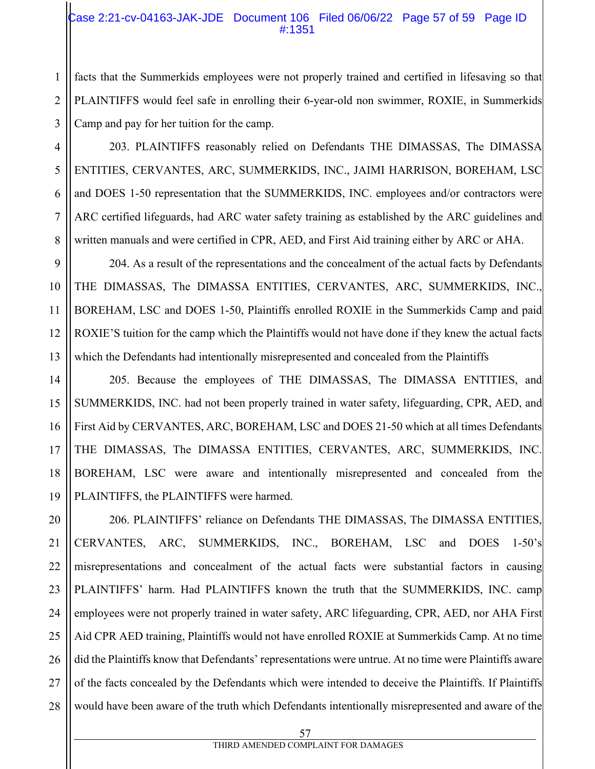facts that the Summerkids employees were not properly trained and certified in lifesaving so that PLAINTIFFS would feel safe in enrolling their 6-year-old non swimmer, ROXIE, in Summerkids Camp and pay for her tuition for the camp.

203. PLAINTIFFS reasonably relied on Defendants THE DIMASSAS, The DIMASSA ENTITIES, CERVANTES, ARC, SUMMERKIDS, INC., JAIMI HARRISON, BOREHAM, LSC and DOES 1-50 representation that the SUMMERKIDS, INC. employees and/or contractors were ARC certified lifeguards, had ARC water safety training as established by the ARC guidelines and written manuals and were certified in CPR, AED, and First Aid training either by ARC or AHA.

204. As a result of the representations and the concealment of the actual facts by Defendants THE DIMASSAS, The DIMASSA ENTITIES, CERVANTES, ARC, SUMMERKIDS, INC., BOREHAM, LSC and DOES 1-50, Plaintiffs enrolled ROXIE in the Summerkids Camp and paid ROXIE'S tuition for the camp which the Plaintiffs would not have done if they knew the actual facts which the Defendants had intentionally misrepresented and concealed from the Plaintiffs

205. Because the employees of THE DIMASSAS, The DIMASSA ENTITIES, and SUMMERKIDS, INC. had not been properly trained in water safety, lifeguarding, CPR, AED, and First Aid by CERVANTES, ARC, BOREHAM, LSC and DOES 21-50 which at all times Defendants THE DIMASSAS, The DIMASSA ENTITIES, CERVANTES, ARC, SUMMERKIDS, INC. BOREHAM, LSC were aware and intentionally misrepresented and concealed from the PLAINTIFFS, the PLAINTIFFS were harmed.

206. PLAINTIFFS' reliance on Defendants THE DIMASSAS, The DIMASSA ENTITIES, CERVANTES, ARC, SUMMERKIDS, INC., BOREHAM, LSC and DOES 1-50's misrepresentations and concealment of the actual facts were substantial factors in causing PLAINTIFFS' harm. Had PLAINTIFFS known the truth that the SUMMERKIDS, INC. camp employees were not properly trained in water safety, ARC lifeguarding, CPR, AED, nor AHA First Aid CPR AED training, Plaintiffs would not have enrolled ROXIE at Summerkids Camp. At no time did the Plaintiffs know that Defendants' representations were untrue. At no time were Plaintiffs aware of the facts concealed by the Defendants which were intended to deceive the Plaintiffs. If Plaintiffs would have been aware of the truth which Defendants intentionally misrepresented and aware of the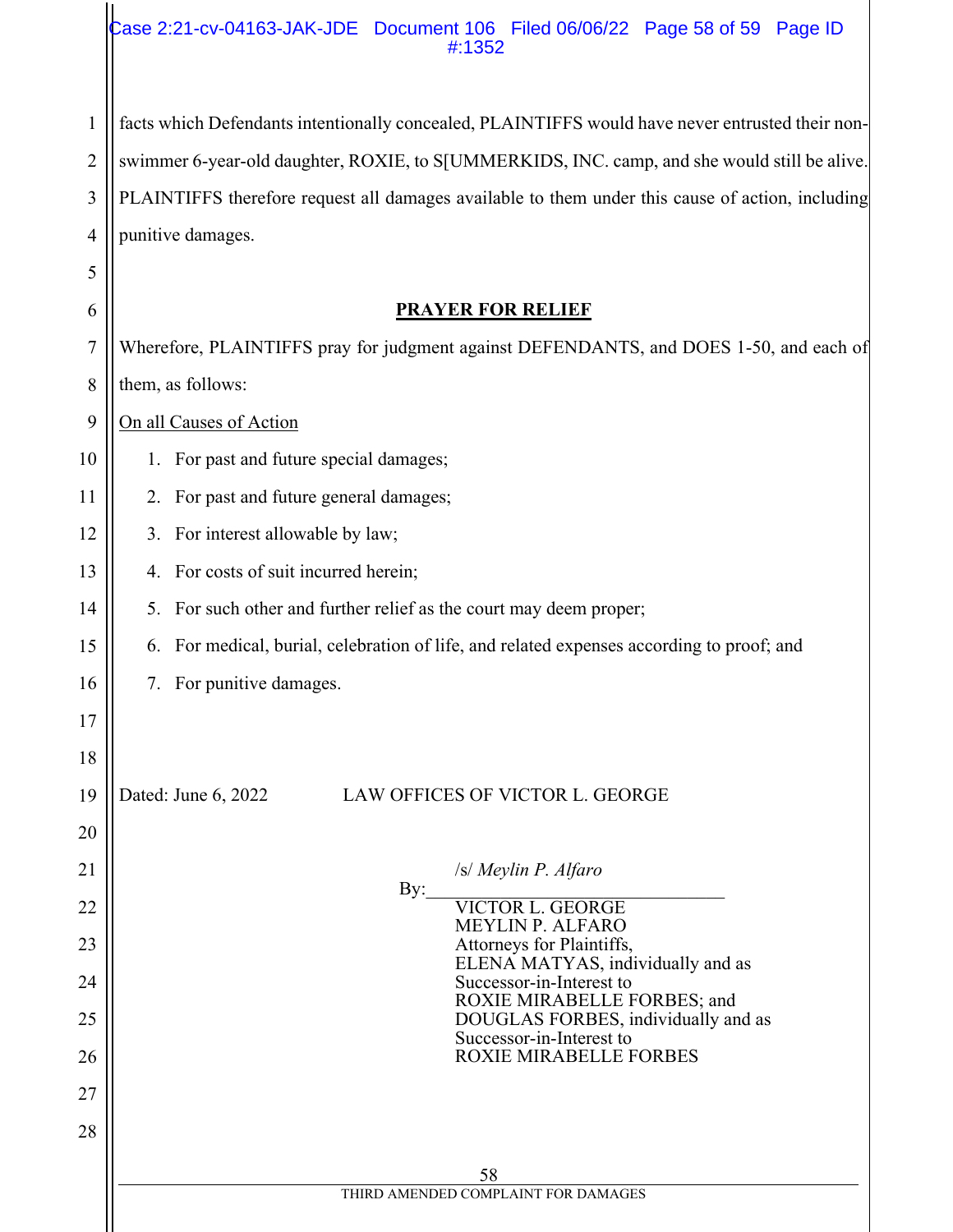facts which Defendants intentionally concealed, PLAINTIFFS would have never entrusted their non-swimmer 6-year-old daughter, ROXIE, to S[UMMERKIDS, INC. camp, and she would still be alive. PLAINTIFFS therefore request all damages available to them under this cause of action, including punitive damages.

## PRAYER FOR RELIEF

Wherefore, PLAINTIFFS pray for judgment against DEFENDANTS, and DOES 1-50, and each of them, as follows:

On all Causes of Action

1. For past and future special damages;
2. For past and future general damages;
3. For interest allowable by law;
4. For costs of suit incurred herein;
5. For such other and further relief as the court may deem proper;
6. For medical, burial, celebration of life, and related expenses according to proof; and
7. For punitive damages.

Dated: June 6, 2022 LAW OFFICES OF VICTOR L. GEORGE

By: /s/ *Meylin P. Alfaro*

VICTOR L. GEORGE
MEYLIN P. ALFARO
Attorneys for Plaintiffs,
ELENA MATYAS, individually and as Successor-in-Interest to ROXIE MIRABELLE FORBES; and DOUGLAS FORBES, individually and as Successor-in-Interest to ROXIE MIRABELLE FORBES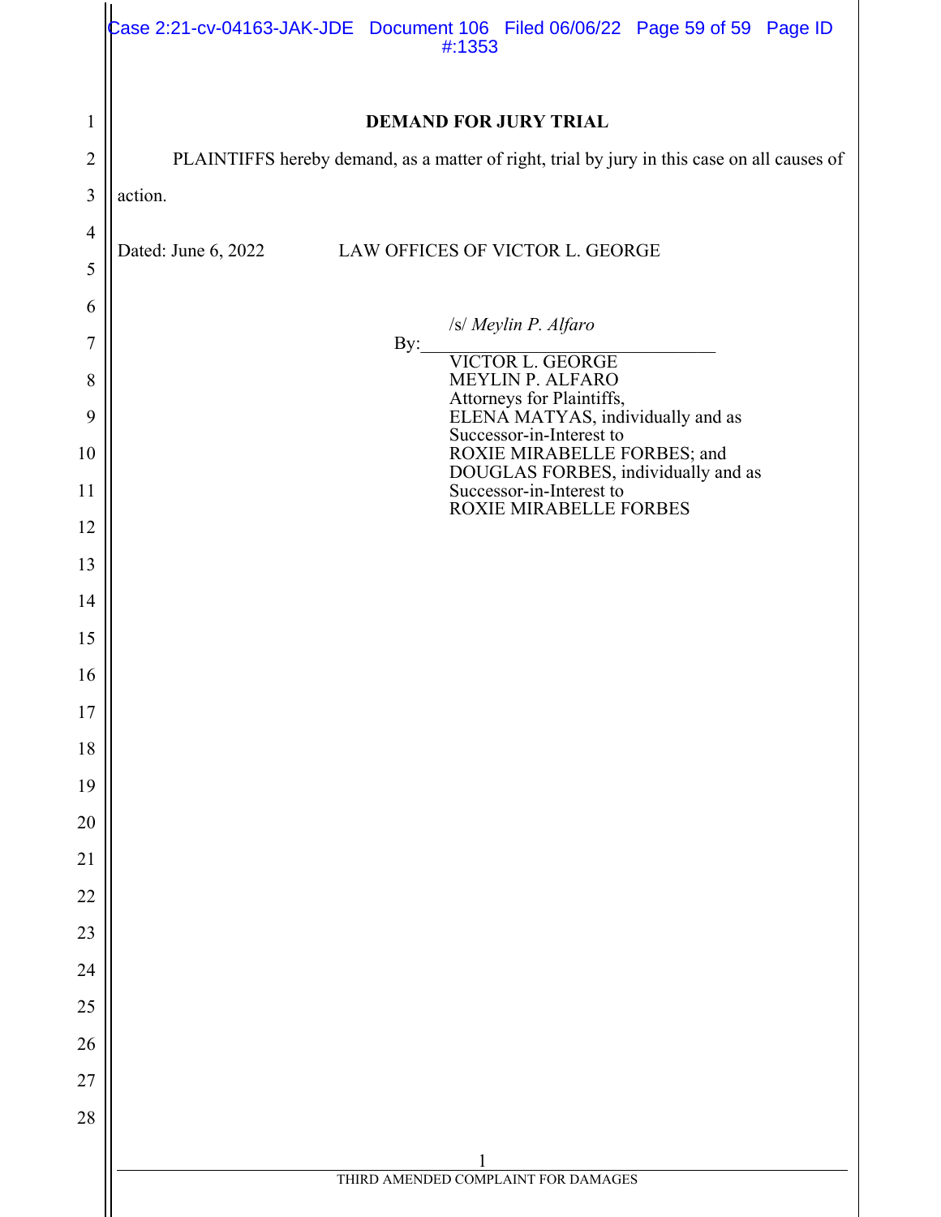**DEMAND FOR JURY TRIAL**

PLAINTIFFS hereby demand, as a matter of right, trial by jury in this case on all causes of action.

Dated: June 6, 2022 LAW OFFICES OF VICTOR L. GEORGE

By: /s/ *Meylin P. Alfaro*

VICTOR L. GEORGE
MEYLIN P. ALFARO
Attorneys for Plaintiffs,
ELENA MATYAS, individually and as Successor-in-Interest to ROXIE MIRABELLE FORBES; and DOUGLAS FORBES, individually and as Successor-in-Interest to ROXIE MIRABELLE FORBES